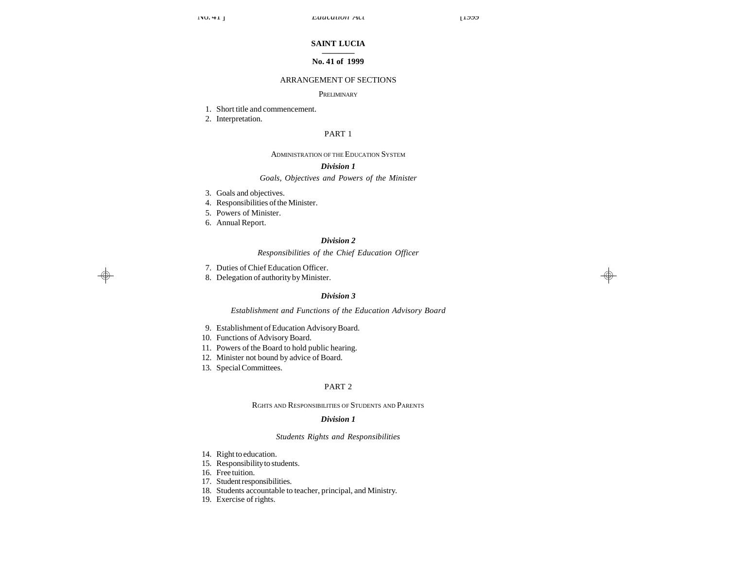# SAINT LUCIA

**No. 41 of 1999**

## ARRANGEMENT OF SECTIONS

PRELIMINARY

1. Short title and commencement.
2. Interpretation.

## PART 1

ADMINISTRATION OF THE EDUCATION SYSTEM

***Division 1***

*Goals, Objectives and Powers of the Minister*

3. Goals and objectives.
4. Responsibilities of the Minister.
5. Powers of Minister.
6. Annual Report.

***Division 2***

*Responsibilities of the Chief Education Officer*

7. Duties of Chief Education Officer.
8. Delegation of authority by Minister.

***Division 3***

*Establishment and Functions of the Education Advisory Board*

9. Establishment of Education Advisory Board.
10. Functions of Advisory Board.
11. Powers of the Board to hold public hearing.
12. Minister not bound by advice of Board.
13. Special Committees.

## PART 2

RGHTS AND RESPONSIBILITIES OF STUDENTS AND PARENTS

***Division 1***

*Students Rights and Responsibilities*

14. Right to education.
15. Responsibility to students.
16. Free tuition.
17. Student responsibilities.
18. Students accountable to teacher, principal, and Ministry.
19. Exercise of rights.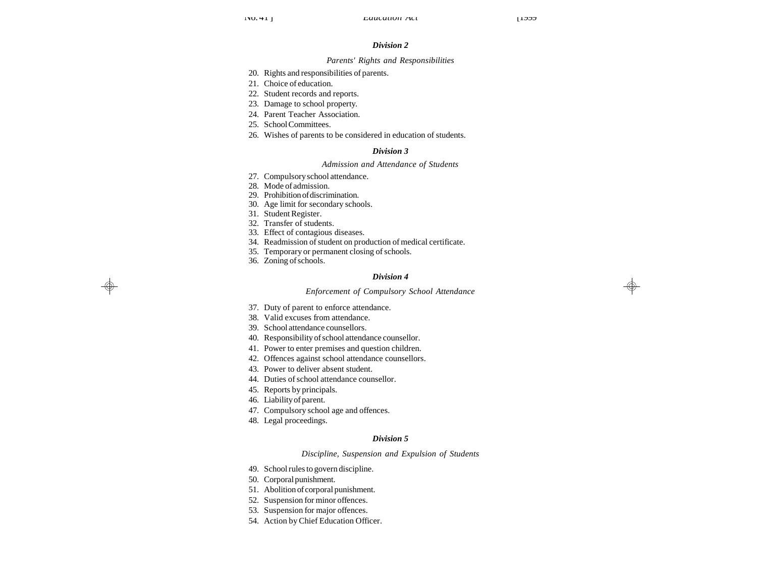### *Division 2*

*Parents' Rights and Responsibilities*

20. Rights and responsibilities of parents.
21. Choice of education.
22. Student records and reports.
23. Damage to school property.
24. Parent Teacher Association.
25. School Committees.
26. Wishes of parents to be considered in education of students.

### *Division 3*

*Admission and Attendance of Students*

27. Compulsory school attendance.
28. Mode of admission.
29. Prohibition of discrimination.
30. Age limit for secondary schools.
31. Student Register.
32. Transfer of students.
33. Effect of contagious diseases.
34. Readmission of student on production of medical certificate.
35. Temporary or permanent closing of schools.
36. Zoning of schools.

### *Division 4*

*Enforcement of Compulsory School Attendance*

37. Duty of parent to enforce attendance.
38. Valid excuses from attendance.
39. School attendance counsellors.
40. Responsibility of school attendance counsellor.
41. Power to enter premises and question children.
42. Offences against school attendance counsellors.
43. Power to deliver absent student.
44. Duties of school attendance counsellor.
45. Reports by principals.
46. Liability of parent.
47. Compulsory school age and offences.
48. Legal proceedings.

### *Division 5*

*Discipline, Suspension and Expulsion of Students*

49. School rules to govern discipline.
50. Corporal punishment.
51. Abolition of corporal punishment.
52. Suspension for minor offences.
53. Suspension for major offences.
54. Action by Chief Education Officer.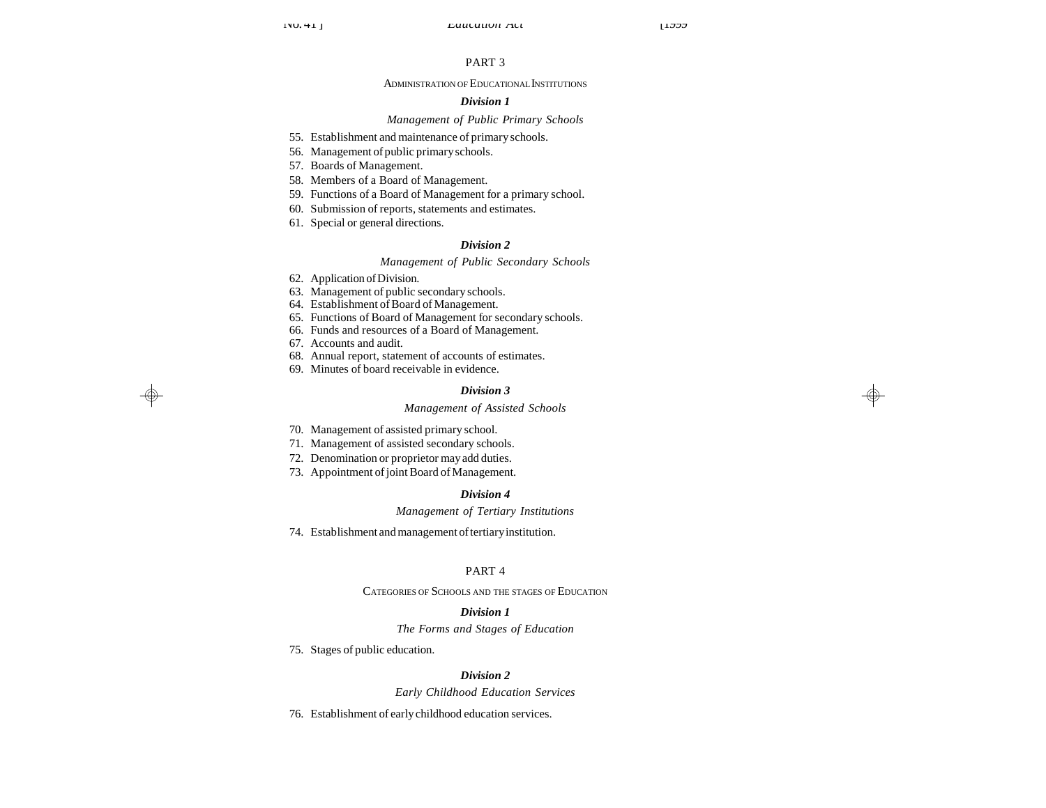## PART 3

### Administration of Educational Institutions

**Division 1**

*Management of Public Primary Schools*

55. Establishment and maintenance of primary schools.
56. Management of public primary schools.
57. Boards of Management.
58. Members of a Board of Management.
59. Functions of a Board of Management for a primary school.
60. Submission of reports, statements and estimates.
61. Special or general directions.

**Division 2**

*Management of Public Secondary Schools*

62. Application of Division.
63. Management of public secondary schools.
64. Establishment of Board of Management.
65. Functions of Board of Management for secondary schools.
66. Funds and resources of a Board of Management.
67. Accounts and audit.
68. Annual report, statement of accounts of estimates.
69. Minutes of board receivable in evidence.

**Division 3**

*Management of Assisted Schools*

70. Management of assisted primary school.
71. Management of assisted secondary schools.
72. Denomination or proprietor may add duties.
73. Appointment of joint Board of Management.

**Division 4**

*Management of Tertiary Institutions*

74. Establishment and management of tertiary institution.

## PART 4

### Categories of Schools and the stages of Education

**Division 1**

*The Forms and Stages of Education*

75. Stages of public education.

**Division 2**

*Early Childhood Education Services*

76. Establishment of early childhood education services.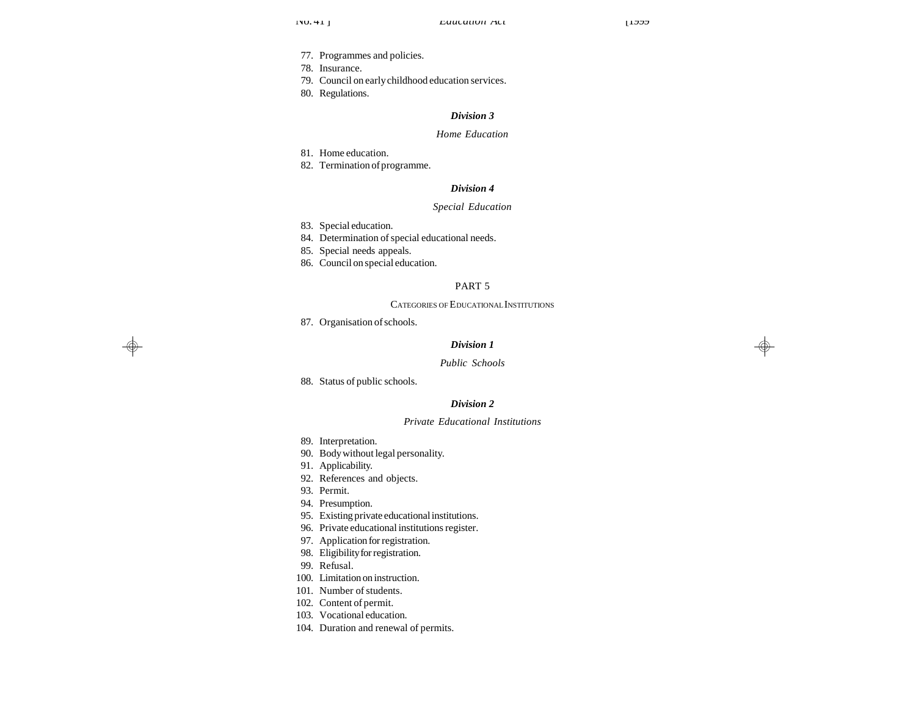77. Programmes and policies.
78. Insurance.
79. Council on early childhood education services.
80. Regulations.

### *Division 3*

*Home Education*

81. Home education.
82. Termination of programme.

### *Division 4*

*Special Education*

83. Special education.
84. Determination of special educational needs.
85. Special needs appeals.
86. Council on special education.

## PART 5

CATEGORIES OF EDUCATIONAL INSTITUTIONS

87. Organisation of schools.

### *Division 1*

*Public Schools*

88. Status of public schools.

### *Division 2*

*Private Educational Institutions*

89. Interpretation.
90. Body without legal personality.
91. Applicability.
92. References and objects.
93. Permit.
94. Presumption.
95. Existing private educational institutions.
96. Private educational institutions register.
97. Application for registration.
98. Eligibility for registration.
99. Refusal.
100. Limitation on instruction.
101. Number of students.
102. Content of permit.
103. Vocational education.
104. Duration and renewal of permits.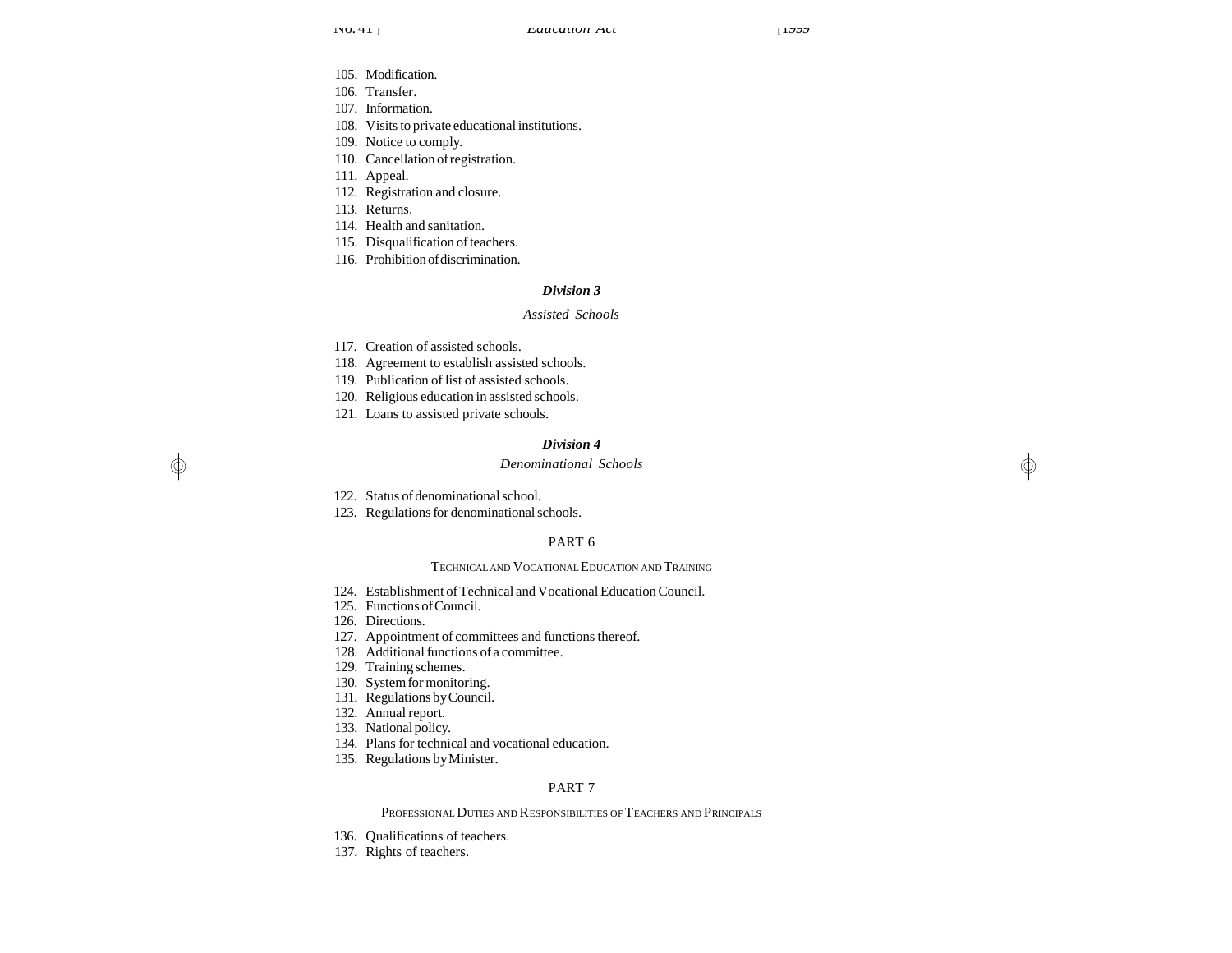105. Modification.
106. Transfer.
107. Information.
108. Visits to private educational institutions.
109. Notice to comply.
110. Cancellation of registration.
111. Appeal.
112. Registration and closure.
113. Returns.
114. Health and sanitation.
115. Disqualification of teachers.
116. Prohibition of discrimination.

### *Division 3*

*Assisted Schools*

117. Creation of assisted schools.
118. Agreement to establish assisted schools.
119. Publication of list of assisted schools.
120. Religious education in assisted schools.
121. Loans to assisted private schools.

### *Division 4*

*Denominational Schools*

122. Status of denominational school.
123. Regulations for denominational schools.

## PART 6

TECHNICAL AND VOCATIONAL EDUCATION AND TRAINING

124. Establishment of Technical and Vocational Education Council.
125. Functions of Council.
126. Directions.
127. Appointment of committees and functions thereof.
128. Additional functions of a committee.
129. Training schemes.
130. System for monitoring.
131. Regulations by Council.
132. Annual report.
133. National policy.
134. Plans for technical and vocational education.
135. Regulations by Minister.

## PART 7

PROFESSIONAL DUTIES AND RESPONSIBILITIES OF TEACHERS AND PRINCIPALS

136. Qualifications of teachers.
137. Rights of teachers.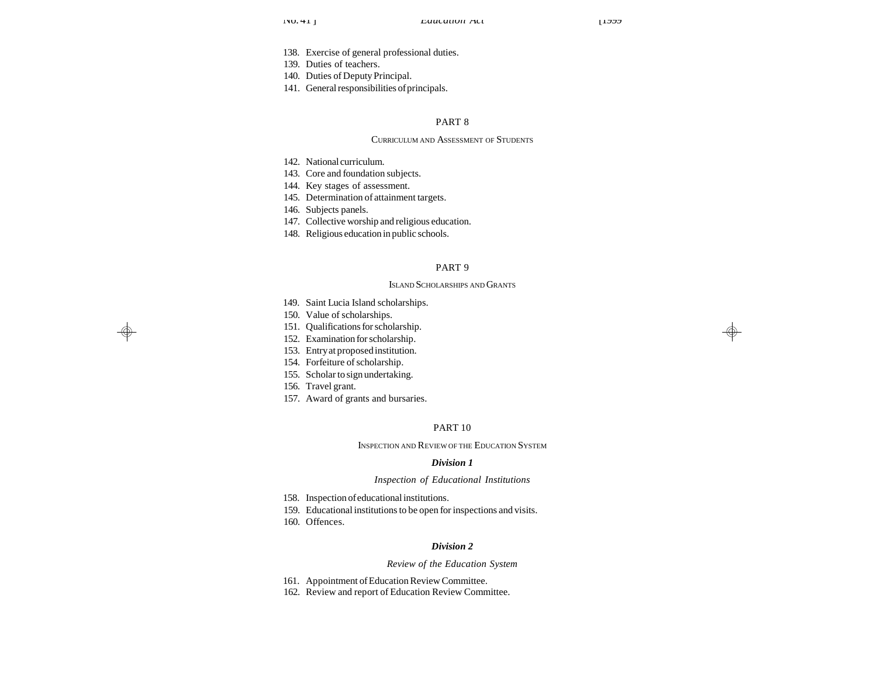138. Exercise of general professional duties.
139. Duties of teachers.
140. Duties of Deputy Principal.
141. General responsibilities of principals.

## PART 8

### Curriculum and Assessment of Students

142. National curriculum.
143. Core and foundation subjects.
144. Key stages of assessment.
145. Determination of attainment targets.
146. Subjects panels.
147. Collective worship and religious education.
148. Religious education in public schools.

## PART 9

### Island Scholarships and Grants

149. Saint Lucia Island scholarships.
150. Value of scholarships.
151. Qualifications for scholarship.
152. Examination for scholarship.
153. Entry at proposed institution.
154. Forfeiture of scholarship.
155. Scholar to sign undertaking.
156. Travel grant.
157. Award of grants and bursaries.

## PART 10

### Inspection and Review of the Education System

#### *Division 1*

*Inspection of Educational Institutions*

158. Inspection of educational institutions.
159. Educational institutions to be open for inspections and visits.
160. Offences.

#### *Division 2*

*Review of the Education System*

161. Appointment of Education Review Committee.
162. Review and report of Education Review Committee.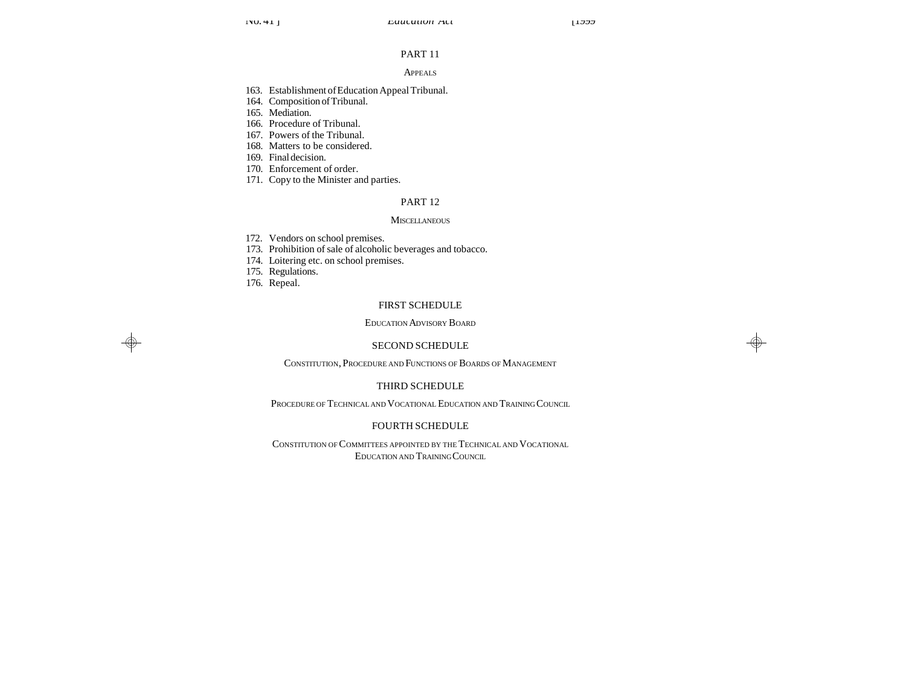## PART 11

### APPEALS

163. Establishment of Education Appeal Tribunal.
164. Composition of Tribunal.
165. Mediation.
166. Procedure of Tribunal.
167. Powers of the Tribunal.
168. Matters to be considered.
169. Final decision.
170. Enforcement of order.
171. Copy to the Minister and parties.

## PART 12

### MISCELLANEOUS

172. Vendors on school premises.
173. Prohibition of sale of alcoholic beverages and tobacco.
174. Loitering etc. on school premises.
175. Regulations.
176. Repeal.

## FIRST SCHEDULE

### EDUCATION ADVISORY BOARD

## SECOND SCHEDULE

### CONSTITUTION, PROCEDURE AND FUNCTIONS OF BOARDS OF MANAGEMENT

## THIRD SCHEDULE

### PROCEDURE OF TECHNICAL AND VOCATIONAL EDUCATION AND TRAINING COUNCIL

## FOURTH SCHEDULE

### CONSTITUTION OF COMMITTEES APPOINTED BY THE TECHNICAL AND VOCATIONAL EDUCATION AND TRAINING COUNCIL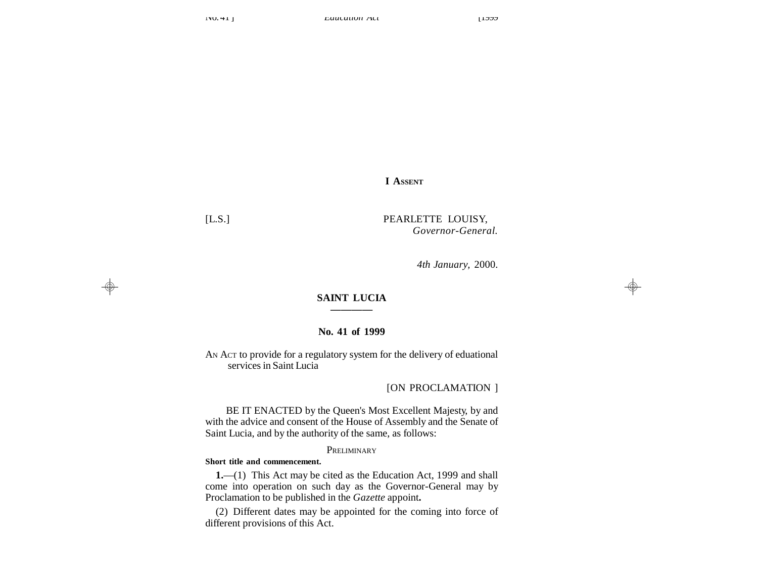**I ASSENT**

[L.S.]

PEARLETTE LOUISY,
*Governor-General.*

*4th January*, 2000.

# SAINT LUCIA

## No. 41 of 1999

AN ACT to provide for a regulatory system for the delivery of eduational services in Saint Lucia

[ON PROCLAMATION ]

BE IT ENACTED by the Queen's Most Excellent Majesty, by and with the advice and consent of the House of Assembly and the Senate of Saint Lucia, and by the authority of the same, as follows:

PRELIMINARY

**Short title and commencement.**

**1.**—(1) This Act may be cited as the Education Act, 1999 and shall come into operation on such day as the Governor-General may by Proclamation to be published in the *Gazette* appoint**.**

(2) Different dates may be appointed for the coming into force of different provisions of this Act.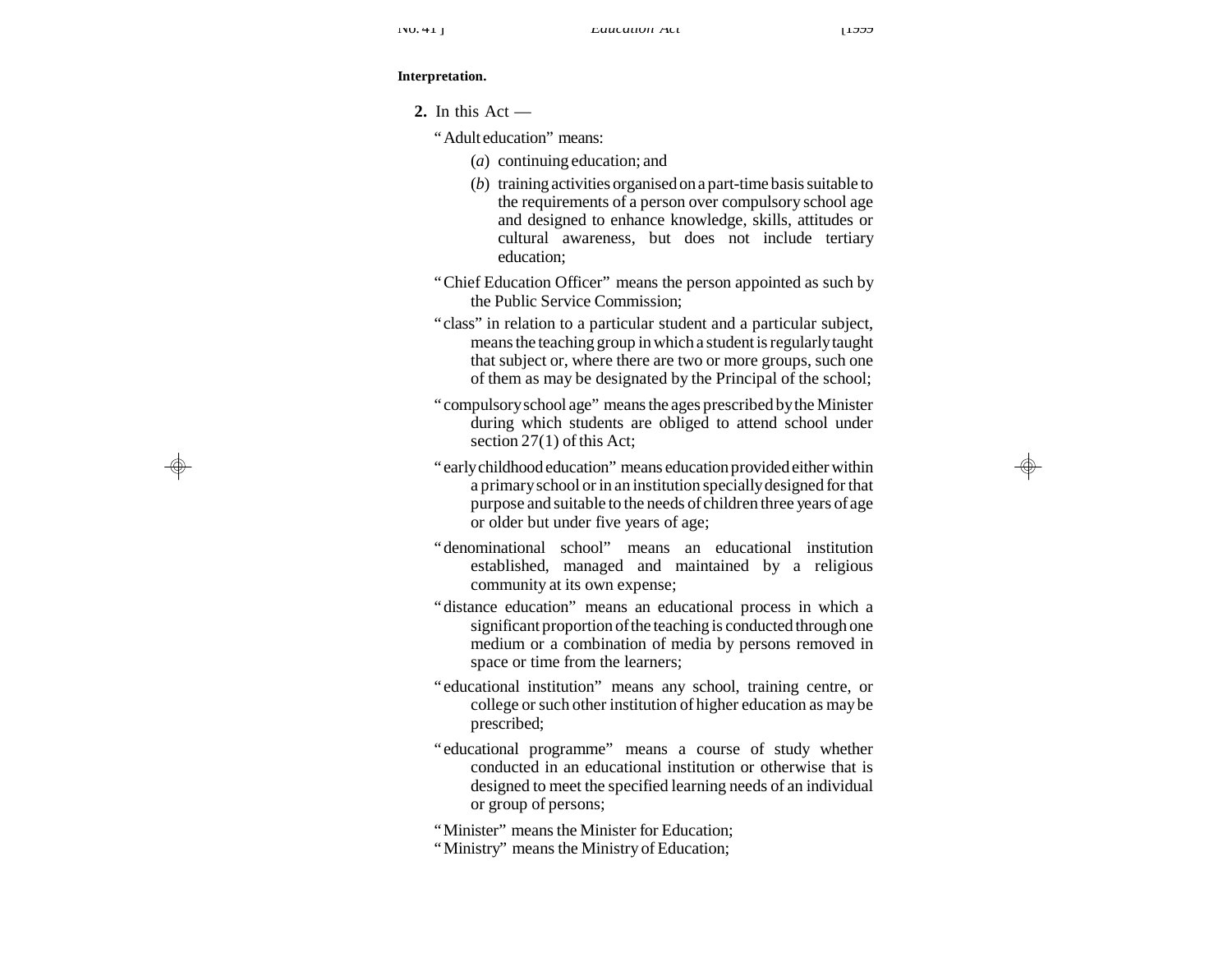**Interpretation.**

**2.** In this Act —

"Adult education" means:

(*a*) continuing education; and

(*b*) training activities organised on a part-time basis suitable to the requirements of a person over compulsory school age and designed to enhance knowledge, skills, attitudes or cultural awareness, but does not include tertiary education;

"Chief Education Officer" means the person appointed as such by the Public Service Commission;

"class" in relation to a particular student and a particular subject, means the teaching group in which a student is regularly taught that subject or, where there are two or more groups, such one of them as may be designated by the Principal of the school;

"compulsory school age" means the ages prescribed by the Minister during which students are obliged to attend school under section 27(1) of this Act;

"early childhood education" means education provided either within a primary school or in an institution specially designed for that purpose and suitable to the needs of children three years of age or older but under five years of age;

"denominational school" means an educational institution established, managed and maintained by a religious community at its own expense;

"distance education" means an educational process in which a significant proportion of the teaching is conducted through one medium or a combination of media by persons removed in space or time from the learners;

"educational institution" means any school, training centre, or college or such other institution of higher education as may be prescribed;

"educational programme" means a course of study whether conducted in an educational institution or otherwise that is designed to meet the specified learning needs of an individual or group of persons;

"Minister" means the Minister for Education;

"Ministry" means the Ministry of Education;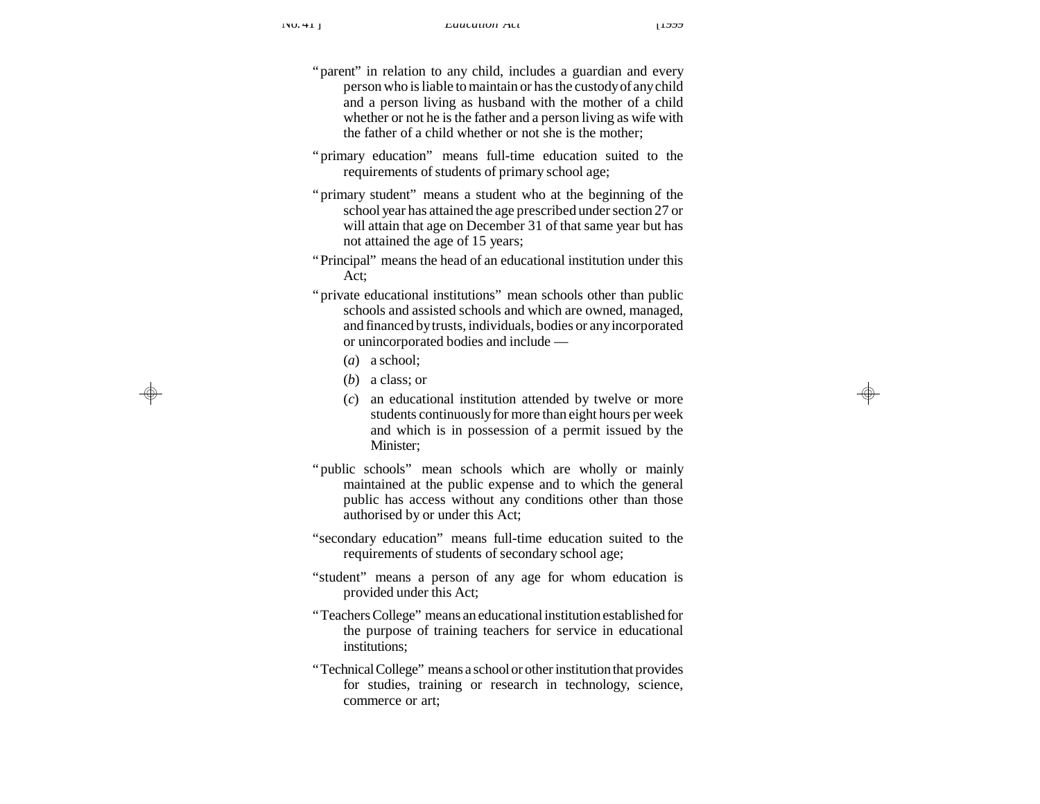"parent" in relation to any child, includes a guardian and every person who is liable to maintain or has the custody of any child and a person living as husband with the mother of a child whether or not he is the father and a person living as wife with the father of a child whether or not she is the mother;

"primary education" means full-time education suited to the requirements of students of primary school age;

"primary student" means a student who at the beginning of the school year has attained the age prescribed under section 27 or will attain that age on December 31 of that same year but has not attained the age of 15 years;

"Principal" means the head of an educational institution under this Act;

"private educational institutions" mean schools other than public schools and assisted schools and which are owned, managed, and financed by trusts, individuals, bodies or any incorporated or unincorporated bodies and include —

(*a*) a school;

(*b*) a class; or

(*c*) an educational institution attended by twelve or more students continuously for more than eight hours per week and which is in possession of a permit issued by the Minister;

"public schools" mean schools which are wholly or mainly maintained at the public expense and to which the general public has access without any conditions other than those authorised by or under this Act;

"secondary education" means full-time education suited to the requirements of students of secondary school age;

"student" means a person of any age for whom education is provided under this Act;

"Teachers College" means an educational institution established for the purpose of training teachers for service in educational institutions;

"Technical College" means a school or other institution that provides for studies, training or research in technology, science, commerce or art;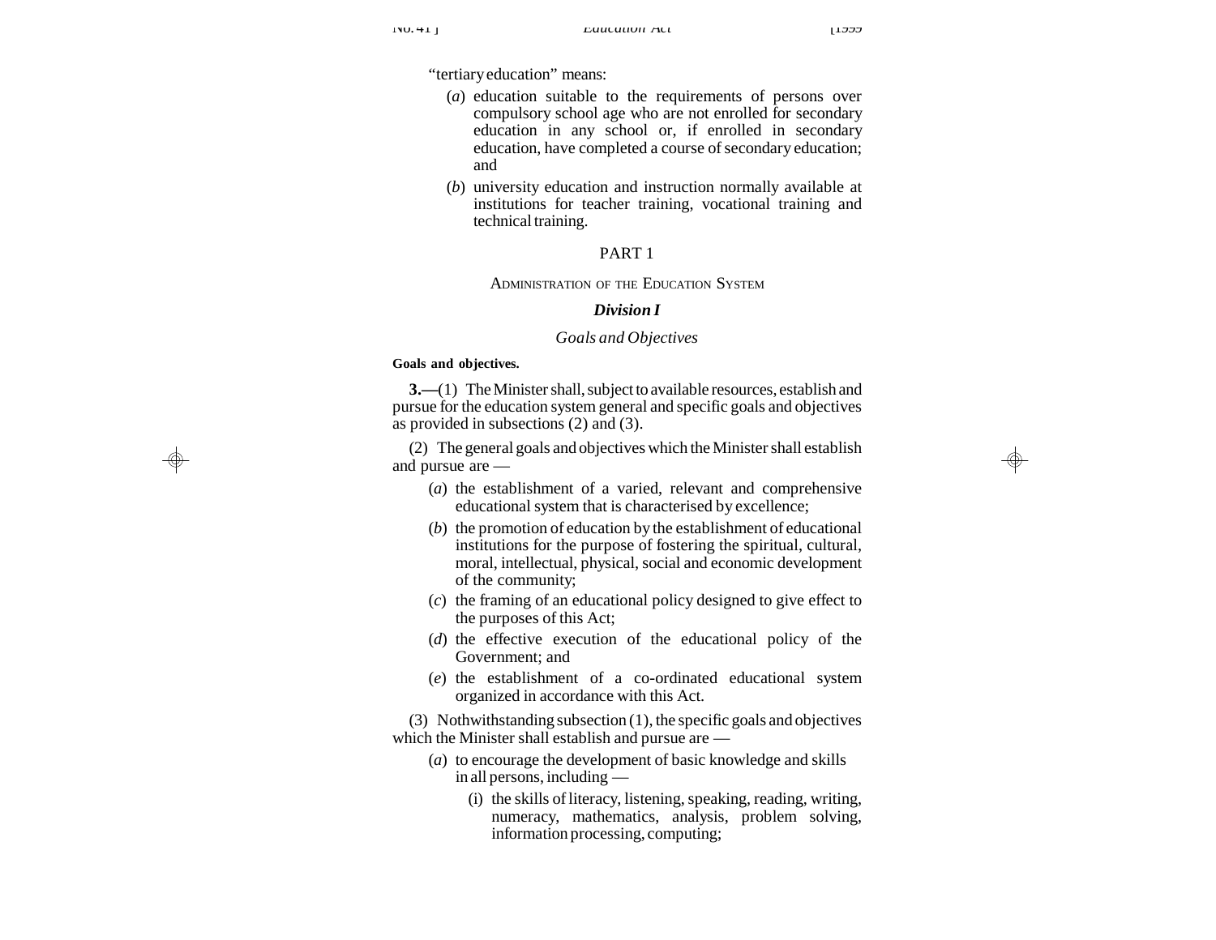"tertiary education" means:

(*a*) education suitable to the requirements of persons over compulsory school age who are not enrolled for secondary education in any school or, if enrolled in secondary education, have completed a course of secondary education; and

(*b*) university education and instruction normally available at institutions for teacher training, vocational training and technical training.

## PART 1

### Administration of the Education System

### *Division I*

#### *Goals and Objectives*

**Goals and objectives.**

**3.—**(1) The Minister shall, subject to available resources, establish and pursue for the education system general and specific goals and objectives as provided in subsections (2) and (3).

(2) The general goals and objectives which the Minister shall establish and pursue are —

(*a*) the establishment of a varied, relevant and comprehensive educational system that is characterised by excellence;

(*b*) the promotion of education by the establishment of educational institutions for the purpose of fostering the spiritual, cultural, moral, intellectual, physical, social and economic development of the community;

(*c*) the framing of an educational policy designed to give effect to the purposes of this Act;

(*d*) the effective execution of the educational policy of the Government; and

(*e*) the establishment of a co-ordinated educational system organized in accordance with this Act.

(3) Nothwithstanding subsection (1), the specific goals and objectives which the Minister shall establish and pursue are —

(*a*) to encourage the development of basic knowledge and skills in all persons, including —

(i) the skills of literacy, listening, speaking, reading, writing, numeracy, mathematics, analysis, problem solving, information processing, computing;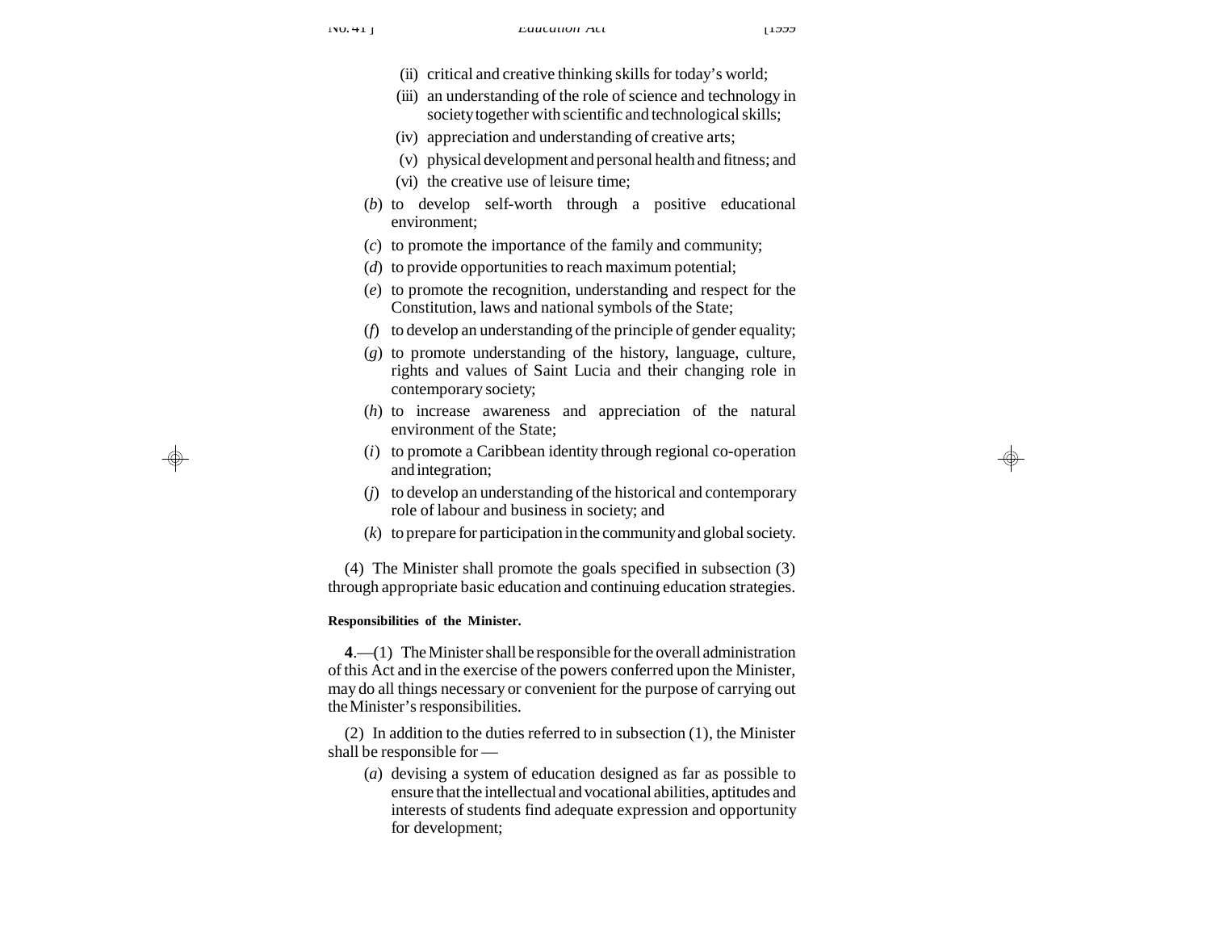(ii) critical and creative thinking skills for today's world;

(iii) an understanding of the role of science and technology in society together with scientific and technological skills;

(iv) appreciation and understanding of creative arts;

(v) physical development and personal health and fitness; and

(vi) the creative use of leisure time;

(*b*) to develop self-worth through a positive educational environment;

(*c*) to promote the importance of the family and community;

(*d*) to provide opportunities to reach maximum potential;

(*e*) to promote the recognition, understanding and respect for the Constitution, laws and national symbols of the State;

(*f*) to develop an understanding of the principle of gender equality;

(*g*) to promote understanding of the history, language, culture, rights and values of Saint Lucia and their changing role in contemporary society;

(*h*) to increase awareness and appreciation of the natural environment of the State;

(*i*) to promote a Caribbean identity through regional co-operation and integration;

(*j*) to develop an understanding of the historical and contemporary role of labour and business in society; and

(*k*) to prepare for participation in the community and global society.

(4) The Minister shall promote the goals specified in subsection (3) through appropriate basic education and continuing education strategies.

**Responsibilities of the Minister.**

**4**.—(1) The Minister shall be responsible for the overall administration of this Act and in the exercise of the powers conferred upon the Minister, may do all things necessary or convenient for the purpose of carrying out the Minister's responsibilities.

(2) In addition to the duties referred to in subsection (1), the Minister shall be responsible for —

(*a*) devising a system of education designed as far as possible to ensure that the intellectual and vocational abilities, aptitudes and interests of students find adequate expression and opportunity for development;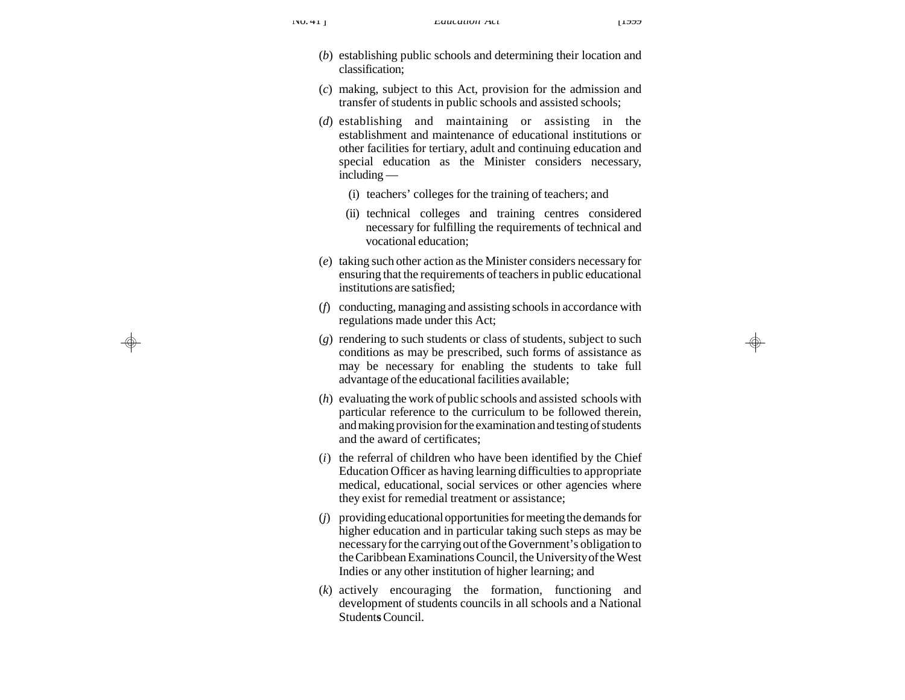(*b*) establishing public schools and determining their location and classification;

(*c*) making, subject to this Act, provision for the admission and transfer of students in public schools and assisted schools;

(*d*) establishing and maintaining or assisting in the establishment and maintenance of educational institutions or other facilities for tertiary, adult and continuing education and special education as the Minister considers necessary, including —

  (i) teachers' colleges for the training of teachers; and

  (ii) technical colleges and training centres considered necessary for fulfilling the requirements of technical and vocational education;

(*e*) taking such other action as the Minister considers necessary for ensuring that the requirements of teachers in public educational institutions are satisfied;

(*f*) conducting, managing and assisting schools in accordance with regulations made under this Act;

(*g*) rendering to such students or class of students, subject to such conditions as may be prescribed, such forms of assistance as may be necessary for enabling the students to take full advantage of the educational facilities available;

(*h*) evaluating the work of public schools and assisted schools with particular reference to the curriculum to be followed therein, and making provision for the examination and testing of students and the award of certificates;

(*i*) the referral of children who have been identified by the Chief Education Officer as having learning difficulties to appropriate medical, educational, social services or other agencies where they exist for remedial treatment or assistance;

(*j*) providing educational opportunities for meeting the demands for higher education and in particular taking such steps as may be necessary for the carrying out of the Government's obligation to the Caribbean Examinations Council, the University of the West Indies or any other institution of higher learning; and

(*k*) actively encouraging the formation, functioning and development of students councils in all schools and a National Students Council.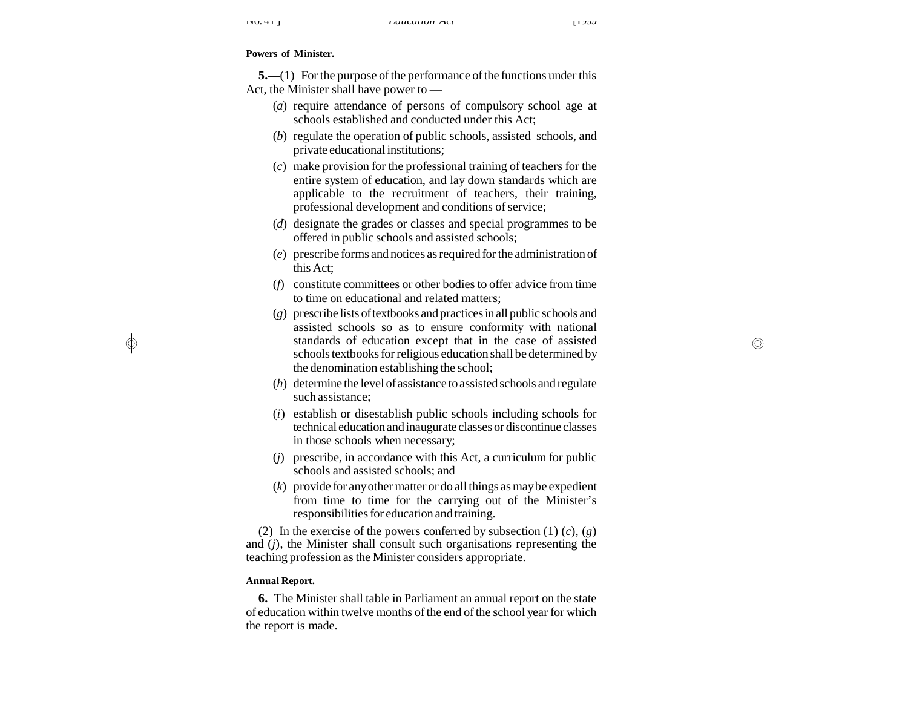**Powers of Minister.**

**5.—**(1) For the purpose of the performance of the functions under this Act, the Minister shall have power to —

(*a*) require attendance of persons of compulsory school age at schools established and conducted under this Act;

(*b*) regulate the operation of public schools, assisted schools, and private educational institutions;

(*c*) make provision for the professional training of teachers for the entire system of education, and lay down standards which are applicable to the recruitment of teachers, their training, professional development and conditions of service;

(*d*) designate the grades or classes and special programmes to be offered in public schools and assisted schools;

(*e*) prescribe forms and notices as required for the administration of this Act;

(*f*) constitute committees or other bodies to offer advice from time to time on educational and related matters;

(*g*) prescribe lists of textbooks and practices in all public schools and assisted schools so as to ensure conformity with national standards of education except that in the case of assisted schools textbooks for religious education shall be determined by the denomination establishing the school;

(*h*) determine the level of assistance to assisted schools and regulate such assistance;

(*i*) establish or disestablish public schools including schools for technical education and inaugurate classes or discontinue classes in those schools when necessary;

(*j*) prescribe, in accordance with this Act, a curriculum for public schools and assisted schools; and

(*k*) provide for any other matter or do all things as may be expedient from time to time for the carrying out of the Minister's responsibilities for education and training.

(2) In the exercise of the powers conferred by subsection (1) (*c*), (*g*) and (*j*), the Minister shall consult such organisations representing the teaching profession as the Minister considers appropriate.

**Annual Report.**

**6.** The Minister shall table in Parliament an annual report on the state of education within twelve months of the end of the school year for which the report is made.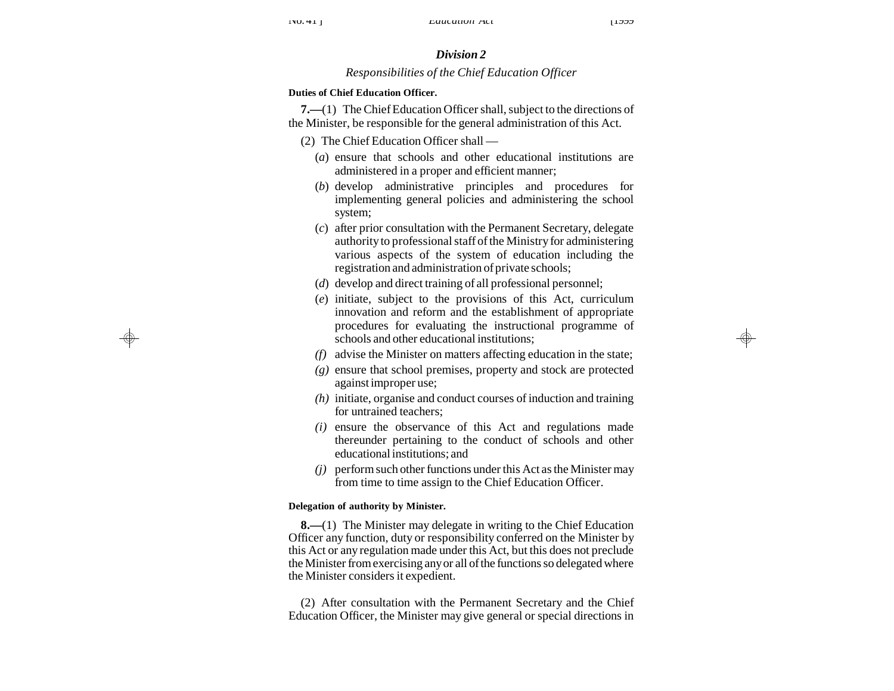### *Division 2*

*Responsibilities of the Chief Education Officer*

**Duties of Chief Education Officer.**

**7.—**(1) The Chief Education Officer shall, subject to the directions of the Minister, be responsible for the general administration of this Act.

(2) The Chief Education Officer shall —

(*a*) ensure that schools and other educational institutions are administered in a proper and efficient manner;

(*b*) develop administrative principles and procedures for implementing general policies and administering the school system;

(*c*) after prior consultation with the Permanent Secretary, delegate authority to professional staff of the Ministry for administering various aspects of the system of education including the registration and administration of private schools;

(*d*) develop and direct training of all professional personnel;

(*e*) initiate, subject to the provisions of this Act, curriculum innovation and reform and the establishment of appropriate procedures for evaluating the instructional programme of schools and other educational institutions;

*(f)* advise the Minister on matters affecting education in the state;

*(g)* ensure that school premises, property and stock are protected against improper use;

*(h)* initiate, organise and conduct courses of induction and training for untrained teachers;

*(i)* ensure the observance of this Act and regulations made thereunder pertaining to the conduct of schools and other educational institutions; and

*(j)* perform such other functions under this Act as the Minister may from time to time assign to the Chief Education Officer.

**Delegation of authority by Minister.**

**8.—**(1) The Minister may delegate in writing to the Chief Education Officer any function, duty or responsibility conferred on the Minister by this Act or any regulation made under this Act, but this does not preclude the Minister from exercising any or all of the functions so delegated where the Minister considers it expedient.

(2) After consultation with the Permanent Secretary and the Chief Education Officer, the Minister may give general or special directions in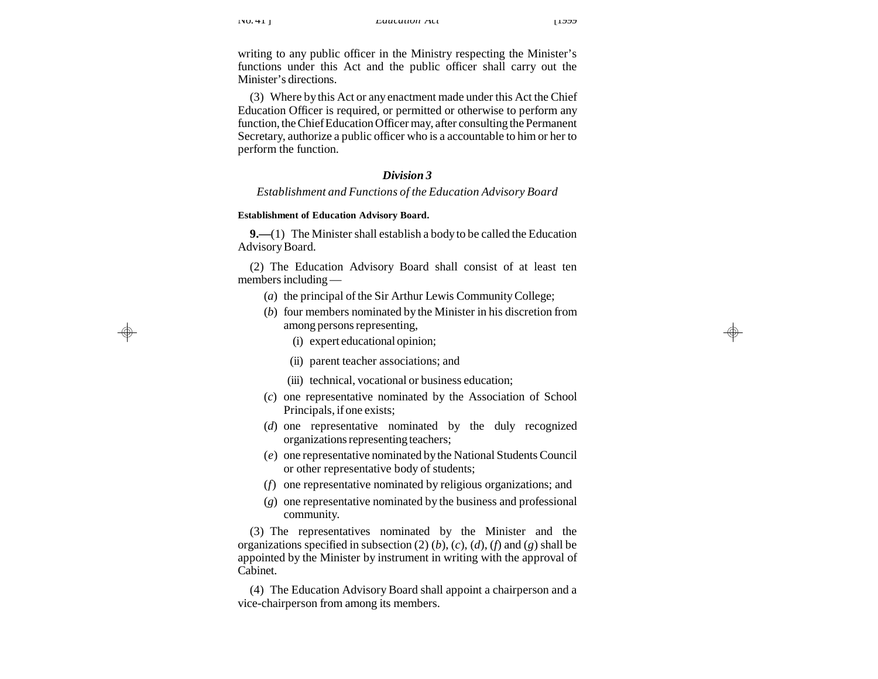writing to any public officer in the Ministry respecting the Minister's functions under this Act and the public officer shall carry out the Minister's directions.

(3) Where by this Act or any enactment made under this Act the Chief Education Officer is required, or permitted or otherwise to perform any function, the Chief Education Officer may, after consulting the Permanent Secretary, authorize a public officer who is a accountable to him or her to perform the function.

## *Division 3*

### *Establishment and Functions of the Education Advisory Board*

**Establishment of Education Advisory Board.**

**9.—**(1) The Minister shall establish a body to be called the Education Advisory Board.

(2) The Education Advisory Board shall consist of at least ten members including —

- (*a*) the principal of the Sir Arthur Lewis Community College;
- (*b*) four members nominated by the Minister in his discretion from among persons representing,
  - (i) expert educational opinion;
  - (ii) parent teacher associations; and
  - (iii) technical, vocational or business education;
- (*c*) one representative nominated by the Association of School Principals, if one exists;
- (*d*) one representative nominated by the duly recognized organizations representing teachers;
- (*e*) one representative nominated by the National Students Council or other representative body of students;
- (*f*) one representative nominated by religious organizations; and
- (*g*) one representative nominated by the business and professional community.

(3) The representatives nominated by the Minister and the organizations specified in subsection (2) (*b*), (*c*), (*d*), (*f*) and (*g*) shall be appointed by the Minister by instrument in writing with the approval of Cabinet.

(4) The Education Advisory Board shall appoint a chairperson and a vice-chairperson from among its members.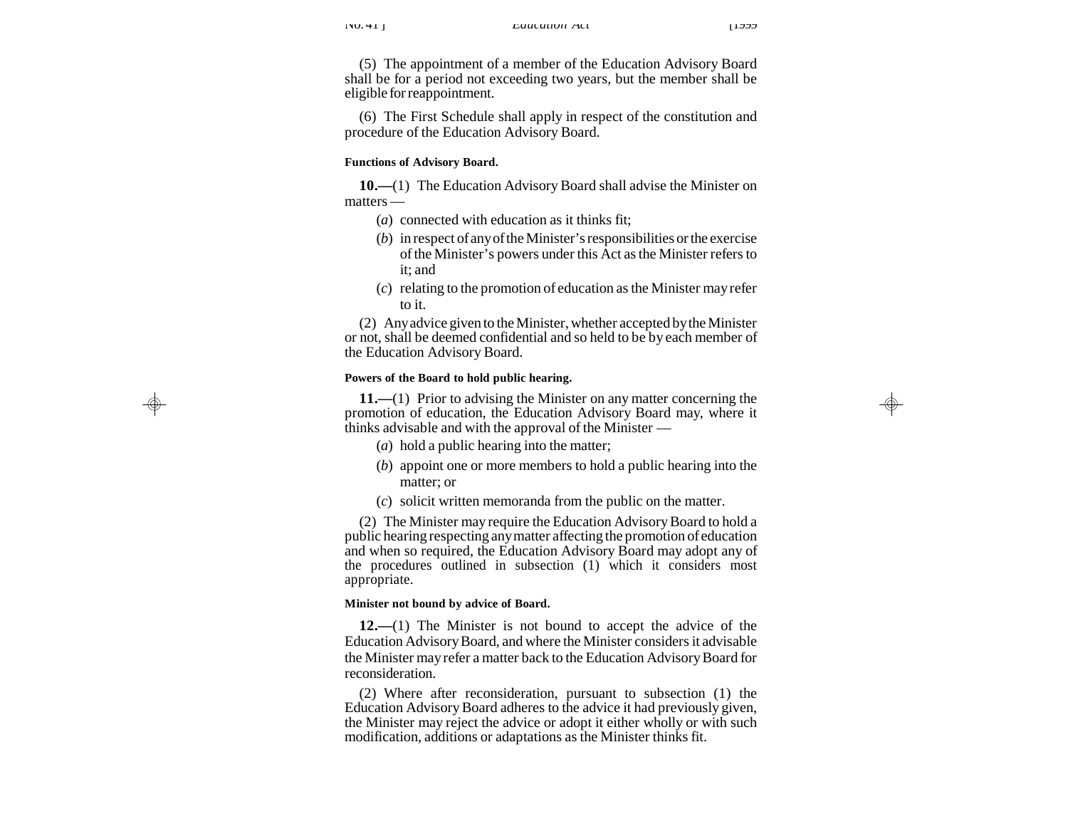(5) The appointment of a member of the Education Advisory Board shall be for a period not exceeding two years, but the member shall be eligible for reappointment.

(6) The First Schedule shall apply in respect of the constitution and procedure of the Education Advisory Board.

**Functions of Advisory Board.**

**10.—**(1) The Education Advisory Board shall advise the Minister on matters —

(*a*) connected with education as it thinks fit;

(*b*) in respect of any of the Minister's responsibilities or the exercise of the Minister's powers under this Act as the Minister refers to it; and

(*c*) relating to the promotion of education as the Minister may refer to it.

(2) Any advice given to the Minister, whether accepted by the Minister or not, shall be deemed confidential and so held to be by each member of the Education Advisory Board.

**Powers of the Board to hold public hearing.**

**11.—**(1) Prior to advising the Minister on any matter concerning the promotion of education, the Education Advisory Board may, where it thinks advisable and with the approval of the Minister —

(*a*) hold a public hearing into the matter;

(*b*) appoint one or more members to hold a public hearing into the matter; or

(*c*) solicit written memoranda from the public on the matter.

(2) The Minister may require the Education Advisory Board to hold a public hearing respecting any matter affecting the promotion of education and when so required, the Education Advisory Board may adopt any of the procedures outlined in subsection (1) which it considers most appropriate.

**Minister not bound by advice of Board.**

**12.—**(1) The Minister is not bound to accept the advice of the Education Advisory Board, and where the Minister considers it advisable the Minister may refer a matter back to the Education Advisory Board for reconsideration.

(2) Where after reconsideration, pursuant to subsection (1) the Education Advisory Board adheres to the advice it had previously given, the Minister may reject the advice or adopt it either wholly or with such modification, additions or adaptations as the Minister thinks fit.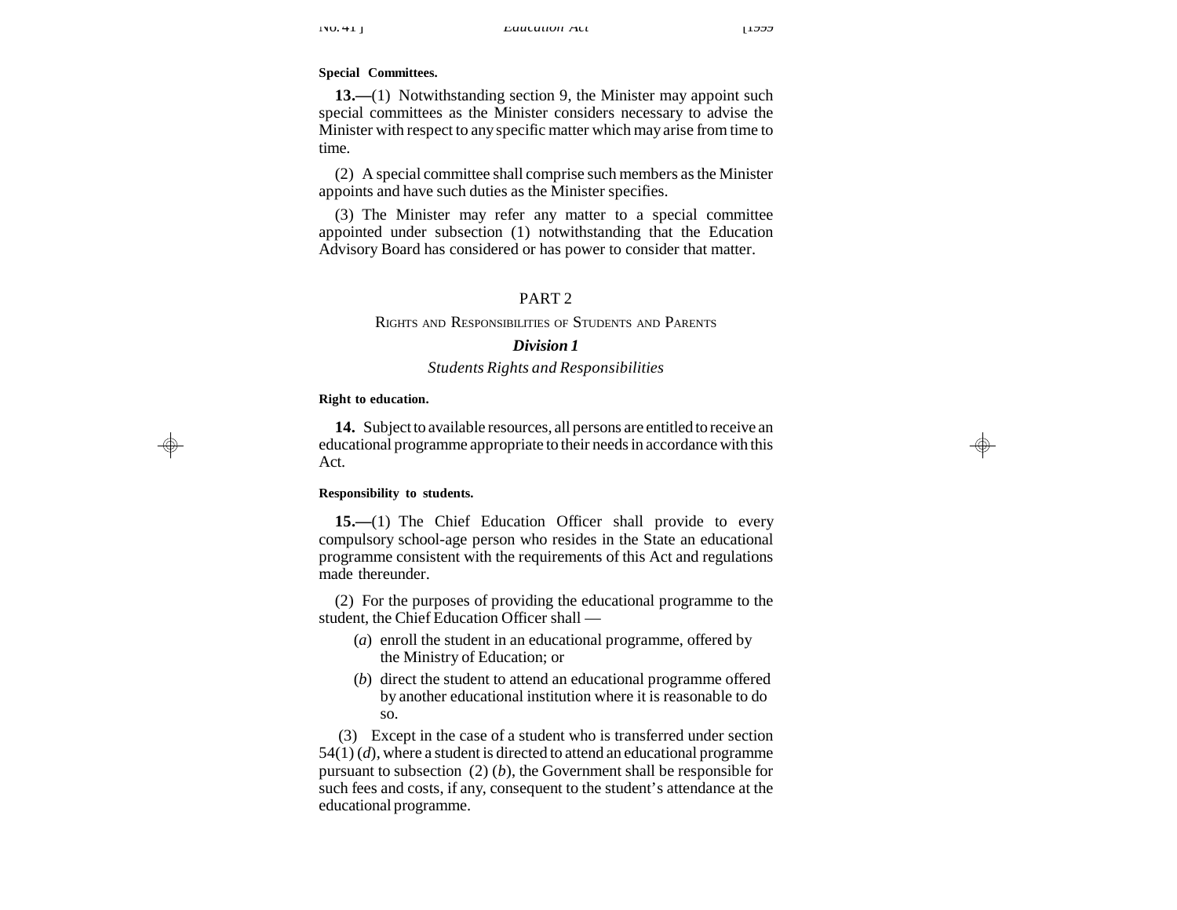**Special Committees.**

**13.—**(1) Notwithstanding section 9, the Minister may appoint such special committees as the Minister considers necessary to advise the Minister with respect to any specific matter which may arise from time to time.

(2) A special committee shall comprise such members as the Minister appoints and have such duties as the Minister specifies.

(3) The Minister may refer any matter to a special committee appointed under subsection (1) notwithstanding that the Education Advisory Board has considered or has power to consider that matter.

## PART 2

### Rights and Responsibilities of Students and Parents

### *Division 1*

### *Students Rights and Responsibilities*

**Right to education.**

**14.** Subject to available resources, all persons are entitled to receive an educational programme appropriate to their needs in accordance with this Act.

**Responsibility to students.**

**15.—**(1) The Chief Education Officer shall provide to every compulsory school-age person who resides in the State an educational programme consistent with the requirements of this Act and regulations made thereunder.

(2) For the purposes of providing the educational programme to the student, the Chief Education Officer shall —

(*a*) enroll the student in an educational programme, offered by the Ministry of Education; or

(*b*) direct the student to attend an educational programme offered by another educational institution where it is reasonable to do so.

(3) Except in the case of a student who is transferred under section 54(1) (*d*), where a student is directed to attend an educational programme pursuant to subsection (2) (*b*), the Government shall be responsible for such fees and costs, if any, consequent to the student's attendance at the educational programme.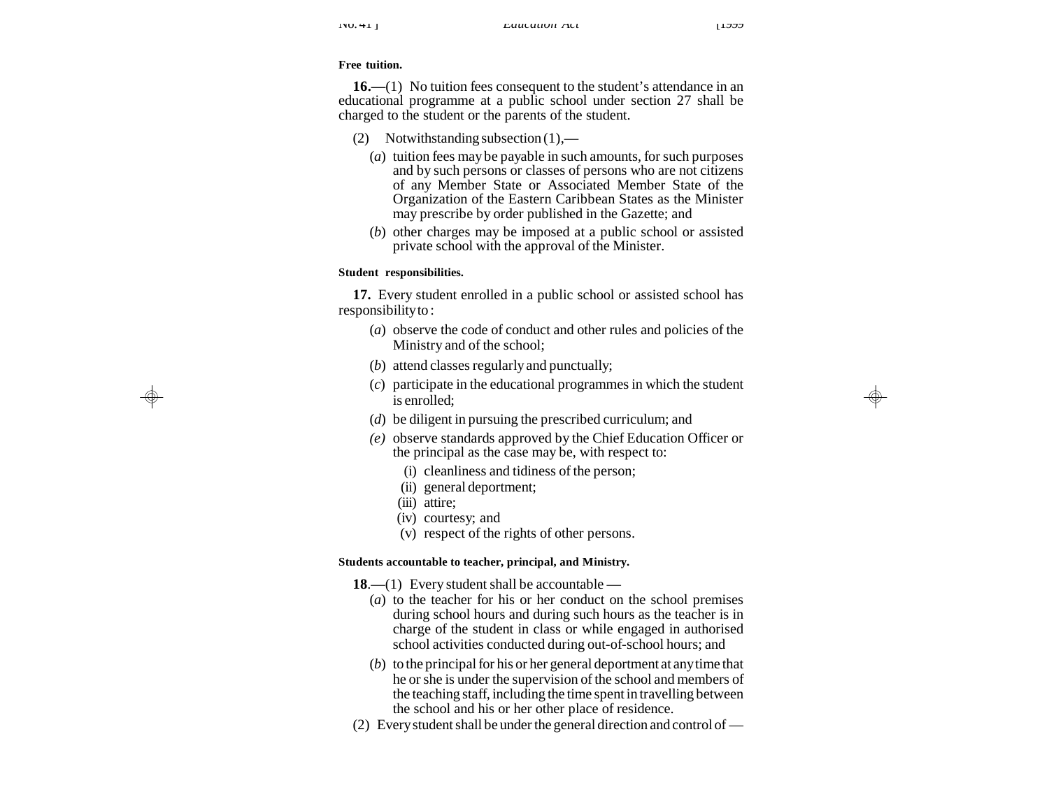**Free tuition.**

**16.—**(1) No tuition fees consequent to the student's attendance in an educational programme at a public school under section 27 shall be charged to the student or the parents of the student.

(2) Notwithstanding subsection (1),—

(*a*) tuition fees may be payable in such amounts, for such purposes and by such persons or classes of persons who are not citizens of any Member State or Associated Member State of the Organization of the Eastern Caribbean States as the Minister may prescribe by order published in the Gazette; and

(*b*) other charges may be imposed at a public school or assisted private school with the approval of the Minister.

**Student responsibilities.**

**17.** Every student enrolled in a public school or assisted school has responsibility to :

(*a*) observe the code of conduct and other rules and policies of the Ministry and of the school;

(*b*) attend classes regularly and punctually;

(*c*) participate in the educational programmes in which the student is enrolled;

(*d*) be diligent in pursuing the prescribed curriculum; and

*(e)* observe standards approved by the Chief Education Officer or the principal as the case may be, with respect to:

(i) cleanliness and tidiness of the person;

(ii) general deportment;

(iii) attire;

(iv) courtesy; and

(v) respect of the rights of other persons.

**Students accountable to teacher, principal, and Ministry.**

**18**.—(1) Every student shall be accountable —

(*a*) to the teacher for his or her conduct on the school premises during school hours and during such hours as the teacher is in charge of the student in class or while engaged in authorised school activities conducted during out-of-school hours; and

(*b*) to the principal for his or her general deportment at any time that he or she is under the supervision of the school and members of the teaching staff, including the time spent in travelling between the school and his or her other place of residence.

(2) Every student shall be under the general direction and control of —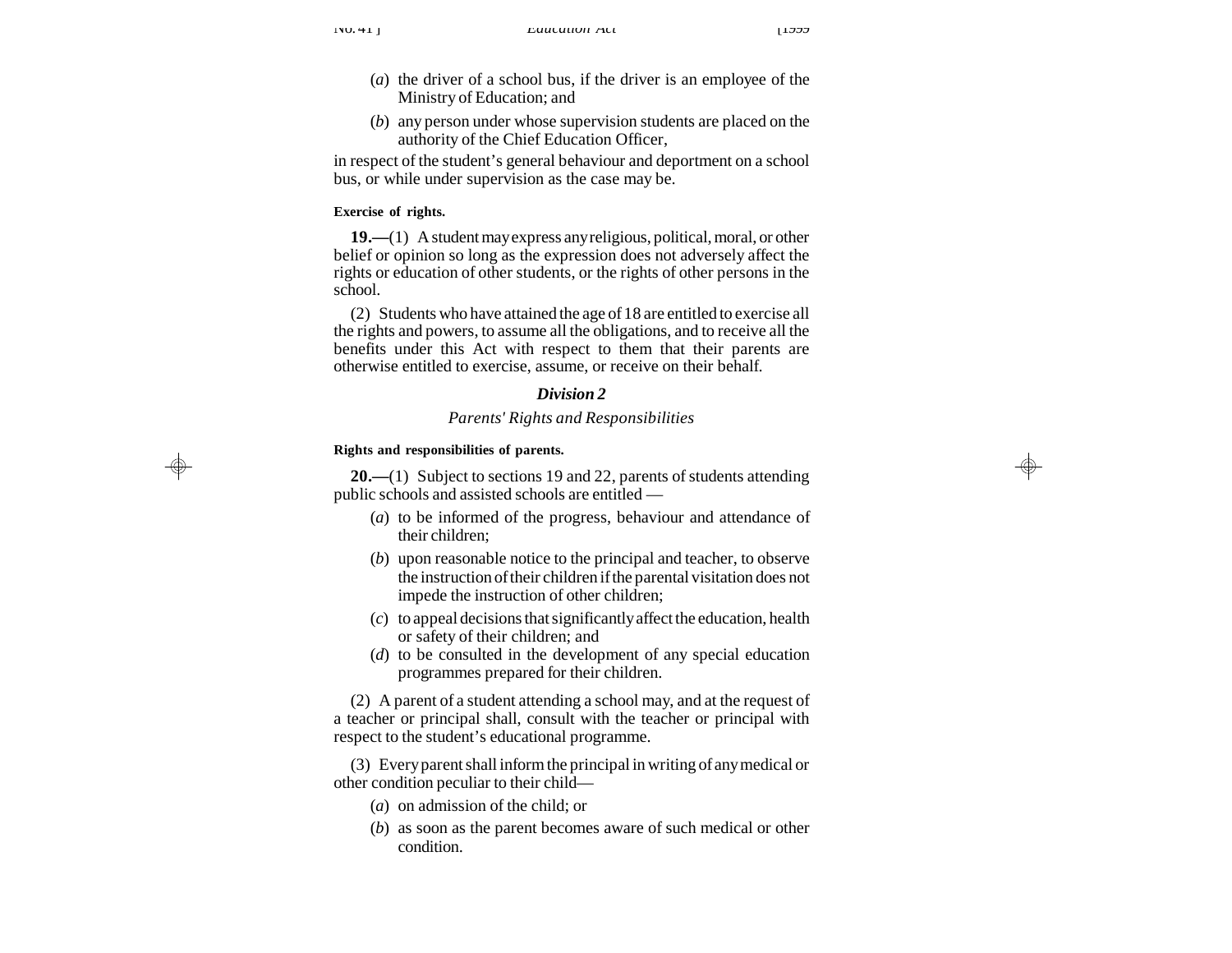(*a*) the driver of a school bus, if the driver is an employee of the Ministry of Education; and

(*b*) any person under whose supervision students are placed on the authority of the Chief Education Officer,

in respect of the student's general behaviour and deportment on a school bus, or while under supervision as the case may be.

**Exercise of rights.**

**19.—**(1) A student may express any religious, political, moral, or other belief or opinion so long as the expression does not adversely affect the rights or education of other students, or the rights of other persons in the school.

(2) Students who have attained the age of 18 are entitled to exercise all the rights and powers, to assume all the obligations, and to receive all the benefits under this Act with respect to them that their parents are otherwise entitled to exercise, assume, or receive on their behalf.

## *Division 2*

### *Parents' Rights and Responsibilities*

**Rights and responsibilities of parents.**

**20.—**(1) Subject to sections 19 and 22, parents of students attending public schools and assisted schools are entitled —

(*a*) to be informed of the progress, behaviour and attendance of their children;

(*b*) upon reasonable notice to the principal and teacher, to observe the instruction of their children if the parental visitation does not impede the instruction of other children;

(*c*) to appeal decisions that significantly affect the education, health or safety of their children; and

(*d*) to be consulted in the development of any special education programmes prepared for their children.

(2) A parent of a student attending a school may, and at the request of a teacher or principal shall, consult with the teacher or principal with respect to the student's educational programme.

(3) Every parent shall inform the principal in writing of any medical or other condition peculiar to their child—

(*a*) on admission of the child; or

(*b*) as soon as the parent becomes aware of such medical or other condition.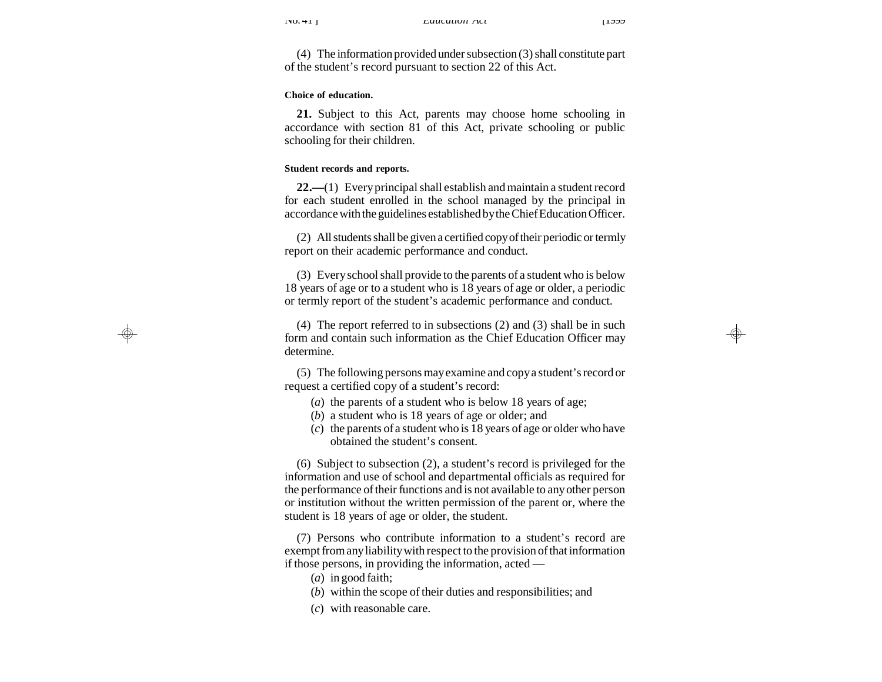(4) The information provided under subsection (3) shall constitute part of the student's record pursuant to section 22 of this Act.

**Choice of education.**

**21.** Subject to this Act, parents may choose home schooling in accordance with section 81 of this Act, private schooling or public schooling for their children.

**Student records and reports.**

**22.—**(1) Every principal shall establish and maintain a student record for each student enrolled in the school managed by the principal in accordance with the guidelines established by the Chief Education Officer.

(2) All students shall be given a certified copy of their periodic or termly report on their academic performance and conduct.

(3) Every school shall provide to the parents of a student who is below 18 years of age or to a student who is 18 years of age or older, a periodic or termly report of the student's academic performance and conduct.

(4) The report referred to in subsections (2) and (3) shall be in such form and contain such information as the Chief Education Officer may determine.

(5) The following persons may examine and copy a student's record or request a certified copy of a student's record:

(*a*) the parents of a student who is below 18 years of age;

(*b*) a student who is 18 years of age or older; and

(*c*) the parents of a student who is 18 years of age or older who have obtained the student's consent.

(6) Subject to subsection (2), a student's record is privileged for the information and use of school and departmental officials as required for the performance of their functions and is not available to any other person or institution without the written permission of the parent or, where the student is 18 years of age or older, the student.

(7) Persons who contribute information to a student's record are exempt from any liability with respect to the provision of that information if those persons, in providing the information, acted —

(*a*) in good faith;

(*b*) within the scope of their duties and responsibilities; and

(*c*) with reasonable care.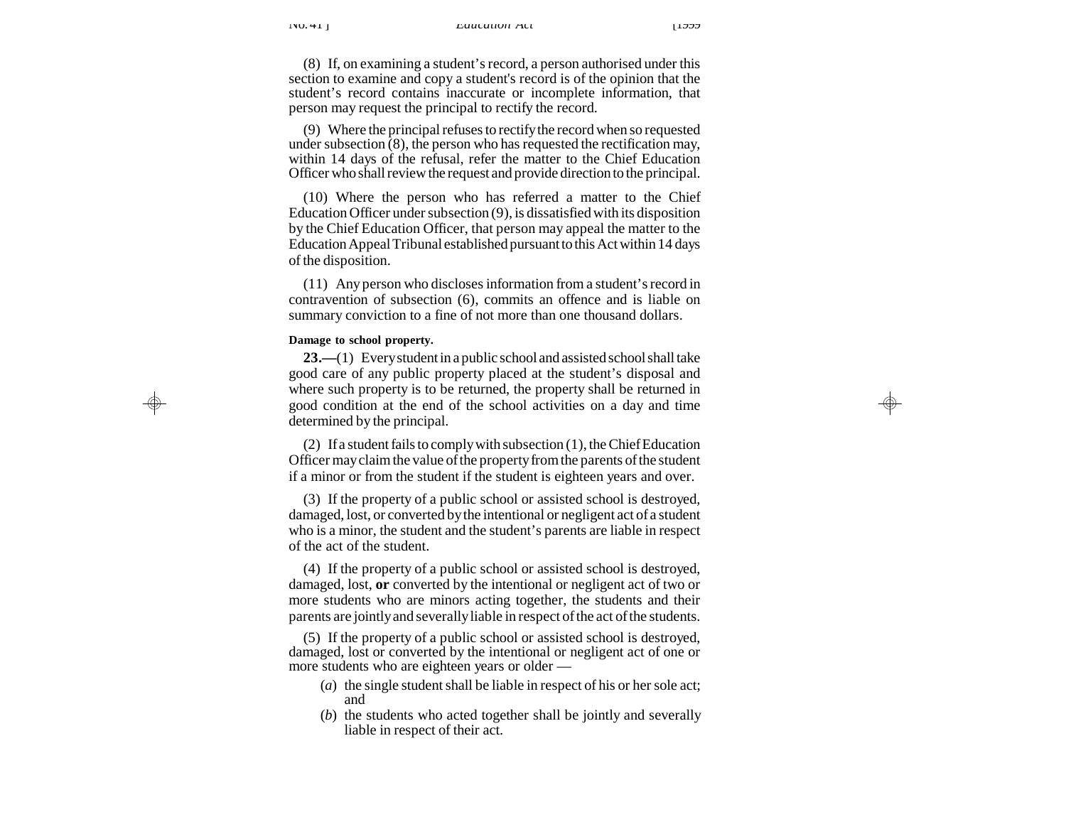(8) If, on examining a student's record, a person authorised under this section to examine and copy a student's record is of the opinion that the student's record contains inaccurate or incomplete information, that person may request the principal to rectify the record.

(9) Where the principal refuses to rectify the record when so requested under subsection (8), the person who has requested the rectification may, within 14 days of the refusal, refer the matter to the Chief Education Officer who shall review the request and provide direction to the principal.

(10) Where the person who has referred a matter to the Chief Education Officer under subsection (9), is dissatisfied with its disposition by the Chief Education Officer, that person may appeal the matter to the Education Appeal Tribunal established pursuant to this Act within 14 days of the disposition.

(11) Any person who discloses information from a student's record in contravention of subsection (6), commits an offence and is liable on summary conviction to a fine of not more than one thousand dollars.

**Damage to school property.**

**23.—**(1) Every student in a public school and assisted school shall take good care of any public property placed at the student's disposal and where such property is to be returned, the property shall be returned in good condition at the end of the school activities on a day and time determined by the principal.

(2) If a student fails to comply with subsection (1), the Chief Education Officer may claim the value of the property from the parents of the student if a minor or from the student if the student is eighteen years and over.

(3) If the property of a public school or assisted school is destroyed, damaged, lost, or converted by the intentional or negligent act of a student who is a minor, the student and the student's parents are liable in respect of the act of the student.

(4) If the property of a public school or assisted school is destroyed, damaged, lost, **or** converted by the intentional or negligent act of two or more students who are minors acting together, the students and their parents are jointly and severally liable in respect of the act of the students.

(5) If the property of a public school or assisted school is destroyed, damaged, lost or converted by the intentional or negligent act of one or more students who are eighteen years or older —

(*a*) the single student shall be liable in respect of his or her sole act; and

(*b*) the students who acted together shall be jointly and severally liable in respect of their act.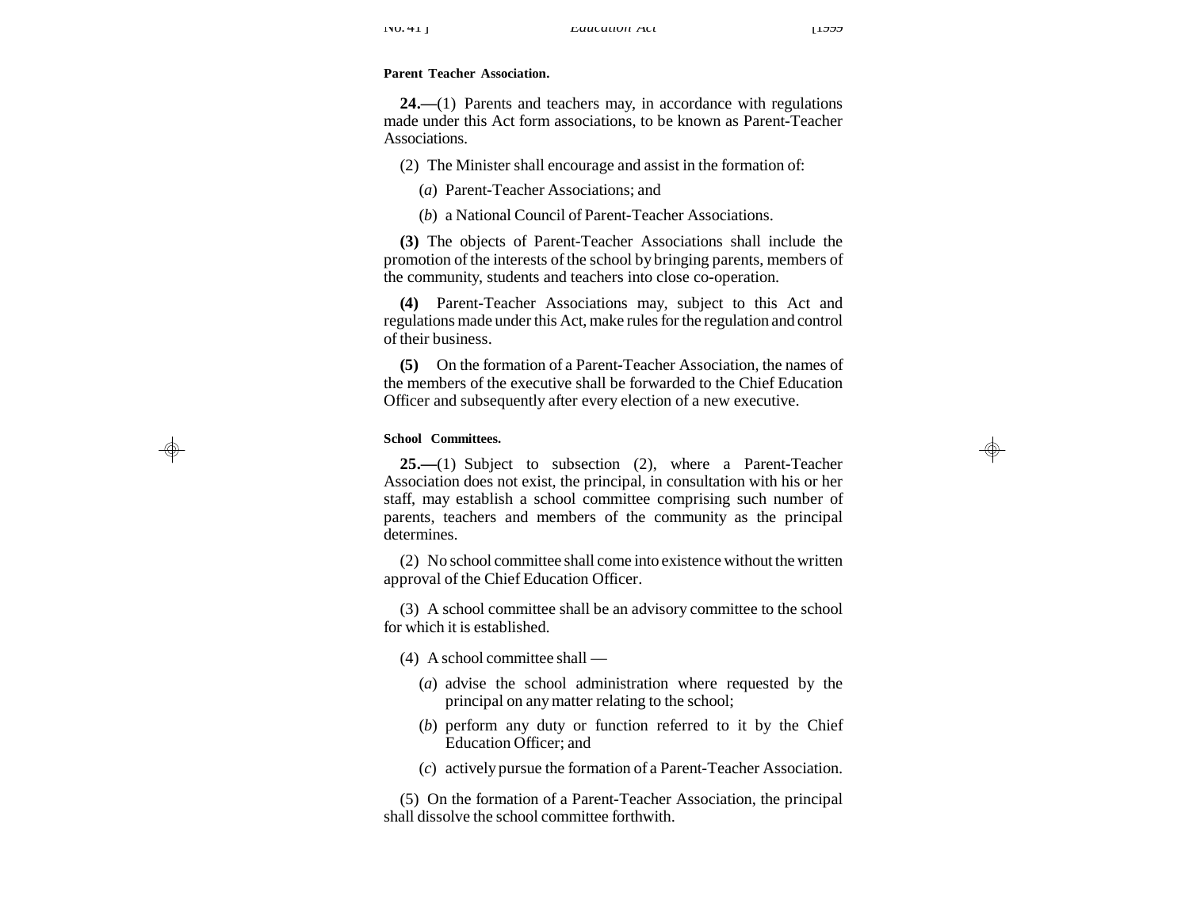**Parent Teacher Association.**

**24.—**(1) Parents and teachers may, in accordance with regulations made under this Act form associations, to be known as Parent-Teacher Associations.

(2) The Minister shall encourage and assist in the formation of:

(*a*) Parent-Teacher Associations; and

(*b*) a National Council of Parent-Teacher Associations.

**(3)** The objects of Parent-Teacher Associations shall include the promotion of the interests of the school by bringing parents, members of the community, students and teachers into close co-operation.

**(4)** Parent-Teacher Associations may, subject to this Act and regulations made under this Act, make rules for the regulation and control of their business.

**(5)** On the formation of a Parent-Teacher Association, the names of the members of the executive shall be forwarded to the Chief Education Officer and subsequently after every election of a new executive.

**School Committees.**

**25.—**(1) Subject to subsection (2), where a Parent-Teacher Association does not exist, the principal, in consultation with his or her staff, may establish a school committee comprising such number of parents, teachers and members of the community as the principal determines.

(2) No school committee shall come into existence without the written approval of the Chief Education Officer.

(3) A school committee shall be an advisory committee to the school for which it is established.

(4) A school committee shall —

(*a*) advise the school administration where requested by the principal on any matter relating to the school;

(*b*) perform any duty or function referred to it by the Chief Education Officer; and

(*c*) actively pursue the formation of a Parent-Teacher Association.

(5) On the formation of a Parent-Teacher Association, the principal shall dissolve the school committee forthwith.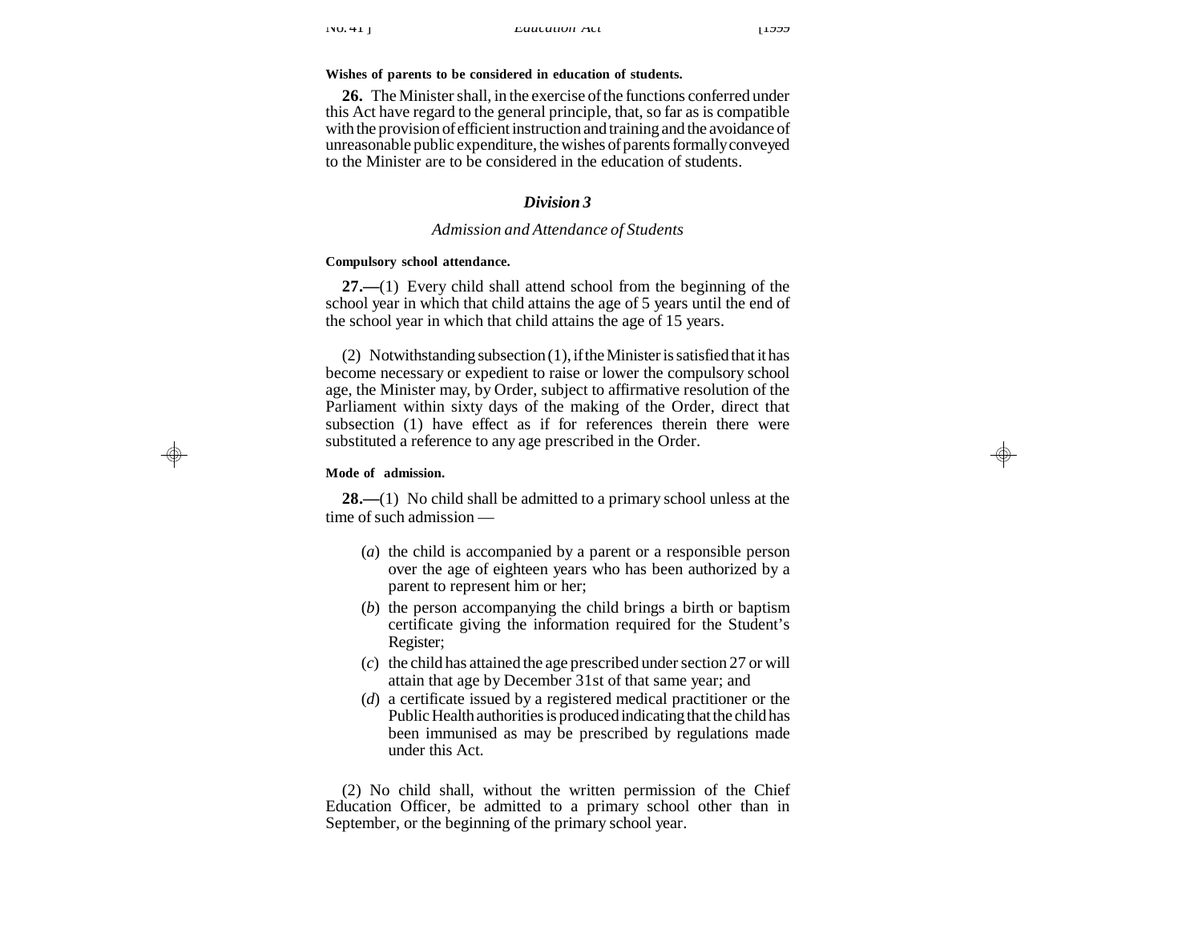**Wishes of parents to be considered in education of students.**

**26.** The Minister shall, in the exercise of the functions conferred under this Act have regard to the general principle, that, so far as is compatible with the provision of efficient instruction and training and the avoidance of unreasonable public expenditure, the wishes of parents formally conveyed to the Minister are to be considered in the education of students.

### *Division 3*

*Admission and Attendance of Students*

**Compulsory school attendance.**

**27.—**(1) Every child shall attend school from the beginning of the school year in which that child attains the age of 5 years until the end of the school year in which that child attains the age of 15 years.

(2) Notwithstanding subsection (1), if the Minister is satisfied that it has become necessary or expedient to raise or lower the compulsory school age, the Minister may, by Order, subject to affirmative resolution of the Parliament within sixty days of the making of the Order, direct that subsection (1) have effect as if for references therein there were substituted a reference to any age prescribed in the Order.

**Mode of admission.**

**28.—**(1) No child shall be admitted to a primary school unless at the time of such admission —

(*a*) the child is accompanied by a parent or a responsible person over the age of eighteen years who has been authorized by a parent to represent him or her;

(*b*) the person accompanying the child brings a birth or baptism certificate giving the information required for the Student's Register;

(*c*) the child has attained the age prescribed under section 27 or will attain that age by December 31st of that same year; and

(*d*) a certificate issued by a registered medical practitioner or the Public Health authorities is produced indicating that the child has been immunised as may be prescribed by regulations made under this Act.

(2) No child shall, without the written permission of the Chief Education Officer, be admitted to a primary school other than in September, or the beginning of the primary school year.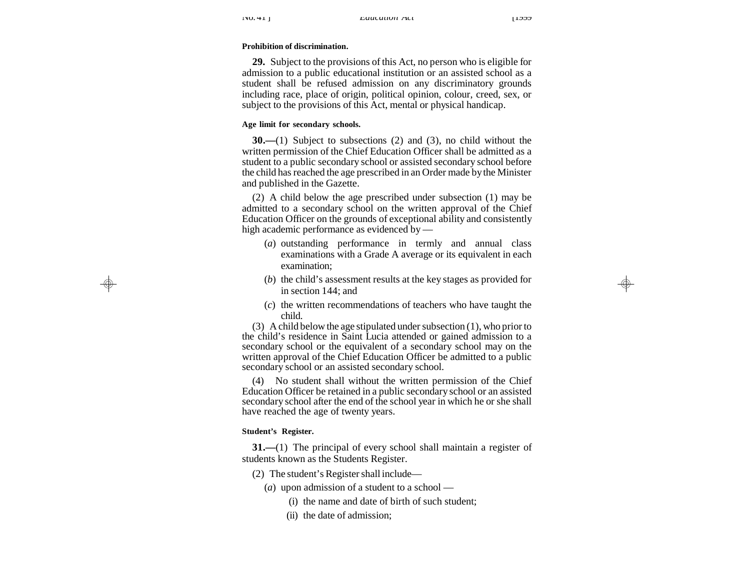**Prohibition of discrimination.**

**29.** Subject to the provisions of this Act, no person who is eligible for admission to a public educational institution or an assisted school as a student shall be refused admission on any discriminatory grounds including race, place of origin, political opinion, colour, creed, sex, or subject to the provisions of this Act, mental or physical handicap.

**Age limit for secondary schools.**

**30.—**(1) Subject to subsections (2) and (3), no child without the written permission of the Chief Education Officer shall be admitted as a student to a public secondary school or assisted secondary school before the child has reached the age prescribed in an Order made by the Minister and published in the Gazette.

(2) A child below the age prescribed under subsection (1) may be admitted to a secondary school on the written approval of the Chief Education Officer on the grounds of exceptional ability and consistently high academic performance as evidenced by —

(*a*) outstanding performance in termly and annual class examinations with a Grade A average or its equivalent in each examination;

(*b*) the child's assessment results at the key stages as provided for in section 144; and

(*c*) the written recommendations of teachers who have taught the child.

(3) A child below the age stipulated under subsection (1), who prior to the child's residence in Saint Lucia attended or gained admission to a secondary school or the equivalent of a secondary school may on the written approval of the Chief Education Officer be admitted to a public secondary school or an assisted secondary school.

(4) No student shall without the written permission of the Chief Education Officer be retained in a public secondary school or an assisted secondary school after the end of the school year in which he or she shall have reached the age of twenty years.

**Student's Register.**

**31.—**(1) The principal of every school shall maintain a register of students known as the Students Register.

(2) The student's Register shall include—

(*a*) upon admission of a student to a school —

(i) the name and date of birth of such student;

(ii) the date of admission;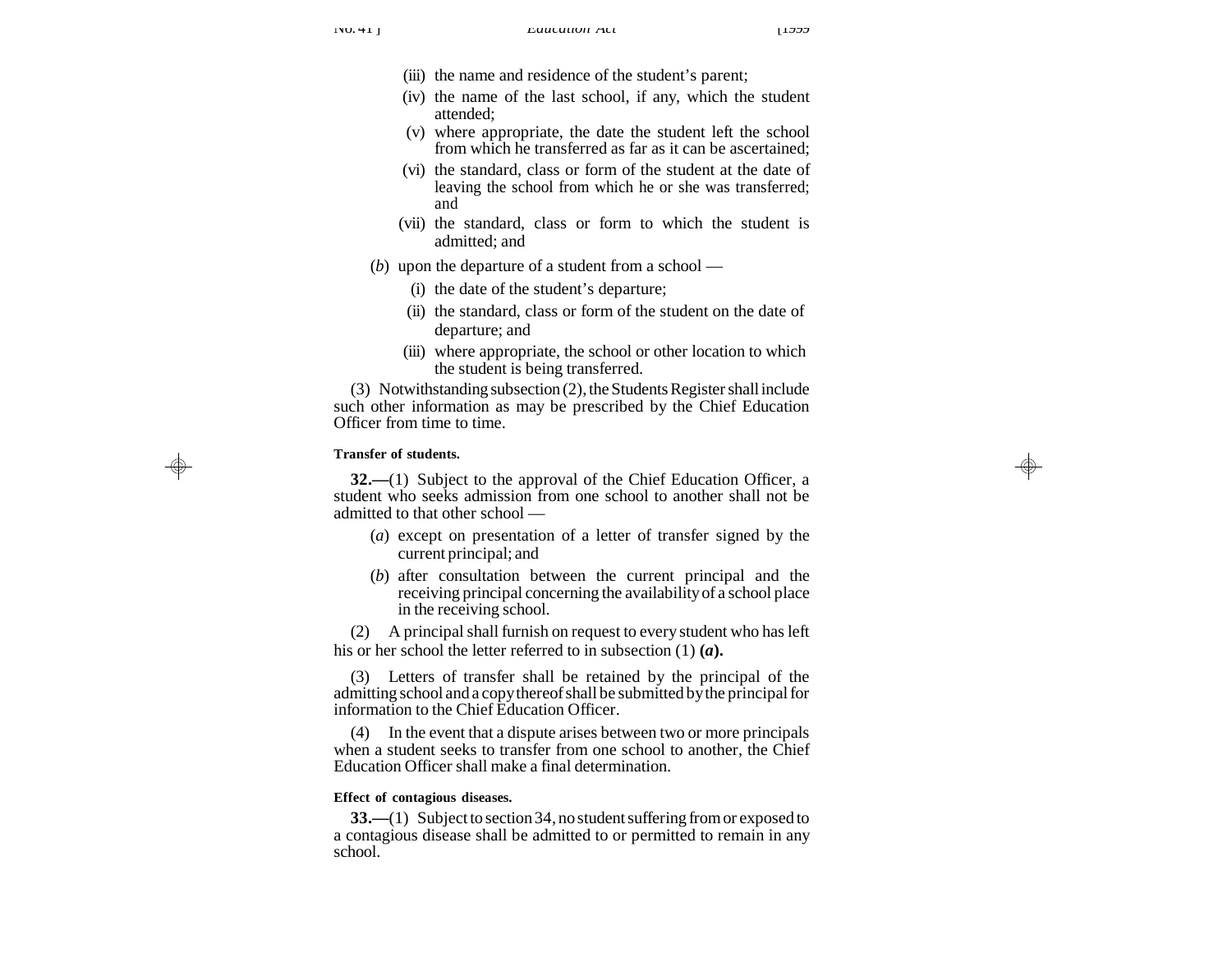(iii) the name and residence of the student's parent;

(iv) the name of the last school, if any, which the student attended;

(v) where appropriate, the date the student left the school from which he transferred as far as it can be ascertained;

(vi) the standard, class or form of the student at the date of leaving the school from which he or she was transferred; and

(vii) the standard, class or form to which the student is admitted; and

(*b*) upon the departure of a student from a school —

(i) the date of the student's departure;

(ii) the standard, class or form of the student on the date of departure; and

(iii) where appropriate, the school or other location to which the student is being transferred.

(3) Notwithstanding subsection (2), the Students Register shall include such other information as may be prescribed by the Chief Education Officer from time to time.

**Transfer of students.**

**32.—**(1) Subject to the approval of the Chief Education Officer, a student who seeks admission from one school to another shall not be admitted to that other school —

(*a*) except on presentation of a letter of transfer signed by the current principal; and

(*b*) after consultation between the current principal and the receiving principal concerning the availability of a school place in the receiving school.

(2) A principal shall furnish on request to every student who has left his or her school the letter referred to in subsection (1) ***(a)*.**

(3) Letters of transfer shall be retained by the principal of the admitting school and a copy thereof shall be submitted by the principal for information to the Chief Education Officer.

(4) In the event that a dispute arises between two or more principals when a student seeks to transfer from one school to another, the Chief Education Officer shall make a final determination.

**Effect of contagious diseases.**

**33.—**(1) Subject to section 34, no student suffering from or exposed to a contagious disease shall be admitted to or permitted to remain in any school.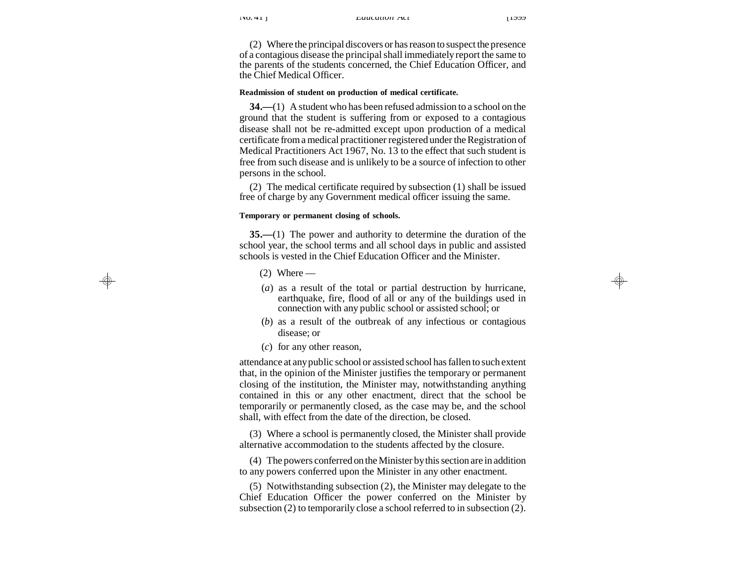(2) Where the principal discovers or has reason to suspect the presence of a contagious disease the principal shall immediately report the same to the parents of the students concerned, the Chief Education Officer, and the Chief Medical Officer.

**Readmission of student on production of medical certificate.**

**34.—**(1) A student who has been refused admission to a school on the ground that the student is suffering from or exposed to a contagious disease shall not be re-admitted except upon production of a medical certificate from a medical practitioner registered under the Registration of Medical Practitioners Act 1967, No. 13 to the effect that such student is free from such disease and is unlikely to be a source of infection to other persons in the school.

(2) The medical certificate required by subsection (1) shall be issued free of charge by any Government medical officer issuing the same.

**Temporary or permanent closing of schools.**

**35.—**(1) The power and authority to determine the duration of the school year, the school terms and all school days in public and assisted schools is vested in the Chief Education Officer and the Minister.

(2) Where —

(*a*) as a result of the total or partial destruction by hurricane, earthquake, fire, flood of all or any of the buildings used in connection with any public school or assisted school; or

(*b*) as a result of the outbreak of any infectious or contagious disease; or

(*c*) for any other reason,

attendance at any public school or assisted school has fallen to such extent that, in the opinion of the Minister justifies the temporary or permanent closing of the institution, the Minister may, notwithstanding anything contained in this or any other enactment, direct that the school be temporarily or permanently closed, as the case may be, and the school shall, with effect from the date of the direction, be closed.

(3) Where a school is permanently closed, the Minister shall provide alternative accommodation to the students affected by the closure.

(4) The powers conferred on the Minister by this section are in addition to any powers conferred upon the Minister in any other enactment.

(5) Notwithstanding subsection (2), the Minister may delegate to the Chief Education Officer the power conferred on the Minister by subsection (2) to temporarily close a school referred to in subsection (2).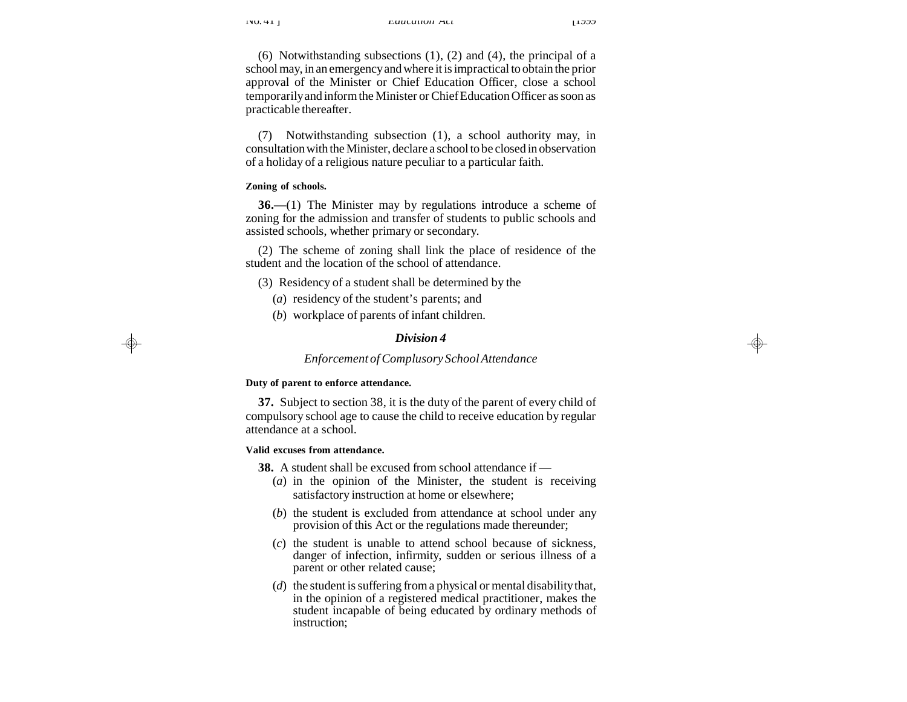(6) Notwithstanding subsections (1), (2) and (4), the principal of a school may, in an emergency and where it is impractical to obtain the prior approval of the Minister or Chief Education Officer, close a school temporarily and inform the Minister or Chief Education Officer as soon as practicable thereafter.

(7) Notwithstanding subsection (1), a school authority may, in consultation with the Minister, declare a school to be closed in observation of a holiday of a religious nature peculiar to a particular faith.

**Zoning of schools.**

**36.—**(1) The Minister may by regulations introduce a scheme of zoning for the admission and transfer of students to public schools and assisted schools, whether primary or secondary.

(2) The scheme of zoning shall link the place of residence of the student and the location of the school of attendance.

(3) Residency of a student shall be determined by the

(*a*) residency of the student's parents; and

(*b*) workplace of parents of infant children.

### *Division 4*

#### *Enforcement of Complusory School Attendance*

**Duty of parent to enforce attendance.**

**37.** Subject to section 38, it is the duty of the parent of every child of compulsory school age to cause the child to receive education by regular attendance at a school.

**Valid excuses from attendance.**

**38.** A student shall be excused from school attendance if —

(*a*) in the opinion of the Minister, the student is receiving satisfactory instruction at home or elsewhere;

(*b*) the student is excluded from attendance at school under any provision of this Act or the regulations made thereunder;

(*c*) the student is unable to attend school because of sickness, danger of infection, infirmity, sudden or serious illness of a parent or other related cause;

(*d*) the student is suffering from a physical or mental disability that, in the opinion of a registered medical practitioner, makes the student incapable of being educated by ordinary methods of instruction;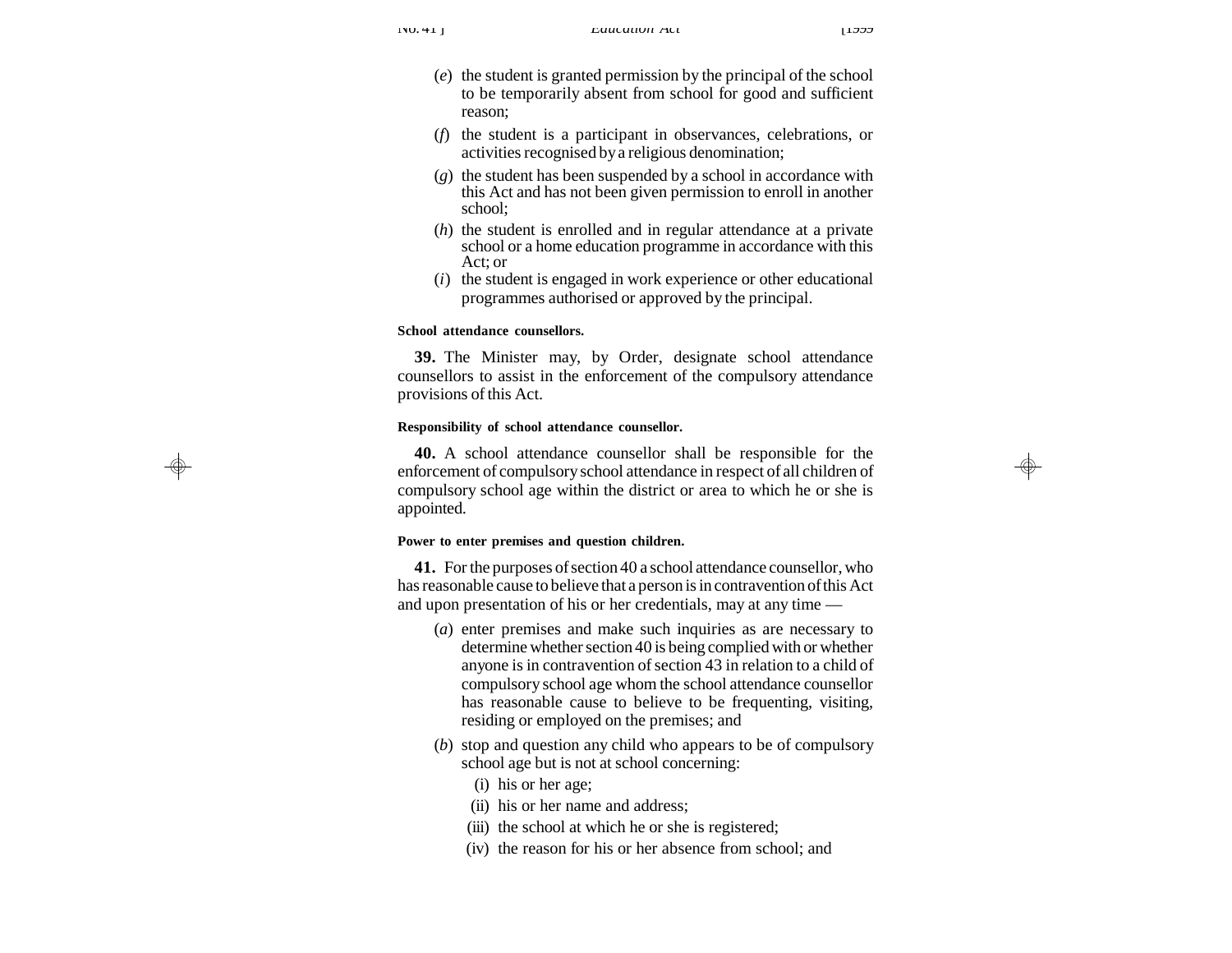(*e*) the student is granted permission by the principal of the school to be temporarily absent from school for good and sufficient reason;

(*f*) the student is a participant in observances, celebrations, or activities recognised by a religious denomination;

(*g*) the student has been suspended by a school in accordance with this Act and has not been given permission to enroll in another school;

(*h*) the student is enrolled and in regular attendance at a private school or a home education programme in accordance with this Act; or

(*i*) the student is engaged in work experience or other educational programmes authorised or approved by the principal.

**School attendance counsellors.**

**39.** The Minister may, by Order, designate school attendance counsellors to assist in the enforcement of the compulsory attendance provisions of this Act.

**Responsibility of school attendance counsellor.**

**40.** A school attendance counsellor shall be responsible for the enforcement of compulsory school attendance in respect of all children of compulsory school age within the district or area to which he or she is appointed.

**Power to enter premises and question children.**

**41.** For the purposes of section 40 a school attendance counsellor, who has reasonable cause to believe that a person is in contravention of this Act and upon presentation of his or her credentials, may at any time —

(*a*) enter premises and make such inquiries as are necessary to determine whether section 40 is being complied with or whether anyone is in contravention of section 43 in relation to a child of compulsory school age whom the school attendance counsellor has reasonable cause to believe to be frequenting, visiting, residing or employed on the premises; and

(*b*) stop and question any child who appears to be of compulsory school age but is not at school concerning:

(i) his or her age;

(ii) his or her name and address;

(iii) the school at which he or she is registered;

(iv) the reason for his or her absence from school; and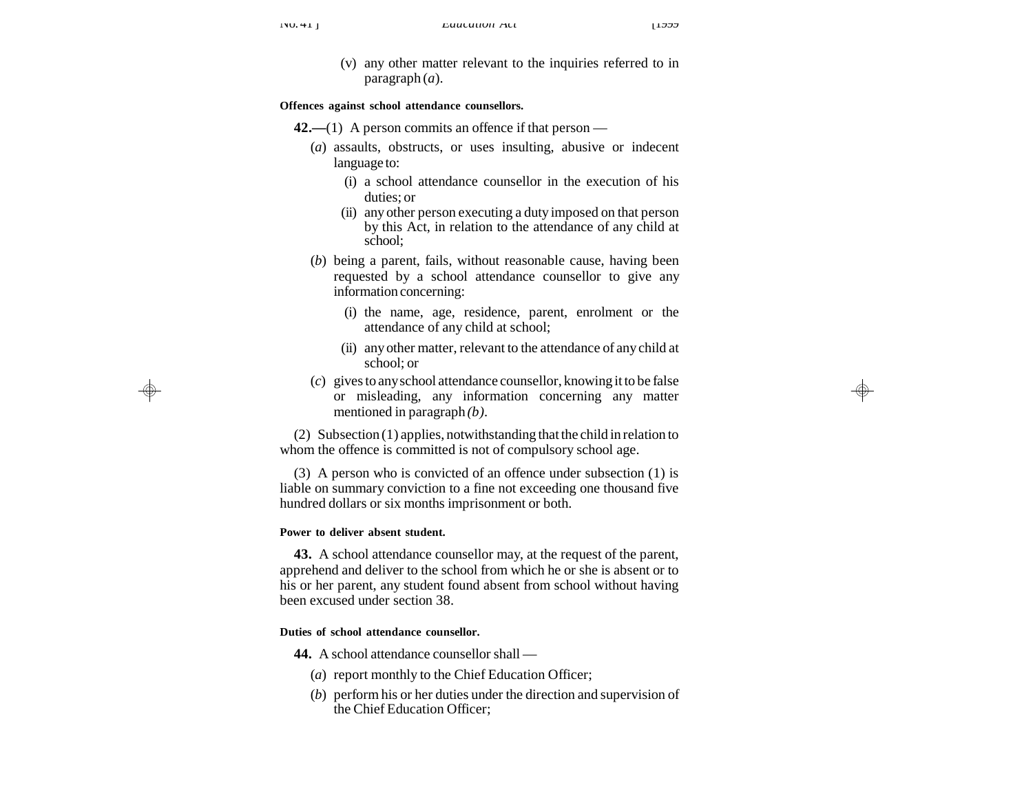(v) any other matter relevant to the inquiries referred to in paragraph (*a*).

**Offences against school attendance counsellors.**

**42.—**(1) A person commits an offence if that person —

(*a*) assaults, obstructs, or uses insulting, abusive or indecent language to:

(i) a school attendance counsellor in the execution of his duties; or

(ii) any other person executing a duty imposed on that person by this Act, in relation to the attendance of any child at school;

(*b*) being a parent, fails, without reasonable cause, having been requested by a school attendance counsellor to give any information concerning:

(i) the name, age, residence, parent, enrolment or the attendance of any child at school;

(ii) any other matter, relevant to the attendance of any child at school; or

(*c*) gives to any school attendance counsellor, knowing it to be false or misleading, any information concerning any matter mentioned in paragraph *(b)*.

(2) Subsection (1) applies, notwithstanding that the child in relation to whom the offence is committed is not of compulsory school age.

(3) A person who is convicted of an offence under subsection (1) is liable on summary conviction to a fine not exceeding one thousand five hundred dollars or six months imprisonment or both.

**Power to deliver absent student.**

**43.** A school attendance counsellor may, at the request of the parent, apprehend and deliver to the school from which he or she is absent or to his or her parent, any student found absent from school without having been excused under section 38.

**Duties of school attendance counsellor.**

**44.** A school attendance counsellor shall —

(*a*) report monthly to the Chief Education Officer;

(*b*) perform his or her duties under the direction and supervision of the Chief Education Officer;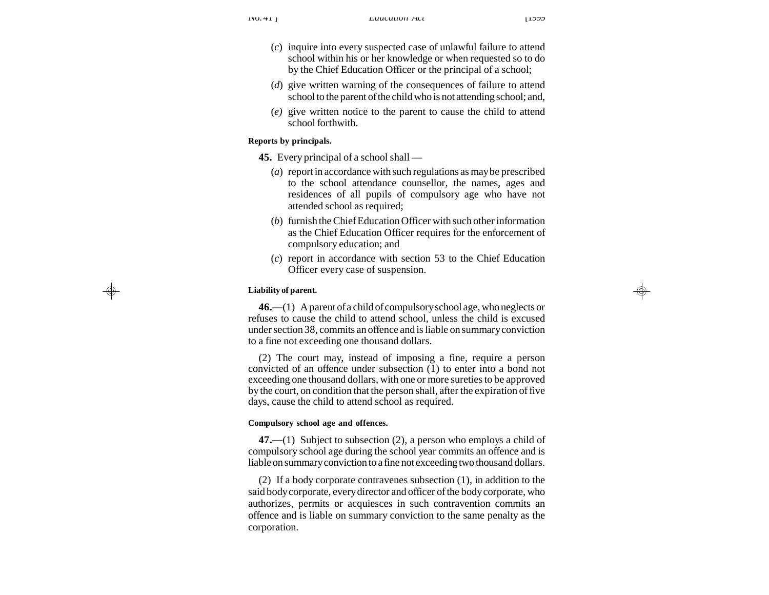(*c*) inquire into every suspected case of unlawful failure to attend school within his or her knowledge or when requested so to do by the Chief Education Officer or the principal of a school;

(*d*) give written warning of the consequences of failure to attend school to the parent of the child who is not attending school; and,

(*e*) give written notice to the parent to cause the child to attend school forthwith.

**Reports by principals.**

**45.** Every principal of a school shall —

(*a*) report in accordance with such regulations as may be prescribed to the school attendance counsellor, the names, ages and residences of all pupils of compulsory age who have not attended school as required;

(*b*) furnish the Chief Education Officer with such other information as the Chief Education Officer requires for the enforcement of compulsory education; and

(*c*) report in accordance with section 53 to the Chief Education Officer every case of suspension.

**Liability of parent.**

**46.—**(1) A parent of a child of compulsory school age, who neglects or refuses to cause the child to attend school, unless the child is excused under section 38, commits an offence and is liable on summary conviction to a fine not exceeding one thousand dollars.

(2) The court may, instead of imposing a fine, require a person convicted of an offence under subsection (1) to enter into a bond not exceeding one thousand dollars, with one or more sureties to be approved by the court, on condition that the person shall, after the expiration of five days, cause the child to attend school as required.

**Compulsory school age and offences.**

**47.—**(1) Subject to subsection (2), a person who employs a child of compulsory school age during the school year commits an offence and is liable on summary conviction to a fine not exceeding two thousand dollars.

(2) If a body corporate contravenes subsection (1), in addition to the said body corporate, every director and officer of the body corporate, who authorizes, permits or acquiesces in such contravention commits an offence and is liable on summary conviction to the same penalty as the corporation.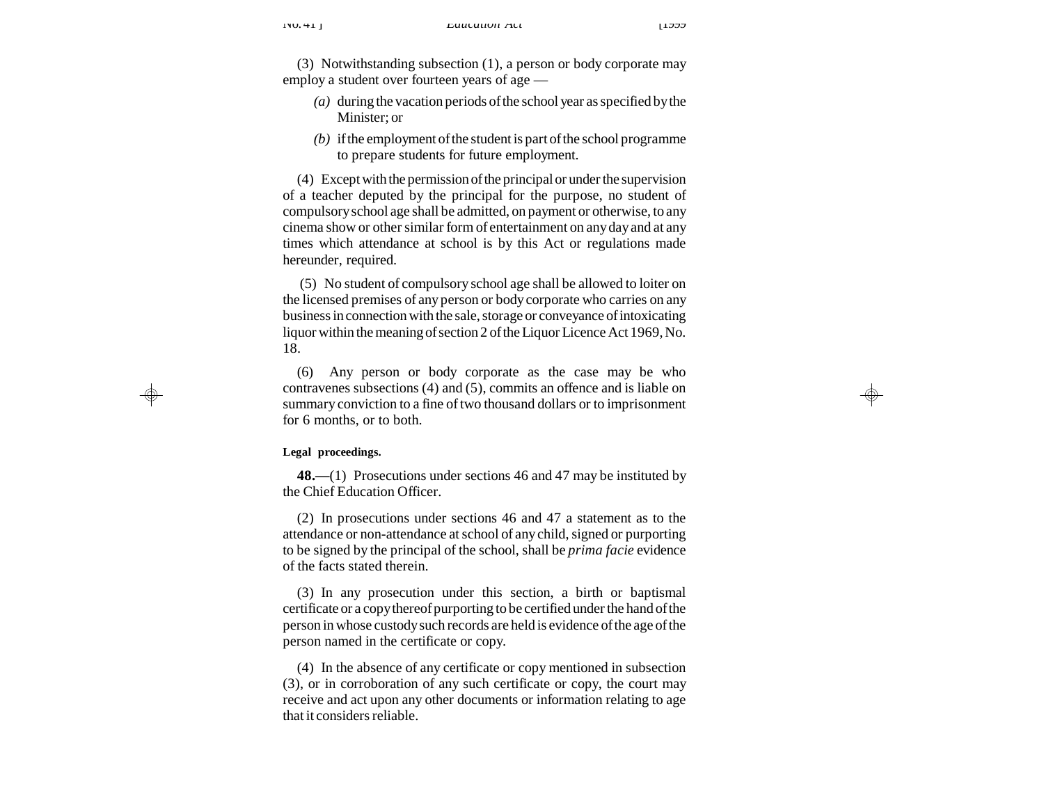(3) Notwithstanding subsection (1), a person or body corporate may employ a student over fourteen years of age —

*(a)* during the vacation periods of the school year as specified by the Minister; or

*(b)* if the employment of the student is part of the school programme to prepare students for future employment.

(4) Except with the permission of the principal or under the supervision of a teacher deputed by the principal for the purpose, no student of compulsory school age shall be admitted, on payment or otherwise, to any cinema show or other similar form of entertainment on any day and at any times which attendance at school is by this Act or regulations made hereunder, required.

(5) No student of compulsory school age shall be allowed to loiter on the licensed premises of any person or body corporate who carries on any business in connection with the sale, storage or conveyance of intoxicating liquor within the meaning of section 2 of the Liquor Licence Act 1969, No. 18.

(6) Any person or body corporate as the case may be who contravenes subsections (4) and (5), commits an offence and is liable on summary conviction to a fine of two thousand dollars or to imprisonment for 6 months, or to both.

**Legal proceedings.**

**48.—**(1) Prosecutions under sections 46 and 47 may be instituted by the Chief Education Officer.

(2) In prosecutions under sections 46 and 47 a statement as to the attendance or non-attendance at school of any child, signed or purporting to be signed by the principal of the school, shall be *prima facie* evidence of the facts stated therein.

(3) In any prosecution under this section, a birth or baptismal certificate or a copy thereof purporting to be certified under the hand of the person in whose custody such records are held is evidence of the age of the person named in the certificate or copy.

(4) In the absence of any certificate or copy mentioned in subsection (3), or in corroboration of any such certificate or copy, the court may receive and act upon any other documents or information relating to age that it considers reliable.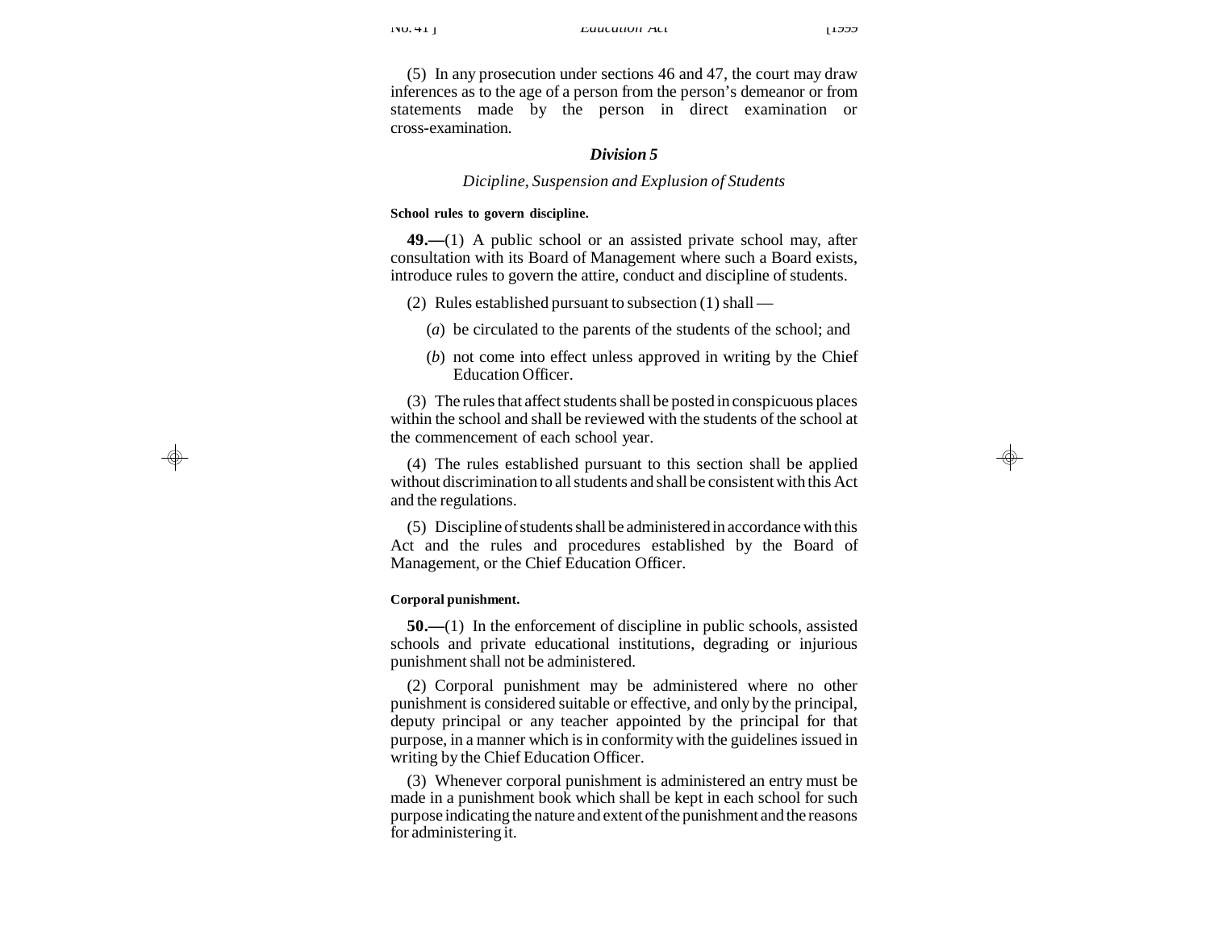(5) In any prosecution under sections 46 and 47, the court may draw inferences as to the age of a person from the person's demeanor or from statements made by the person in direct examination or cross-examination.

### *Division 5*

*Dicipline, Suspension and Explusion of Students*

**School rules to govern discipline.**

**49.—**(1) A public school or an assisted private school may, after consultation with its Board of Management where such a Board exists, introduce rules to govern the attire, conduct and discipline of students.

(2) Rules established pursuant to subsection (1) shall —

(*a*) be circulated to the parents of the students of the school; and

(*b*) not come into effect unless approved in writing by the Chief Education Officer.

(3) The rules that affect students shall be posted in conspicuous places within the school and shall be reviewed with the students of the school at the commencement of each school year.

(4) The rules established pursuant to this section shall be applied without discrimination to all students and shall be consistent with this Act and the regulations.

(5) Discipline of students shall be administered in accordance with this Act and the rules and procedures established by the Board of Management, or the Chief Education Officer.

**Corporal punishment.**

**50.—**(1) In the enforcement of discipline in public schools, assisted schools and private educational institutions, degrading or injurious punishment shall not be administered.

(2) Corporal punishment may be administered where no other punishment is considered suitable or effective, and only by the principal, deputy principal or any teacher appointed by the principal for that purpose, in a manner which is in conformity with the guidelines issued in writing by the Chief Education Officer.

(3) Whenever corporal punishment is administered an entry must be made in a punishment book which shall be kept in each school for such purpose indicating the nature and extent of the punishment and the reasons for administering it.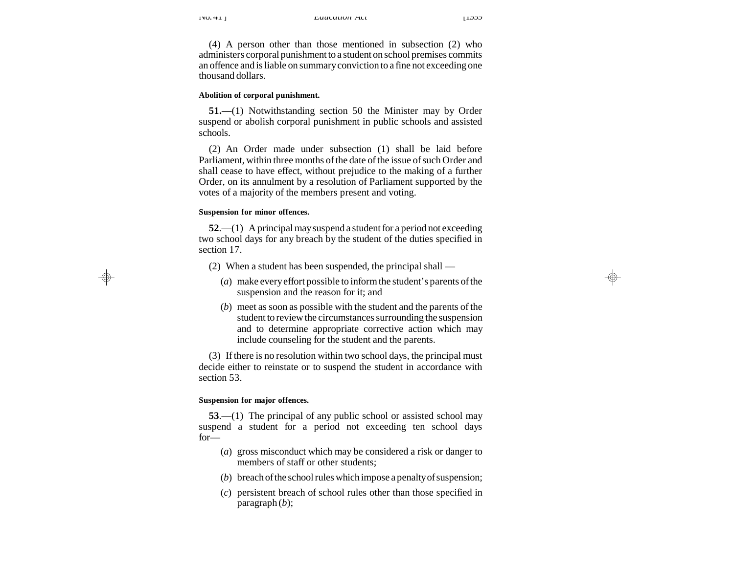(4) A person other than those mentioned in subsection (2) who administers corporal punishment to a student on school premises commits an offence and is liable on summary conviction to a fine not exceeding one thousand dollars.

**Abolition of corporal punishment.**

**51.—**(1) Notwithstanding section 50 the Minister may by Order suspend or abolish corporal punishment in public schools and assisted schools.

(2) An Order made under subsection (1) shall be laid before Parliament, within three months of the date of the issue of such Order and shall cease to have effect, without prejudice to the making of a further Order, on its annulment by a resolution of Parliament supported by the votes of a majority of the members present and voting.

**Suspension for minor offences.**

**52**.—(1) A principal may suspend a student for a period not exceeding two school days for any breach by the student of the duties specified in section 17.

(2) When a student has been suspended, the principal shall —

(*a*) make every effort possible to inform the student's parents of the suspension and the reason for it; and

(*b*) meet as soon as possible with the student and the parents of the student to review the circumstances surrounding the suspension and to determine appropriate corrective action which may include counseling for the student and the parents.

(3) If there is no resolution within two school days, the principal must decide either to reinstate or to suspend the student in accordance with section 53.

**Suspension for major offences.**

**53**.—(1) The principal of any public school or assisted school may suspend a student for a period not exceeding ten school days for—

(*a*) gross misconduct which may be considered a risk or danger to members of staff or other students;

(*b*) breach of the school rules which impose a penalty of suspension;

(*c*) persistent breach of school rules other than those specified in paragraph (*b*);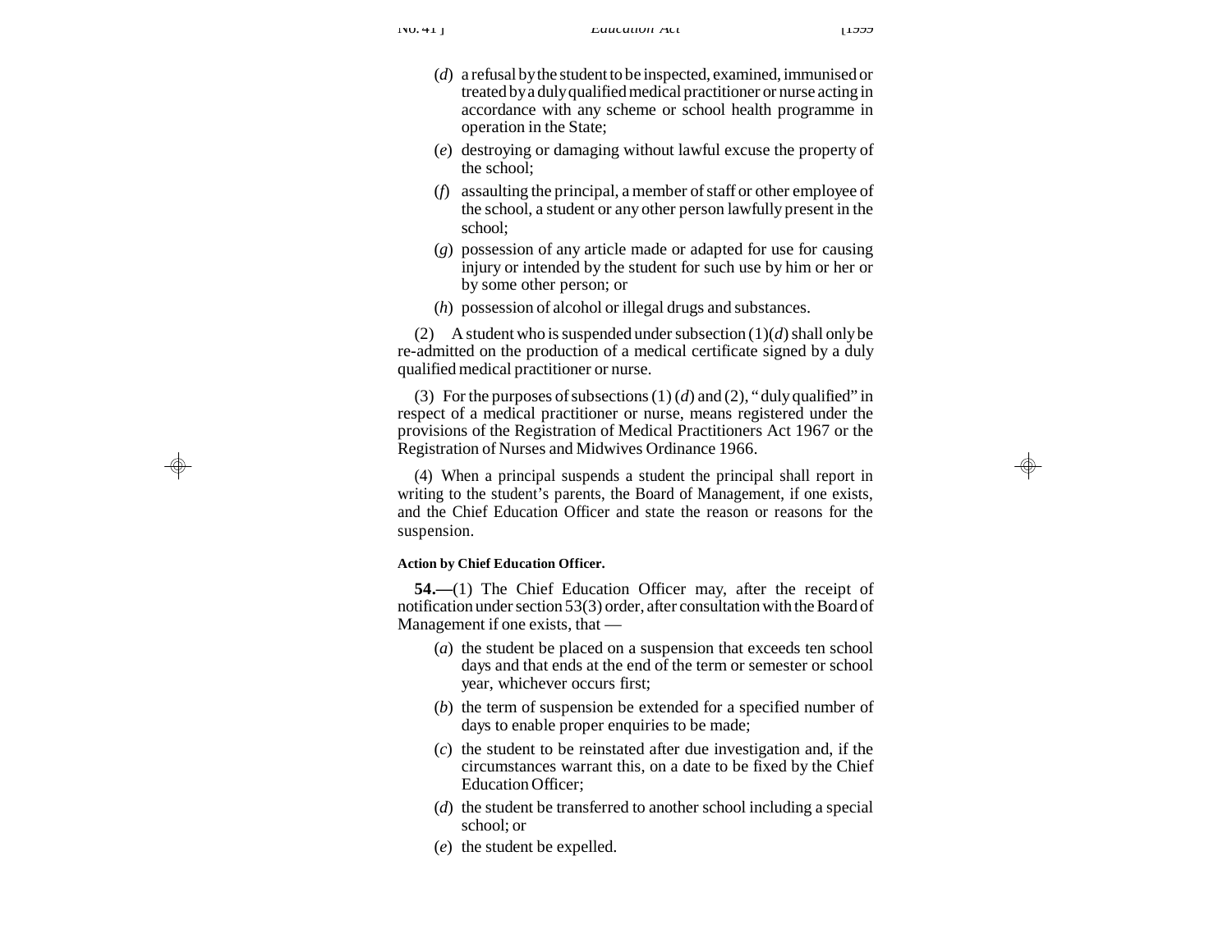(*d*) a refusal by the student to be inspected, examined, immunised or treated by a duly qualified medical practitioner or nurse acting in accordance with any scheme or school health programme in operation in the State;

(*e*) destroying or damaging without lawful excuse the property of the school;

(*f*) assaulting the principal, a member of staff or other employee of the school, a student or any other person lawfully present in the school;

(*g*) possession of any article made or adapted for use for causing injury or intended by the student for such use by him or her or by some other person; or

(*h*) possession of alcohol or illegal drugs and substances.

(2) A student who is suspended under subsection (1)(*d*) shall only be re-admitted on the production of a medical certificate signed by a duly qualified medical practitioner or nurse.

(3) For the purposes of subsections (1) (*d*) and (2), " duly qualified" in respect of a medical practitioner or nurse, means registered under the provisions of the Registration of Medical Practitioners Act 1967 or the Registration of Nurses and Midwives Ordinance 1966.

(4) When a principal suspends a student the principal shall report in writing to the student's parents, the Board of Management, if one exists, and the Chief Education Officer and state the reason or reasons for the suspension.

**Action by Chief Education Officer.**

**54.—**(1) The Chief Education Officer may, after the receipt of notification under section 53(3) order, after consultation with the Board of Management if one exists, that —

(*a*) the student be placed on a suspension that exceeds ten school days and that ends at the end of the term or semester or school year, whichever occurs first;

(*b*) the term of suspension be extended for a specified number of days to enable proper enquiries to be made;

(*c*) the student to be reinstated after due investigation and, if the circumstances warrant this, on a date to be fixed by the Chief Education Officer;

(*d*) the student be transferred to another school including a special school; or

(*e*) the student be expelled.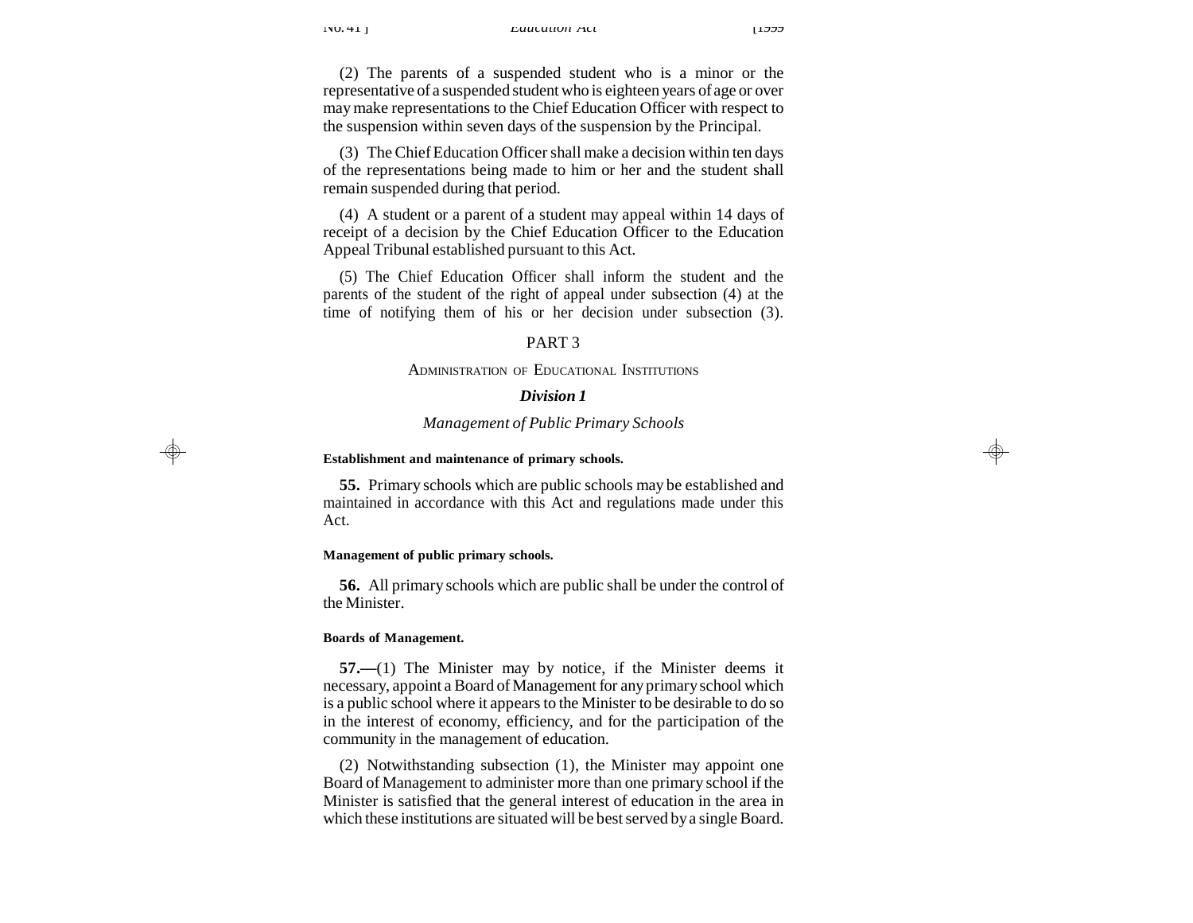(2) The parents of a suspended student who is a minor or the representative of a suspended student who is eighteen years of age or over may make representations to the Chief Education Officer with respect to the suspension within seven days of the suspension by the Principal.

(3) The Chief Education Officer shall make a decision within ten days of the representations being made to him or her and the student shall remain suspended during that period.

(4) A student or a parent of a student may appeal within 14 days of receipt of a decision by the Chief Education Officer to the Education Appeal Tribunal established pursuant to this Act.

(5) The Chief Education Officer shall inform the student and the parents of the student of the right of appeal under subsection (4) at the time of notifying them of his or her decision under subsection (3).

## PART 3

### ADMINISTRATION OF EDUCATIONAL INSTITUTIONS

### *Division 1*

### *Management of Public Primary Schools*

**Establishment and maintenance of primary schools.**

**55.** Primary schools which are public schools may be established and maintained in accordance with this Act and regulations made under this Act.

**Management of public primary schools.**

**56.** All primary schools which are public shall be under the control of the Minister.

**Boards of Management.**

**57.—**(1) The Minister may by notice, if the Minister deems it necessary, appoint a Board of Management for any primary school which is a public school where it appears to the Minister to be desirable to do so in the interest of economy, efficiency, and for the participation of the community in the management of education.

(2) Notwithstanding subsection (1), the Minister may appoint one Board of Management to administer more than one primary school if the Minister is satisfied that the general interest of education in the area in which these institutions are situated will be best served by a single Board.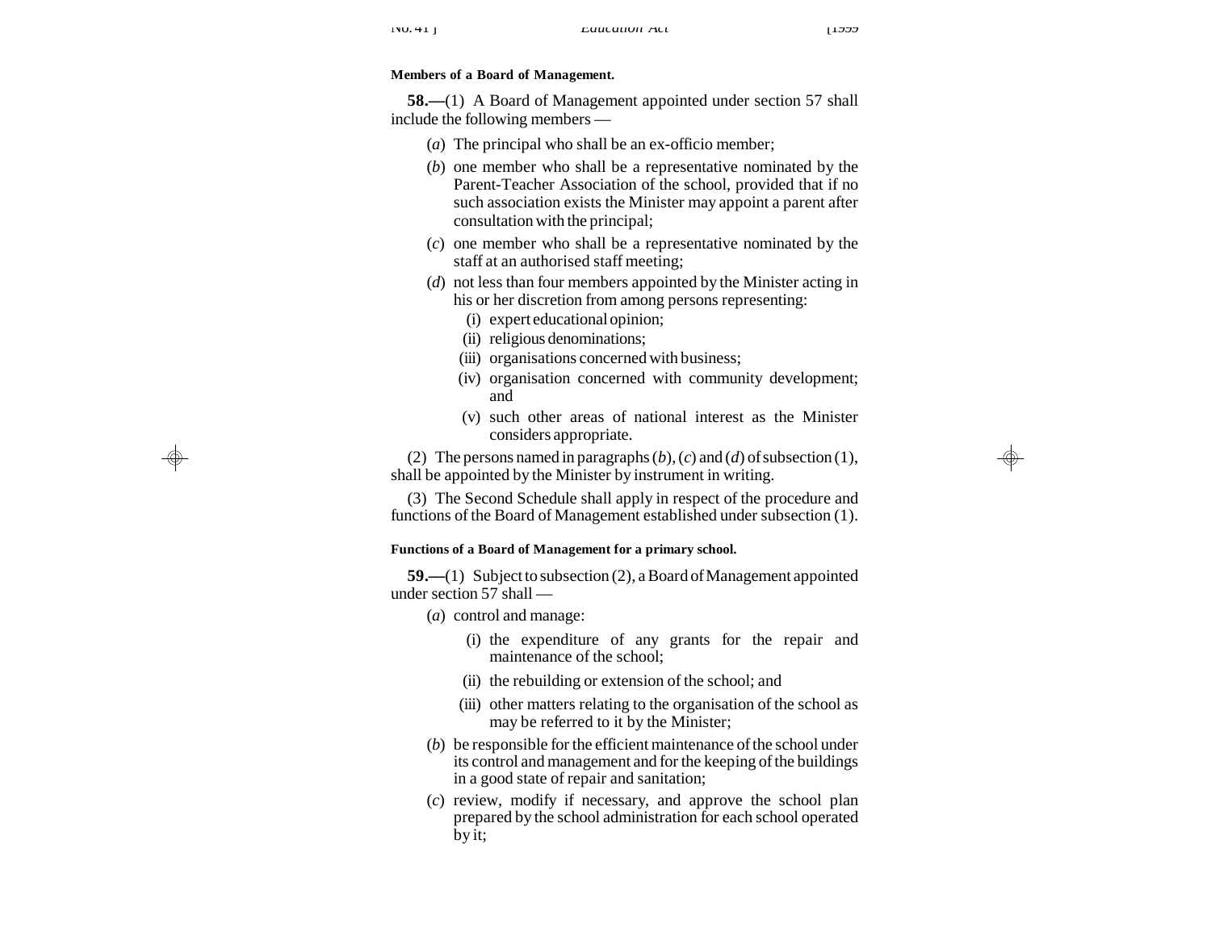**Members of a Board of Management.**

**58.—**(1) A Board of Management appointed under section 57 shall include the following members —

(*a*) The principal who shall be an ex-officio member;

(*b*) one member who shall be a representative nominated by the Parent-Teacher Association of the school, provided that if no such association exists the Minister may appoint a parent after consultation with the principal;

(*c*) one member who shall be a representative nominated by the staff at an authorised staff meeting;

(*d*) not less than four members appointed by the Minister acting in his or her discretion from among persons representing:

(i) expert educational opinion;

(ii) religious denominations;

(iii) organisations concerned with business;

(iv) organisation concerned with community development; and

(v) such other areas of national interest as the Minister considers appropriate.

(2) The persons named in paragraphs (*b*), (*c*) and (*d*) of subsection (1), shall be appointed by the Minister by instrument in writing.

(3) The Second Schedule shall apply in respect of the procedure and functions of the Board of Management established under subsection (1).

**Functions of a Board of Management for a primary school.**

**59.—**(1) Subject to subsection (2), a Board of Management appointed under section 57 shall —

(*a*) control and manage:

(i) the expenditure of any grants for the repair and maintenance of the school;

(ii) the rebuilding or extension of the school; and

(iii) other matters relating to the organisation of the school as may be referred to it by the Minister;

(*b*) be responsible for the efficient maintenance of the school under its control and management and for the keeping of the buildings in a good state of repair and sanitation;

(*c*) review, modify if necessary, and approve the school plan prepared by the school administration for each school operated by it;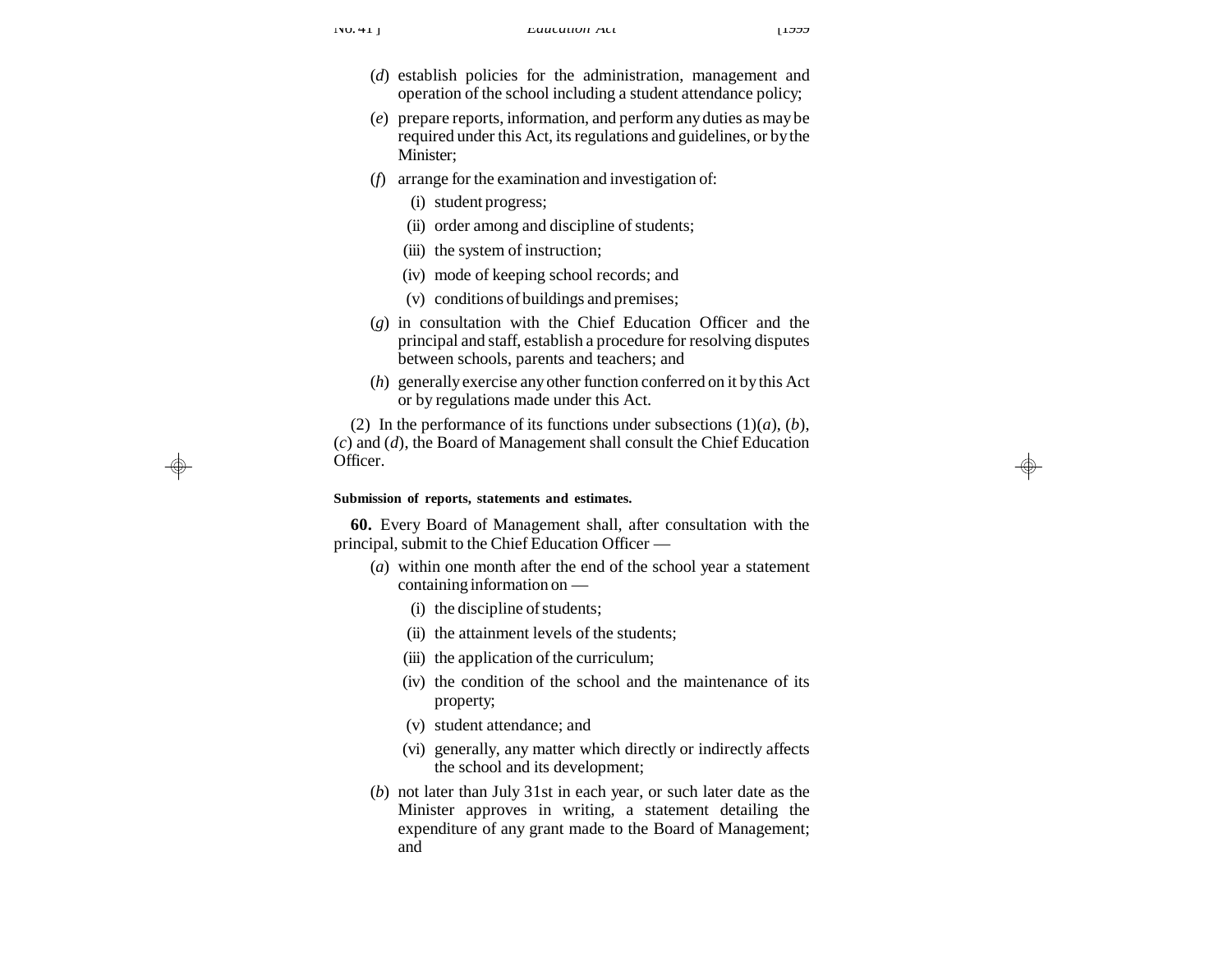(*d*) establish policies for the administration, management and operation of the school including a student attendance policy;

(*e*) prepare reports, information, and perform any duties as may be required under this Act, its regulations and guidelines, or by the Minister;

(*f*) arrange for the examination and investigation of:

(i) student progress;

(ii) order among and discipline of students;

(iii) the system of instruction;

(iv) mode of keeping school records; and

(v) conditions of buildings and premises;

(*g*) in consultation with the Chief Education Officer and the principal and staff, establish a procedure for resolving disputes between schools, parents and teachers; and

(*h*) generally exercise any other function conferred on it by this Act or by regulations made under this Act.

(2) In the performance of its functions under subsections (1)(*a*), (*b*), (*c*) and (*d*), the Board of Management shall consult the Chief Education Officer.

**Submission of reports, statements and estimates.**

**60.** Every Board of Management shall, after consultation with the principal, submit to the Chief Education Officer —

(*a*) within one month after the end of the school year a statement containing information on —

(i) the discipline of students;

(ii) the attainment levels of the students;

(iii) the application of the curriculum;

(iv) the condition of the school and the maintenance of its property;

(v) student attendance; and

(vi) generally, any matter which directly or indirectly affects the school and its development;

(*b*) not later than July 31st in each year, or such later date as the Minister approves in writing, a statement detailing the expenditure of any grant made to the Board of Management; and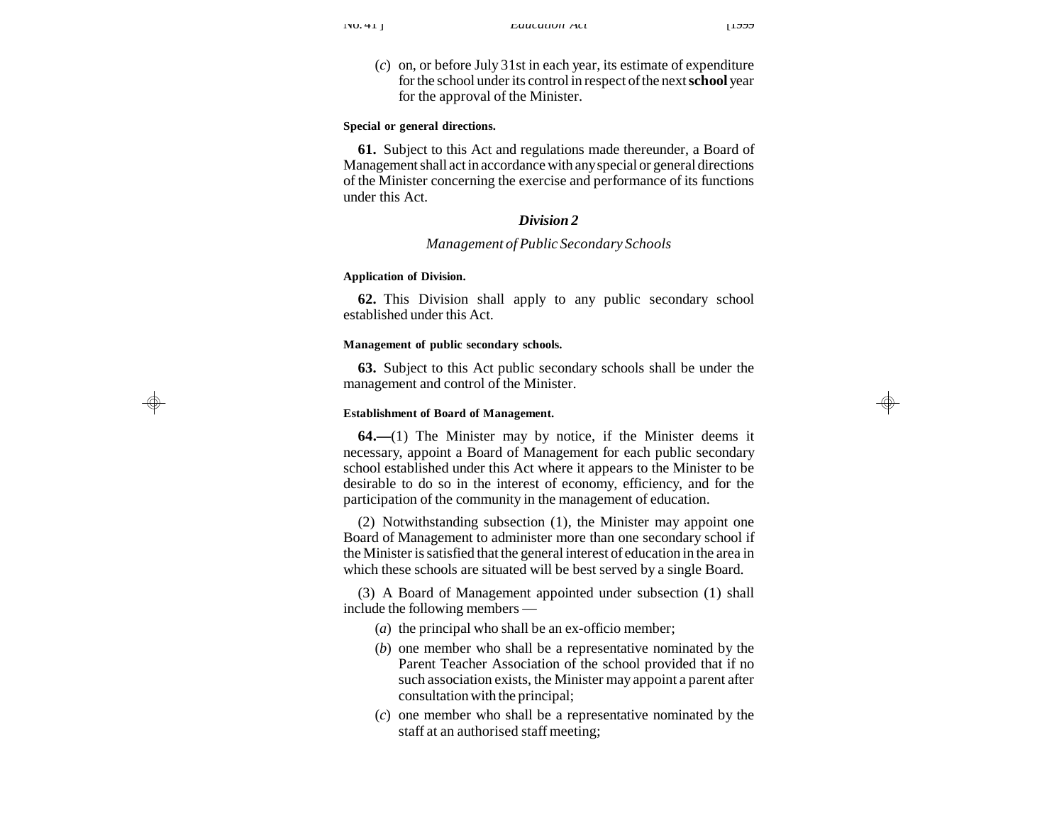(*c*) on, or before July 31st in each year, its estimate of expenditure for the school under its control in respect of the next **school** year for the approval of the Minister.

**Special or general directions.**

**61.** Subject to this Act and regulations made thereunder, a Board of Management shall act in accordance with any special or general directions of the Minister concerning the exercise and performance of its functions under this Act.

### *Division 2*

*Management of Public Secondary Schools*

**Application of Division.**

**62.** This Division shall apply to any public secondary school established under this Act.

**Management of public secondary schools.**

**63.** Subject to this Act public secondary schools shall be under the management and control of the Minister.

**Establishment of Board of Management.**

**64.—**(1) The Minister may by notice, if the Minister deems it necessary, appoint a Board of Management for each public secondary school established under this Act where it appears to the Minister to be desirable to do so in the interest of economy, efficiency, and for the participation of the community in the management of education.

(2) Notwithstanding subsection (1), the Minister may appoint one Board of Management to administer more than one secondary school if the Minister is satisfied that the general interest of education in the area in which these schools are situated will be best served by a single Board.

(3) A Board of Management appointed under subsection (1) shall include the following members —

(*a*) the principal who shall be an ex-officio member;

(*b*) one member who shall be a representative nominated by the Parent Teacher Association of the school provided that if no such association exists, the Minister may appoint a parent after consultation with the principal;

(*c*) one member who shall be a representative nominated by the staff at an authorised staff meeting;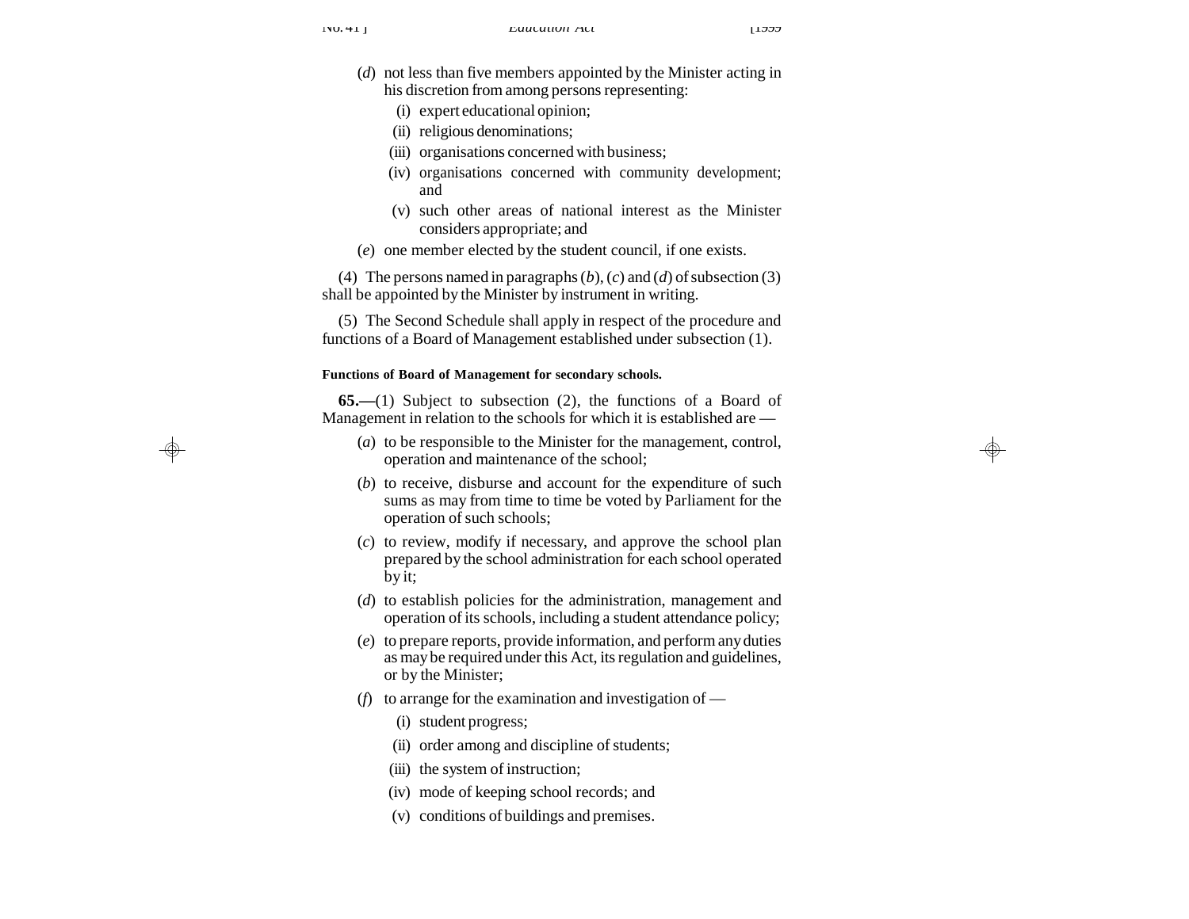(*d*) not less than five members appointed by the Minister acting in his discretion from among persons representing:

(i) expert educational opinion;

(ii) religious denominations;

(iii) organisations concerned with business;

(iv) organisations concerned with community development; and

(v) such other areas of national interest as the Minister considers appropriate; and

(*e*) one member elected by the student council, if one exists.

(4) The persons named in paragraphs (*b*), (*c*) and (*d*) of subsection (3) shall be appointed by the Minister by instrument in writing.

(5) The Second Schedule shall apply in respect of the procedure and functions of a Board of Management established under subsection (1).

**Functions of Board of Management for secondary schools.**

**65.—**(1) Subject to subsection (2), the functions of a Board of Management in relation to the schools for which it is established are —

(*a*) to be responsible to the Minister for the management, control, operation and maintenance of the school;

(*b*) to receive, disburse and account for the expenditure of such sums as may from time to time be voted by Parliament for the operation of such schools;

(*c*) to review, modify if necessary, and approve the school plan prepared by the school administration for each school operated by it;

(*d*) to establish policies for the administration, management and operation of its schools, including a student attendance policy;

(*e*) to prepare reports, provide information, and perform any duties as may be required under this Act, its regulation and guidelines, or by the Minister;

(*f*) to arrange for the examination and investigation of —

(i) student progress;

(ii) order among and discipline of students;

(iii) the system of instruction;

(iv) mode of keeping school records; and

(v) conditions of buildings and premises.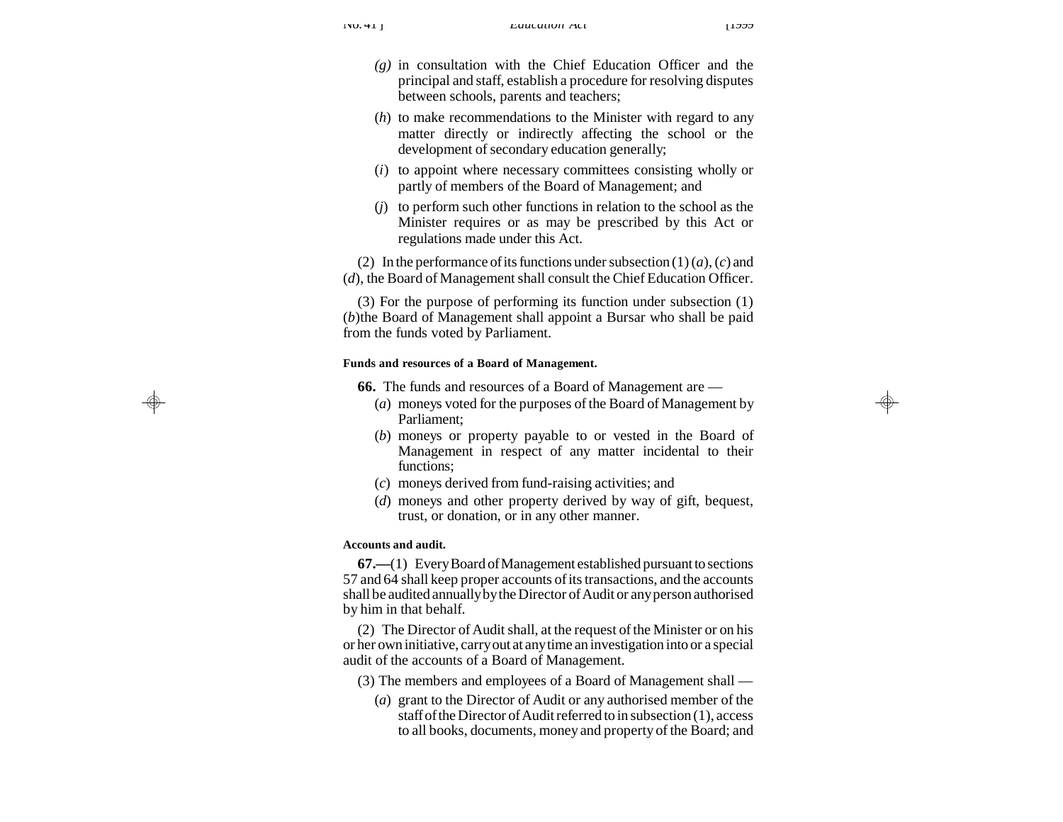(g) in consultation with the Chief Education Officer and the principal and staff, establish a procedure for resolving disputes between schools, parents and teachers;

(h) to make recommendations to the Minister with regard to any matter directly or indirectly affecting the school or the development of secondary education generally;

(i) to appoint where necessary committees consisting wholly or partly of members of the Board of Management; and

(j) to perform such other functions in relation to the school as the Minister requires or as may be prescribed by this Act or regulations made under this Act.

(2) In the performance of its functions under subsection (1) (a), (c) and (d), the Board of Management shall consult the Chief Education Officer.

(3) For the purpose of performing its function under subsection (1) (b)the Board of Management shall appoint a Bursar who shall be paid from the funds voted by Parliament.

**Funds and resources of a Board of Management.**

**66.** The funds and resources of a Board of Management are —

(a) moneys voted for the purposes of the Board of Management by Parliament;

(b) moneys or property payable to or vested in the Board of Management in respect of any matter incidental to their functions;

(c) moneys derived from fund-raising activities; and

(d) moneys and other property derived by way of gift, bequest, trust, or donation, or in any other manner.

**Accounts and audit.**

**67.—**(1) Every Board of Management established pursuant to sections 57 and 64 shall keep proper accounts of its transactions, and the accounts shall be audited annually by the Director of Audit or any person authorised by him in that behalf.

(2) The Director of Audit shall, at the request of the Minister or on his or her own initiative, carry out at any time an investigation into or a special audit of the accounts of a Board of Management.

(3) The members and employees of a Board of Management shall —

(a) grant to the Director of Audit or any authorised member of the staff of the Director of Audit referred to in subsection (1), access to all books, documents, money and property of the Board; and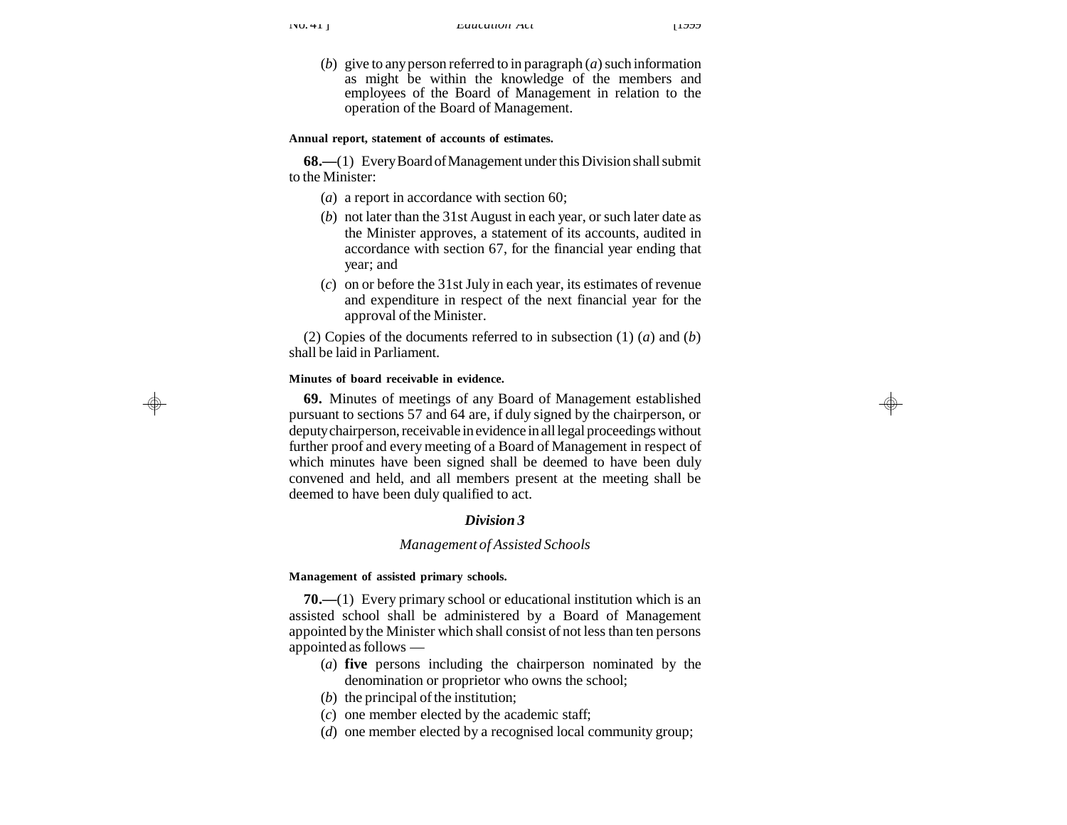(*b*) give to any person referred to in paragraph (*a*) such information as might be within the knowledge of the members and employees of the Board of Management in relation to the operation of the Board of Management.

**Annual report, statement of accounts of estimates.**

**68.—**(1) Every Board of Management under this Division shall submit to the Minister:

(*a*) a report in accordance with section 60;

(*b*) not later than the 31st August in each year, or such later date as the Minister approves, a statement of its accounts, audited in accordance with section 67, for the financial year ending that year; and

(*c*) on or before the 31st July in each year, its estimates of revenue and expenditure in respect of the next financial year for the approval of the Minister.

(2) Copies of the documents referred to in subsection (1) (*a*) and (*b*) shall be laid in Parliament.

**Minutes of board receivable in evidence.**

**69.** Minutes of meetings of any Board of Management established pursuant to sections 57 and 64 are, if duly signed by the chairperson, or deputy chairperson, receivable in evidence in all legal proceedings without further proof and every meeting of a Board of Management in respect of which minutes have been signed shall be deemed to have been duly convened and held, and all members present at the meeting shall be deemed to have been duly qualified to act.

## *Division 3*

### *Management of Assisted Schools*

**Management of assisted primary schools.**

**70.—**(1) Every primary school or educational institution which is an assisted school shall be administered by a Board of Management appointed by the Minister which shall consist of not less than ten persons appointed as follows —

(*a*) **five** persons including the chairperson nominated by the denomination or proprietor who owns the school;

(*b*) the principal of the institution;

(*c*) one member elected by the academic staff;

(*d*) one member elected by a recognised local community group;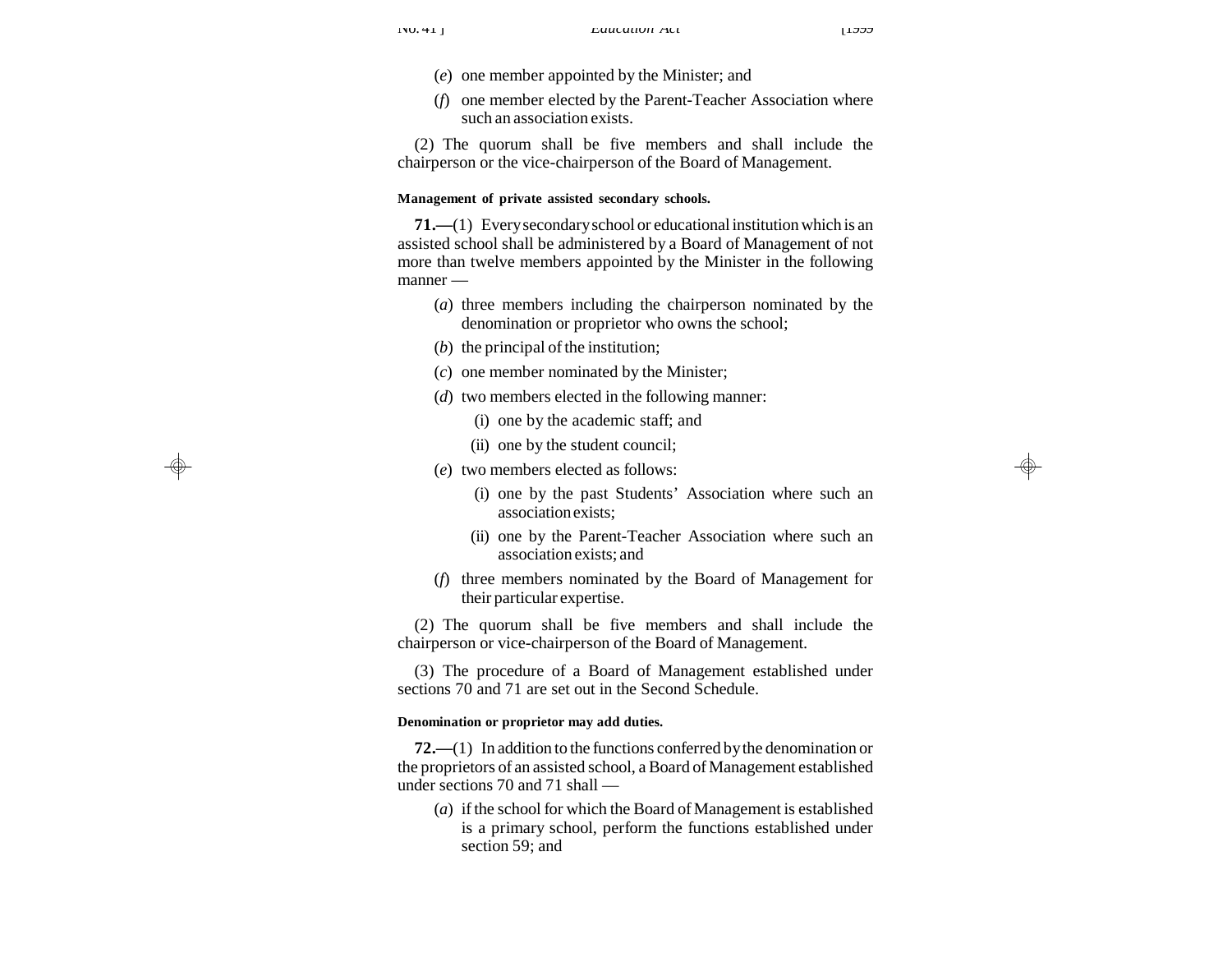(*e*) one member appointed by the Minister; and

(*f*) one member elected by the Parent-Teacher Association where such an association exists.

(2) The quorum shall be five members and shall include the chairperson or the vice-chairperson of the Board of Management.

**Management of private assisted secondary schools.**

**71.—**(1) Every secondary school or educational institution which is an assisted school shall be administered by a Board of Management of not more than twelve members appointed by the Minister in the following manner —

(*a*) three members including the chairperson nominated by the denomination or proprietor who owns the school;

(*b*) the principal of the institution;

(*c*) one member nominated by the Minister;

(*d*) two members elected in the following manner:

(i) one by the academic staff; and

(ii) one by the student council;

(*e*) two members elected as follows:

(i) one by the past Students' Association where such an association exists;

(ii) one by the Parent-Teacher Association where such an association exists; and

(*f*) three members nominated by the Board of Management for their particular expertise.

(2) The quorum shall be five members and shall include the chairperson or vice-chairperson of the Board of Management.

(3) The procedure of a Board of Management established under sections 70 and 71 are set out in the Second Schedule.

**Denomination or proprietor may add duties.**

**72.—**(1) In addition to the functions conferred by the denomination or the proprietors of an assisted school, a Board of Management established under sections 70 and 71 shall —

(*a*) if the school for which the Board of Management is established is a primary school, perform the functions established under section 59; and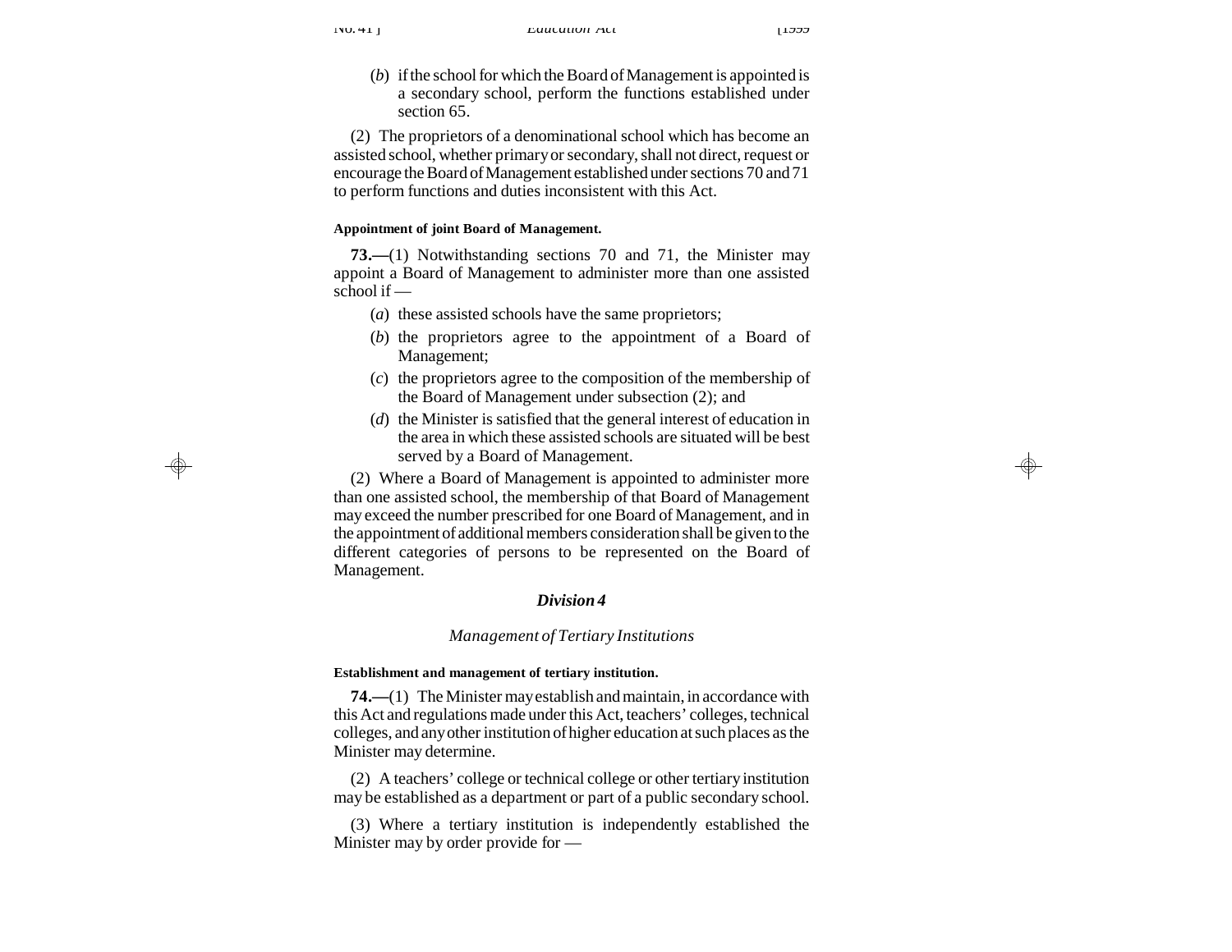(*b*) if the school for which the Board of Management is appointed is a secondary school, perform the functions established under section 65.

(2) The proprietors of a denominational school which has become an assisted school, whether primary or secondary, shall not direct, request or encourage the Board of Management established under sections 70 and 71 to perform functions and duties inconsistent with this Act.

**Appointment of joint Board of Management.**

**73.—**(1) Notwithstanding sections 70 and 71, the Minister may appoint a Board of Management to administer more than one assisted school if —

(*a*) these assisted schools have the same proprietors;

(*b*) the proprietors agree to the appointment of a Board of Management;

(*c*) the proprietors agree to the composition of the membership of the Board of Management under subsection (2); and

(*d*) the Minister is satisfied that the general interest of education in the area in which these assisted schools are situated will be best served by a Board of Management.

(2) Where a Board of Management is appointed to administer more than one assisted school, the membership of that Board of Management may exceed the number prescribed for one Board of Management, and in the appointment of additional members consideration shall be given to the different categories of persons to be represented on the Board of Management.

## *Division 4*

### *Management of Tertiary Institutions*

**Establishment and management of tertiary institution.**

**74.—**(1) The Minister may establish and maintain, in accordance with this Act and regulations made under this Act, teachers' colleges, technical colleges, and any other institution of higher education at such places as the Minister may determine.

(2) A teachers' college or technical college or other tertiary institution may be established as a department or part of a public secondary school.

(3) Where a tertiary institution is independently established the Minister may by order provide for —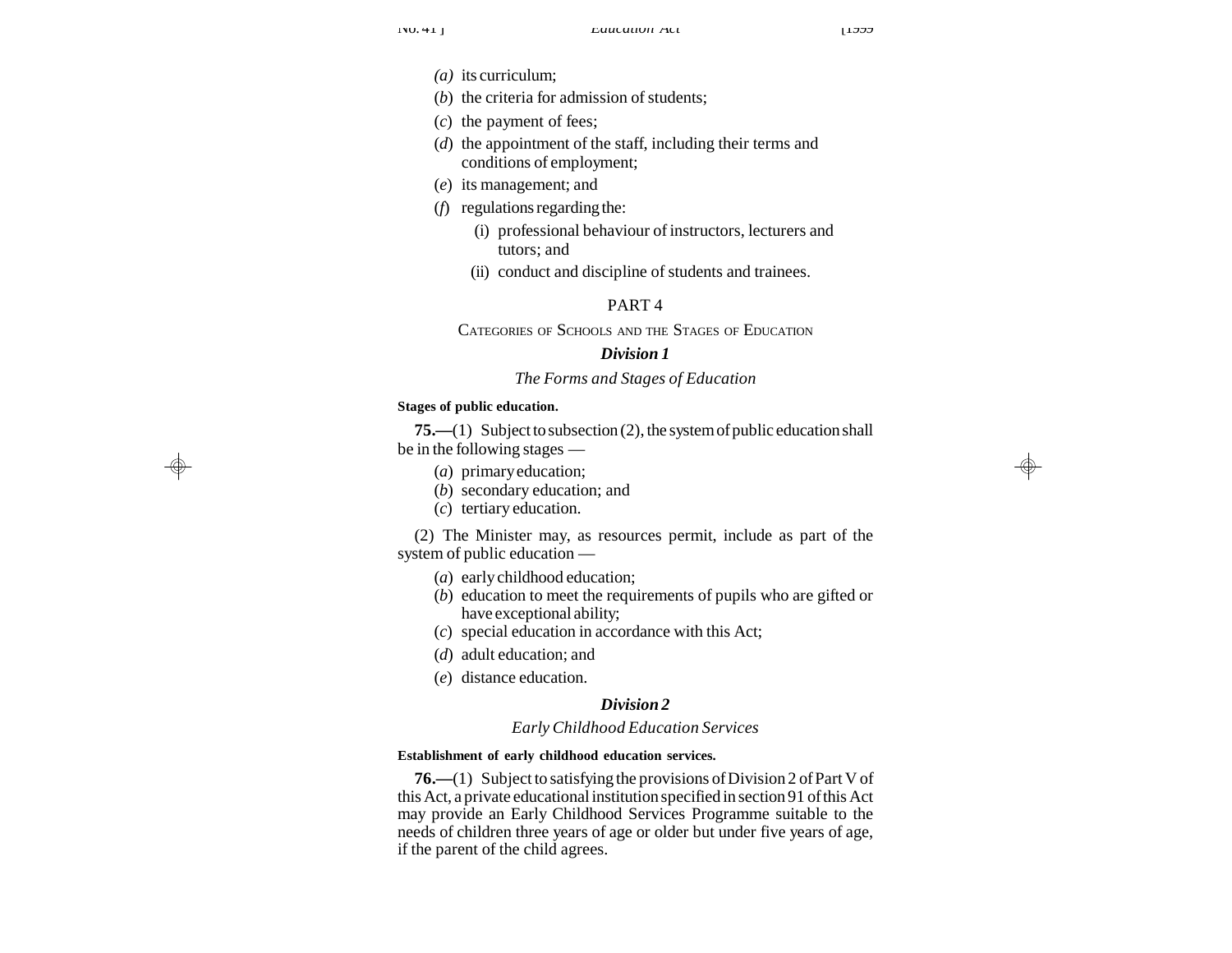(*a*) its curriculum;

(*b*) the criteria for admission of students;

(*c*) the payment of fees;

(*d*) the appointment of the staff, including their terms and conditions of employment;

(*e*) its management; and

(*f*) regulations regarding the:

(i) professional behaviour of instructors, lecturers and tutors; and

(ii) conduct and discipline of students and trainees.

## PART 4

## CATEGORIES OF SCHOOLS AND THE STAGES OF EDUCATION

### *Division 1*

### *The Forms and Stages of Education*

**Stages of public education.**

**75.—**(1) Subject to subsection (2), the system of public education shall be in the following stages —

(*a*) primary education;

(*b*) secondary education; and

(*c*) tertiary education.

(2) The Minister may, as resources permit, include as part of the system of public education —

(*a*) early childhood education;

(*b*) education to meet the requirements of pupils who are gifted or have exceptional ability;

(*c*) special education in accordance with this Act;

(*d*) adult education; and

(*e*) distance education.

### *Division 2*

### *Early Childhood Education Services*

**Establishment of early childhood education services.**

**76.—**(1) Subject to satisfying the provisions of Division 2 of Part V of this Act, a private educational institution specified in section 91 of this Act may provide an Early Childhood Services Programme suitable to the needs of children three years of age or older but under five years of age, if the parent of the child agrees.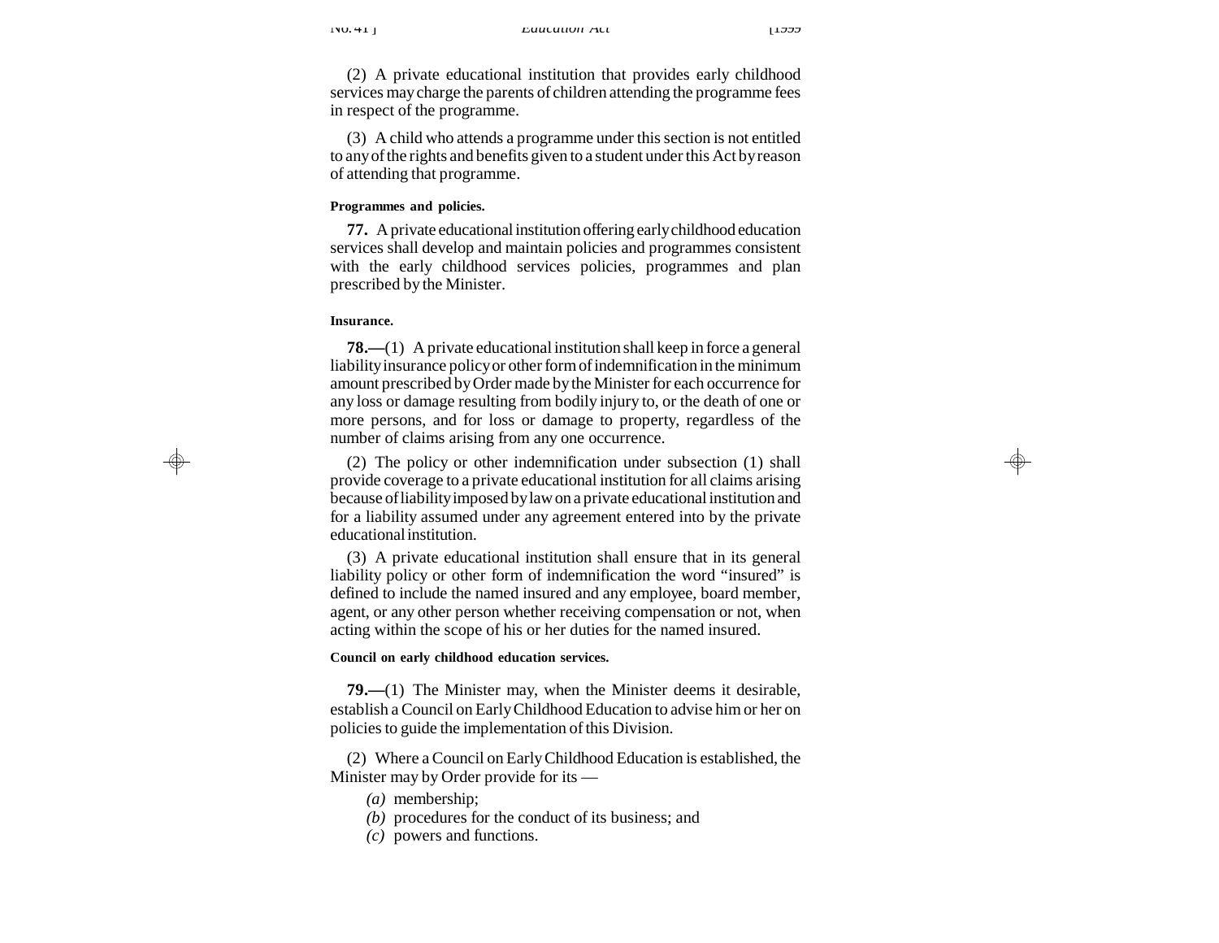(2) A private educational institution that provides early childhood services may charge the parents of children attending the programme fees in respect of the programme.

(3) A child who attends a programme under this section is not entitled to any of the rights and benefits given to a student under this Act by reason of attending that programme.

**Programmes and policies.**

**77.** A private educational institution offering early childhood education services shall develop and maintain policies and programmes consistent with the early childhood services policies, programmes and plan prescribed by the Minister.

**Insurance.**

**78.—**(1) A private educational institution shall keep in force a general liability insurance policy or other form of indemnification in the minimum amount prescribed by Order made by the Minister for each occurrence for any loss or damage resulting from bodily injury to, or the death of one or more persons, and for loss or damage to property, regardless of the number of claims arising from any one occurrence.

(2) The policy or other indemnification under subsection (1) shall provide coverage to a private educational institution for all claims arising because of liability imposed by law on a private educational institution and for a liability assumed under any agreement entered into by the private educational institution.

(3) A private educational institution shall ensure that in its general liability policy or other form of indemnification the word "insured" is defined to include the named insured and any employee, board member, agent, or any other person whether receiving compensation or not, when acting within the scope of his or her duties for the named insured.

**Council on early childhood education services.**

**79.—**(1) The Minister may, when the Minister deems it desirable, establish a Council on Early Childhood Education to advise him or her on policies to guide the implementation of this Division.

(2) Where a Council on Early Childhood Education is established, the Minister may by Order provide for its —

*(a)* membership;
*(b)* procedures for the conduct of its business; and
*(c)* powers and functions.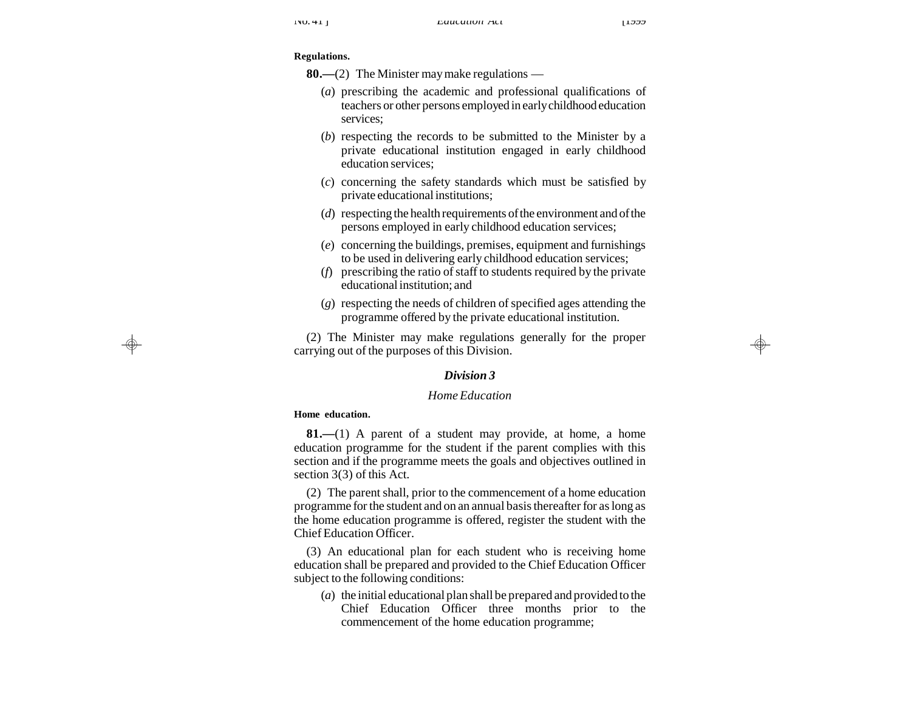**Regulations.**

**80.—**(2) The Minister may make regulations —

(*a*) prescribing the academic and professional qualifications of teachers or other persons employed in early childhood education services;

(*b*) respecting the records to be submitted to the Minister by a private educational institution engaged in early childhood education services;

(*c*) concerning the safety standards which must be satisfied by private educational institutions;

(*d*) respecting the health requirements of the environment and of the persons employed in early childhood education services;

(*e*) concerning the buildings, premises, equipment and furnishings to be used in delivering early childhood education services;

(*f*) prescribing the ratio of staff to students required by the private educational institution; and

(*g*) respecting the needs of children of specified ages attending the programme offered by the private educational institution.

(2) The Minister may make regulations generally for the proper carrying out of the purposes of this Division.

## *Division 3*

### *Home Education*

**Home education.**

**81.—**(1) A parent of a student may provide, at home, a home education programme for the student if the parent complies with this section and if the programme meets the goals and objectives outlined in section 3(3) of this Act.

(2) The parent shall, prior to the commencement of a home education programme for the student and on an annual basis thereafter for as long as the home education programme is offered, register the student with the Chief Education Officer.

(3) An educational plan for each student who is receiving home education shall be prepared and provided to the Chief Education Officer subject to the following conditions:

(*a*) the initial educational plan shall be prepared and provided to the Chief Education Officer three months prior to the commencement of the home education programme;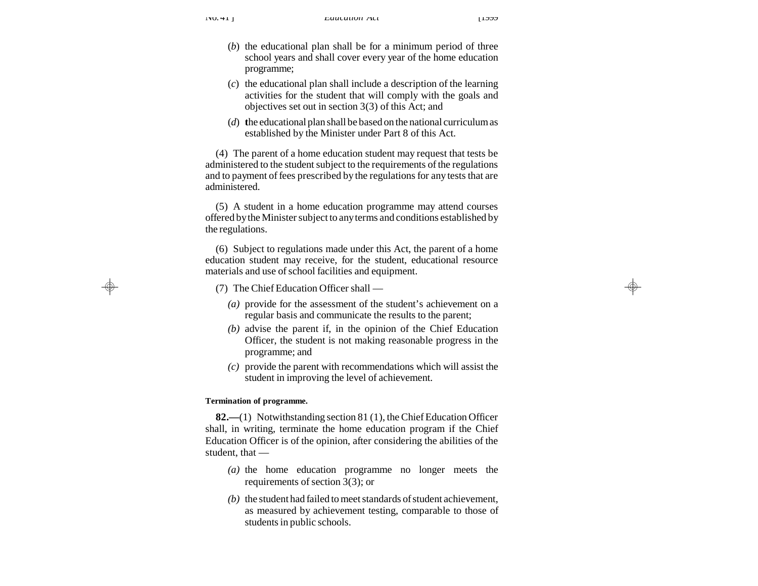(*b*) the educational plan shall be for a minimum period of three school years and shall cover every year of the home education programme;

(*c*) the educational plan shall include a description of the learning activities for the student that will comply with the goals and objectives set out in section 3(3) of this Act; and

(*d*) the educational plan shall be based on the national curriculum as established by the Minister under Part 8 of this Act.

(4) The parent of a home education student may request that tests be administered to the student subject to the requirements of the regulations and to payment of fees prescribed by the regulations for any tests that are administered.

(5) A student in a home education programme may attend courses offered by the Minister subject to any terms and conditions established by the regulations.

(6) Subject to regulations made under this Act, the parent of a home education student may receive, for the student, educational resource materials and use of school facilities and equipment.

(7) The Chief Education Officer shall —

*(a)* provide for the assessment of the student's achievement on a regular basis and communicate the results to the parent;

*(b)* advise the parent if, in the opinion of the Chief Education Officer, the student is not making reasonable progress in the programme; and

*(c)* provide the parent with recommendations which will assist the student in improving the level of achievement.

**Termination of programme.**

**82.—**(1) Notwithstanding section 81 (1), the Chief Education Officer shall, in writing, terminate the home education program if the Chief Education Officer is of the opinion, after considering the abilities of the student, that —

*(a)* the home education programme no longer meets the requirements of section 3(3); or

*(b)* the student had failed to meet standards of student achievement, as measured by achievement testing, comparable to those of students in public schools.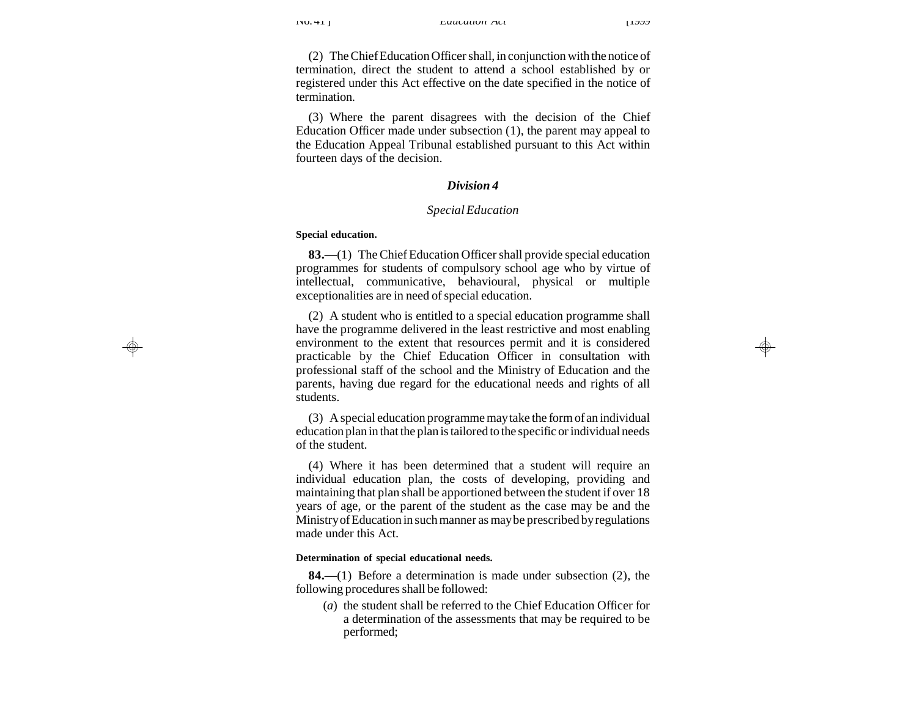(2) The Chief Education Officer shall, in conjunction with the notice of termination, direct the student to attend a school established by or registered under this Act effective on the date specified in the notice of termination.

(3) Where the parent disagrees with the decision of the Chief Education Officer made under subsection (1), the parent may appeal to the Education Appeal Tribunal established pursuant to this Act within fourteen days of the decision.

### *Division 4*

### *Special Education*

**Special education.**

**83.—**(1) The Chief Education Officer shall provide special education programmes for students of compulsory school age who by virtue of intellectual, communicative, behavioural, physical or multiple exceptionalities are in need of special education.

(2) A student who is entitled to a special education programme shall have the programme delivered in the least restrictive and most enabling environment to the extent that resources permit and it is considered practicable by the Chief Education Officer in consultation with professional staff of the school and the Ministry of Education and the parents, having due regard for the educational needs and rights of all students.

(3) A special education programme may take the form of an individual education plan in that the plan is tailored to the specific or individual needs of the student.

(4) Where it has been determined that a student will require an individual education plan, the costs of developing, providing and maintaining that plan shall be apportioned between the student if over 18 years of age, or the parent of the student as the case may be and the Ministry of Education in such manner as may be prescribed by regulations made under this Act.

**Determination of special educational needs.**

**84.—**(1) Before a determination is made under subsection (2), the following procedures shall be followed:

- (*a*) the student shall be referred to the Chief Education Officer for a determination of the assessments that may be required to be performed;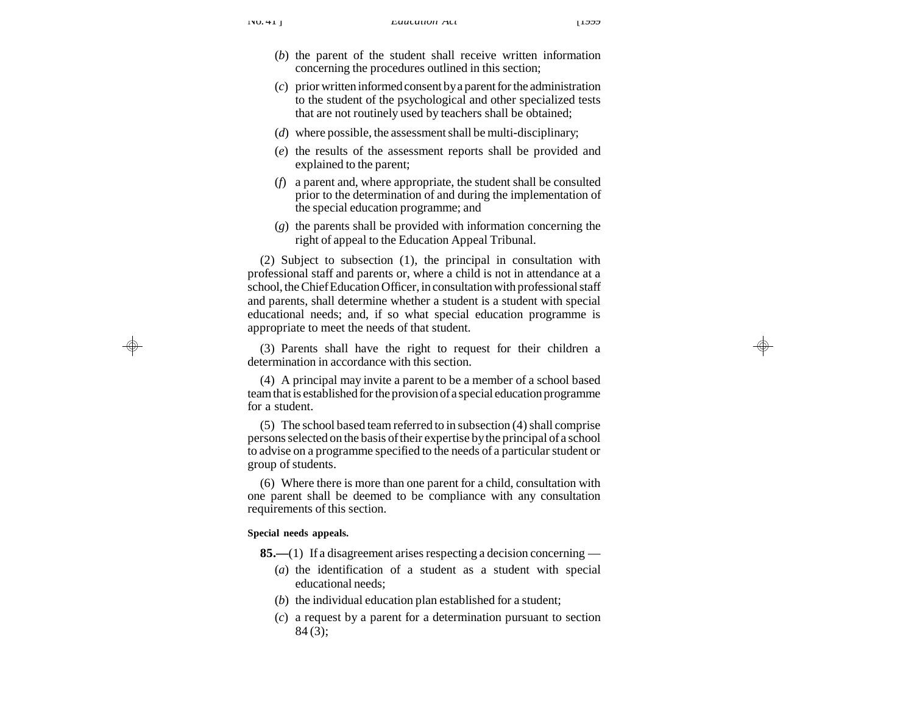(*b*) the parent of the student shall receive written information concerning the procedures outlined in this section;

(*c*) prior written informed consent by a parent for the administration to the student of the psychological and other specialized tests that are not routinely used by teachers shall be obtained;

(*d*) where possible, the assessment shall be multi-disciplinary;

(*e*) the results of the assessment reports shall be provided and explained to the parent;

(*f*) a parent and, where appropriate, the student shall be consulted prior to the determination of and during the implementation of the special education programme; and

(*g*) the parents shall be provided with information concerning the right of appeal to the Education Appeal Tribunal.

(2) Subject to subsection (1), the principal in consultation with professional staff and parents or, where a child is not in attendance at a school, the Chief Education Officer, in consultation with professional staff and parents, shall determine whether a student is a student with special educational needs; and, if so what special education programme is appropriate to meet the needs of that student.

(3) Parents shall have the right to request for their children a determination in accordance with this section.

(4) A principal may invite a parent to be a member of a school based team that is established for the provision of a special education programme for a student.

(5) The school based team referred to in subsection (4) shall comprise persons selected on the basis of their expertise by the principal of a school to advise on a programme specified to the needs of a particular student or group of students.

(6) Where there is more than one parent for a child, consultation with one parent shall be deemed to be compliance with any consultation requirements of this section.

**Special needs appeals.**

**85.—**(1) If a disagreement arises respecting a decision concerning —

(*a*) the identification of a student as a student with special educational needs;

(*b*) the individual education plan established for a student;

(*c*) a request by a parent for a determination pursuant to section 84 (3);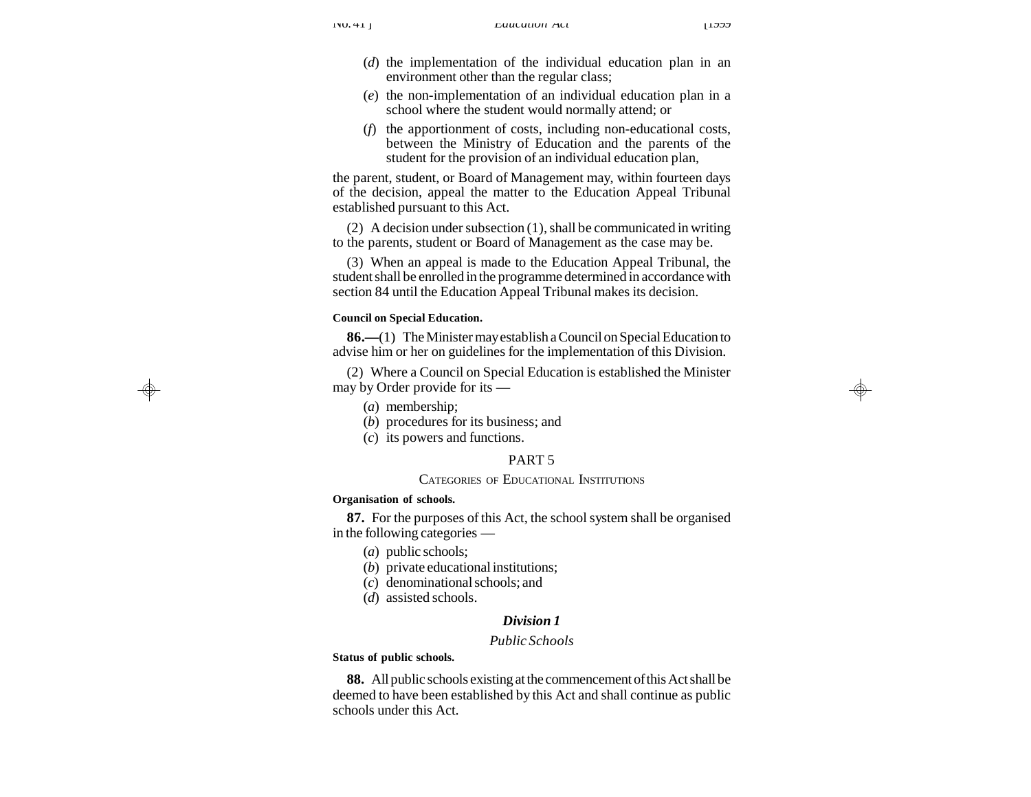(*d*) the implementation of the individual education plan in an environment other than the regular class;

(*e*) the non-implementation of an individual education plan in a school where the student would normally attend; or

(*f*) the apportionment of costs, including non-educational costs, between the Ministry of Education and the parents of the student for the provision of an individual education plan,

the parent, student, or Board of Management may, within fourteen days of the decision, appeal the matter to the Education Appeal Tribunal established pursuant to this Act.

(2) A decision under subsection (1), shall be communicated in writing to the parents, student or Board of Management as the case may be.

(3) When an appeal is made to the Education Appeal Tribunal, the student shall be enrolled in the programme determined in accordance with section 84 until the Education Appeal Tribunal makes its decision.

**Council on Special Education.**

**86.—**(1) The Minister may establish a Council on Special Education to advise him or her on guidelines for the implementation of this Division.

(2) Where a Council on Special Education is established the Minister may by Order provide for its —

(*a*) membership;
(*b*) procedures for its business; and
(*c*) its powers and functions.

## PART 5

### Categories of Educational Institutions

**Organisation of schools.**

**87.** For the purposes of this Act, the school system shall be organised in the following categories —

(*a*) public schools;
(*b*) private educational institutions;
(*c*) denominational schools; and
(*d*) assisted schools.

### *Division 1*

*Public Schools*

**Status of public schools.**

**88.** All public schools existing at the commencement of this Act shall be deemed to have been established by this Act and shall continue as public schools under this Act.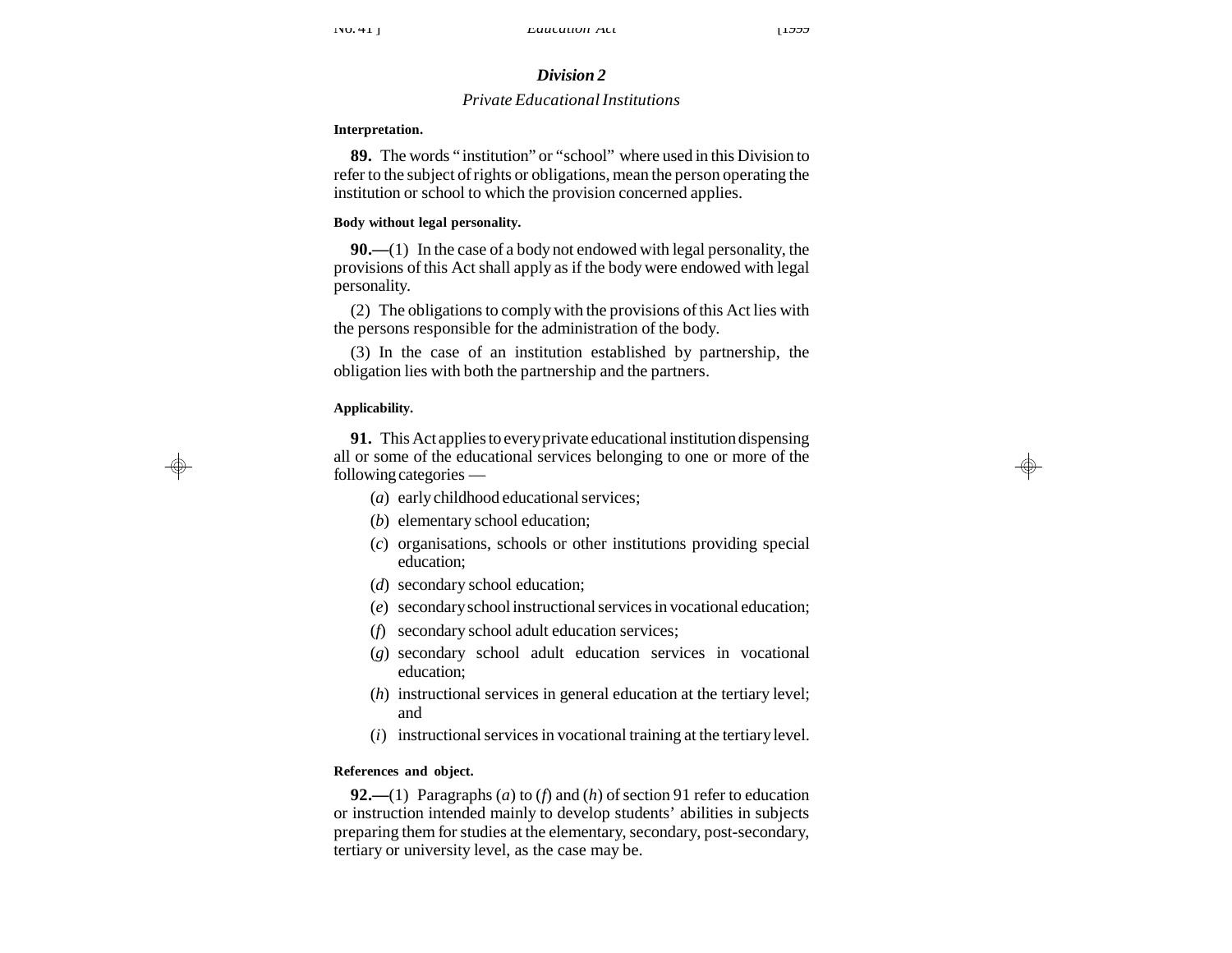## *Division 2*

### *Private Educational Institutions*

**Interpretation.**

**89.** The words " institution" or "school" where used in this Division to refer to the subject of rights or obligations, mean the person operating the institution or school to which the provision concerned applies.

**Body without legal personality.**

**90.—**(1) In the case of a body not endowed with legal personality, the provisions of this Act shall apply as if the body were endowed with legal personality.

(2) The obligations to comply with the provisions of this Act lies with the persons responsible for the administration of the body.

(3) In the case of an institution established by partnership, the obligation lies with both the partnership and the partners.

**Applicability.**

**91.** This Act applies to every private educational institution dispensing all or some of the educational services belonging to one or more of the following categories —

(*a*) early childhood educational services;

(*b*) elementary school education;

(*c*) organisations, schools or other institutions providing special education;

(*d*) secondary school education;

(*e*) secondary school instructional services in vocational education;

(*f*) secondary school adult education services;

(*g*) secondary school adult education services in vocational education;

(*h*) instructional services in general education at the tertiary level; and

(*i*) instructional services in vocational training at the tertiary level.

**References and object.**

**92.—**(1) Paragraphs (*a*) to (*f*) and (*h*) of section 91 refer to education or instruction intended mainly to develop students' abilities in subjects preparing them for studies at the elementary, secondary, post-secondary, tertiary or university level, as the case may be.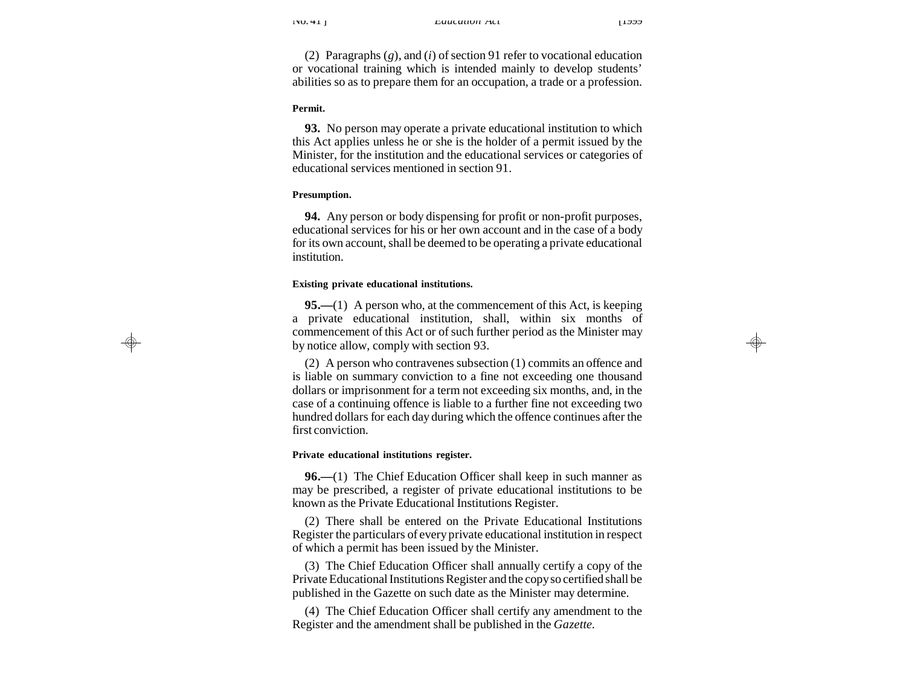(2) Paragraphs (*g*), and (*i*) of section 91 refer to vocational education or vocational training which is intended mainly to develop students' abilities so as to prepare them for an occupation, a trade or a profession.

**Permit.**

**93.** No person may operate a private educational institution to which this Act applies unless he or she is the holder of a permit issued by the Minister, for the institution and the educational services or categories of educational services mentioned in section 91.

**Presumption.**

**94.** Any person or body dispensing for profit or non-profit purposes, educational services for his or her own account and in the case of a body for its own account, shall be deemed to be operating a private educational institution.

**Existing private educational institutions.**

**95.—**(1) A person who, at the commencement of this Act, is keeping a private educational institution, shall, within six months of commencement of this Act or of such further period as the Minister may by notice allow, comply with section 93.

(2) A person who contravenes subsection (1) commits an offence and is liable on summary conviction to a fine not exceeding one thousand dollars or imprisonment for a term not exceeding six months, and, in the case of a continuing offence is liable to a further fine not exceeding two hundred dollars for each day during which the offence continues after the first conviction.

**Private educational institutions register.**

**96.—**(1) The Chief Education Officer shall keep in such manner as may be prescribed, a register of private educational institutions to be known as the Private Educational Institutions Register.

(2) There shall be entered on the Private Educational Institutions Register the particulars of every private educational institution in respect of which a permit has been issued by the Minister.

(3) The Chief Education Officer shall annually certify a copy of the Private Educational Institutions Register and the copy so certified shall be published in the Gazette on such date as the Minister may determine.

(4) The Chief Education Officer shall certify any amendment to the Register and the amendment shall be published in the *Gazette.*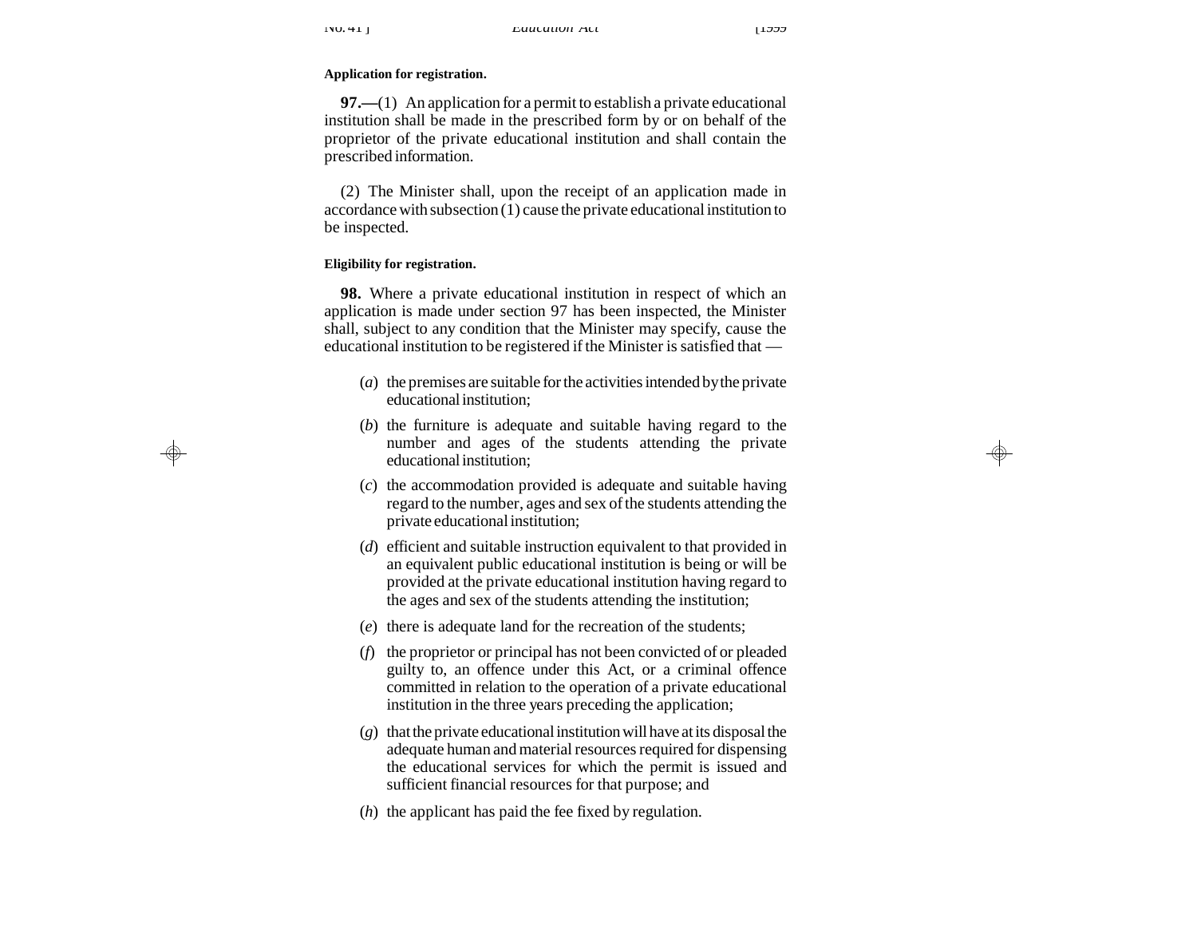**Application for registration.**

**97.—**(1) An application for a permit to establish a private educational institution shall be made in the prescribed form by or on behalf of the proprietor of the private educational institution and shall contain the prescribed information.

(2) The Minister shall, upon the receipt of an application made in accordance with subsection (1) cause the private educational institution to be inspected.

**Eligibility for registration.**

**98.** Where a private educational institution in respect of which an application is made under section 97 has been inspected, the Minister shall, subject to any condition that the Minister may specify, cause the educational institution to be registered if the Minister is satisfied that —

(*a*) the premises are suitable for the activities intended by the private educational institution;

(*b*) the furniture is adequate and suitable having regard to the number and ages of the students attending the private educational institution;

(*c*) the accommodation provided is adequate and suitable having regard to the number, ages and sex of the students attending the private educational institution;

(*d*) efficient and suitable instruction equivalent to that provided in an equivalent public educational institution is being or will be provided at the private educational institution having regard to the ages and sex of the students attending the institution;

(*e*) there is adequate land for the recreation of the students;

(*f*) the proprietor or principal has not been convicted of or pleaded guilty to, an offence under this Act, or a criminal offence committed in relation to the operation of a private educational institution in the three years preceding the application;

(*g*) that the private educational institution will have at its disposal the adequate human and material resources required for dispensing the educational services for which the permit is issued and sufficient financial resources for that purpose; and

(*h*) the applicant has paid the fee fixed by regulation.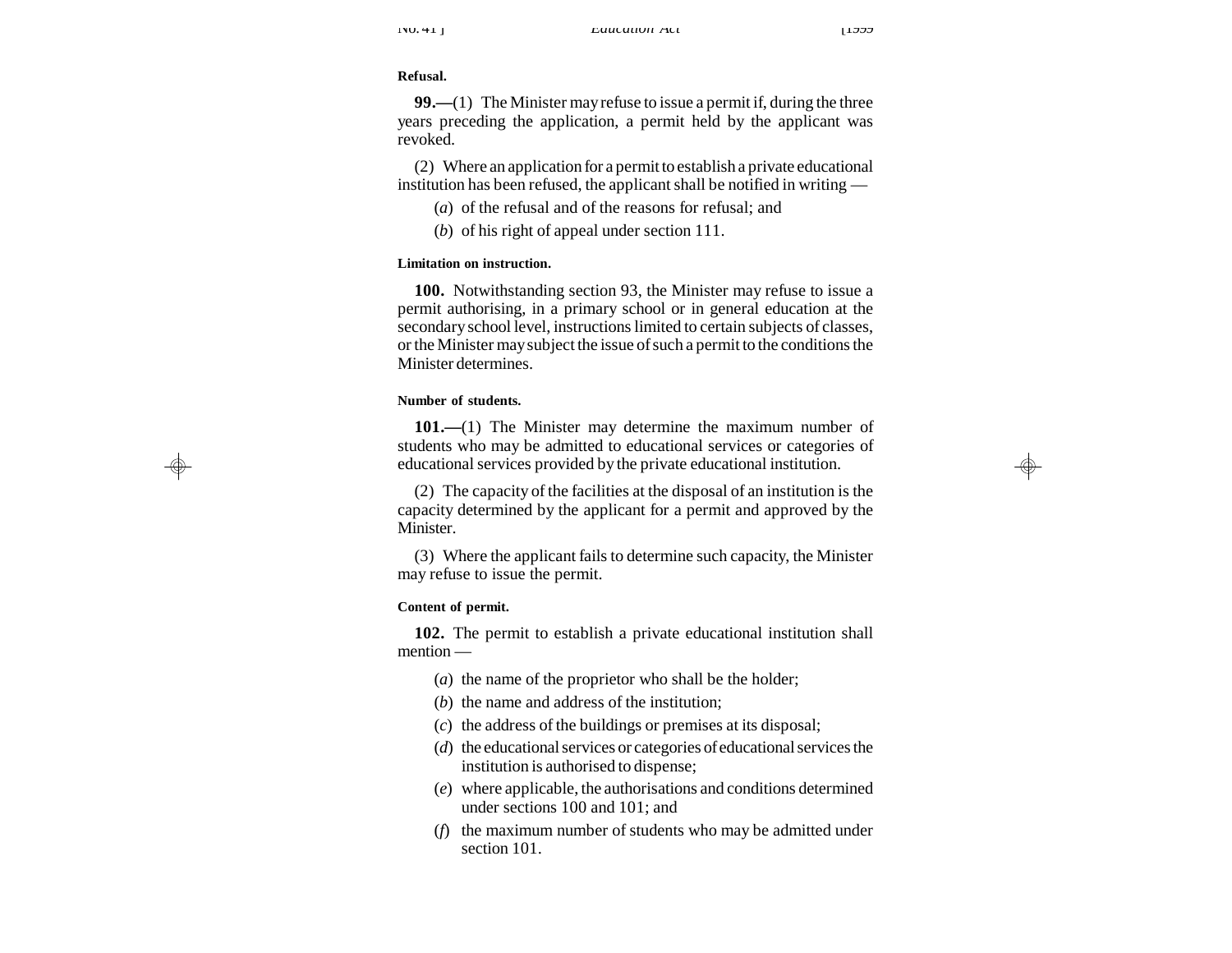**Refusal.**

**99.—**(1) The Minister may refuse to issue a permit if, during the three years preceding the application, a permit held by the applicant was revoked.

(2) Where an application for a permit to establish a private educational institution has been refused, the applicant shall be notified in writing —

(*a*) of the refusal and of the reasons for refusal; and

(*b*) of his right of appeal under section 111.

**Limitation on instruction.**

**100.** Notwithstanding section 93, the Minister may refuse to issue a permit authorising, in a primary school or in general education at the secondary school level, instructions limited to certain subjects of classes, or the Minister may subject the issue of such a permit to the conditions the Minister determines.

**Number of students.**

**101.—**(1) The Minister may determine the maximum number of students who may be admitted to educational services or categories of educational services provided by the private educational institution.

(2) The capacity of the facilities at the disposal of an institution is the capacity determined by the applicant for a permit and approved by the Minister.

(3) Where the applicant fails to determine such capacity, the Minister may refuse to issue the permit.

**Content of permit.**

**102.** The permit to establish a private educational institution shall mention —

(*a*) the name of the proprietor who shall be the holder;

(*b*) the name and address of the institution;

(*c*) the address of the buildings or premises at its disposal;

(*d*) the educational services or categories of educational services the institution is authorised to dispense;

(*e*) where applicable, the authorisations and conditions determined under sections 100 and 101; and

(*f*) the maximum number of students who may be admitted under section 101.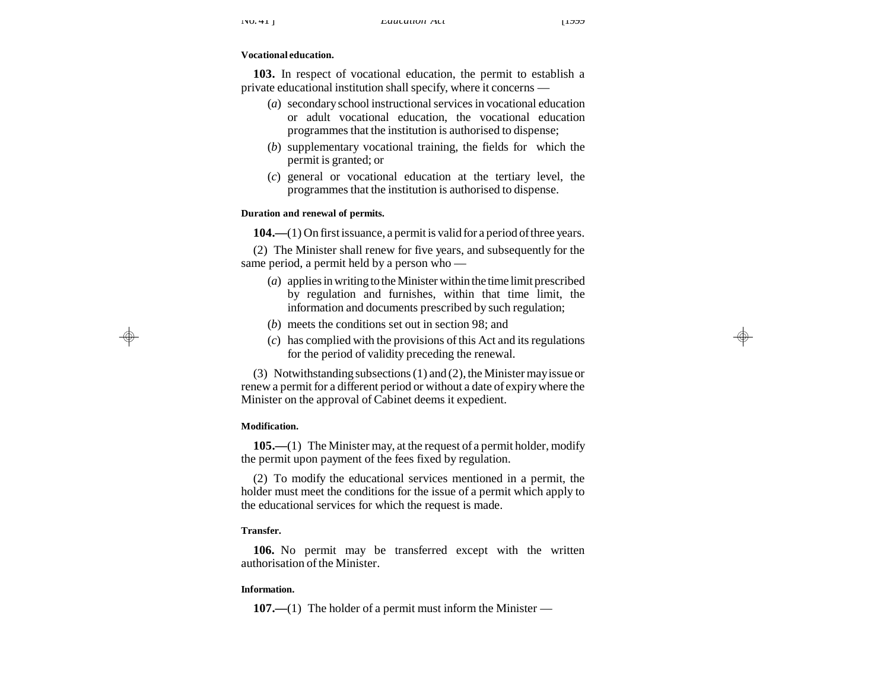**Vocational education.**

**103.** In respect of vocational education, the permit to establish a private educational institution shall specify, where it concerns —

(*a*) secondary school instructional services in vocational education or adult vocational education, the vocational education programmes that the institution is authorised to dispense;

(*b*) supplementary vocational training, the fields for which the permit is granted; or

(*c*) general or vocational education at the tertiary level, the programmes that the institution is authorised to dispense.

**Duration and renewal of permits.**

**104.—**(1) On first issuance, a permit is valid for a period of three years.

(2) The Minister shall renew for five years, and subsequently for the same period, a permit held by a person who —

(*a*) applies in writing to the Minister within the time limit prescribed by regulation and furnishes, within that time limit, the information and documents prescribed by such regulation;

(*b*) meets the conditions set out in section 98; and

(*c*) has complied with the provisions of this Act and its regulations for the period of validity preceding the renewal.

(3) Notwithstanding subsections (1) and (2), the Minister may issue or renew a permit for a different period or without a date of expiry where the Minister on the approval of Cabinet deems it expedient.

**Modification.**

**105.—**(1) The Minister may, at the request of a permit holder, modify the permit upon payment of the fees fixed by regulation.

(2) To modify the educational services mentioned in a permit, the holder must meet the conditions for the issue of a permit which apply to the educational services for which the request is made.

**Transfer.**

**106.** No permit may be transferred except with the written authorisation of the Minister.

**Information.**

**107.—**(1) The holder of a permit must inform the Minister —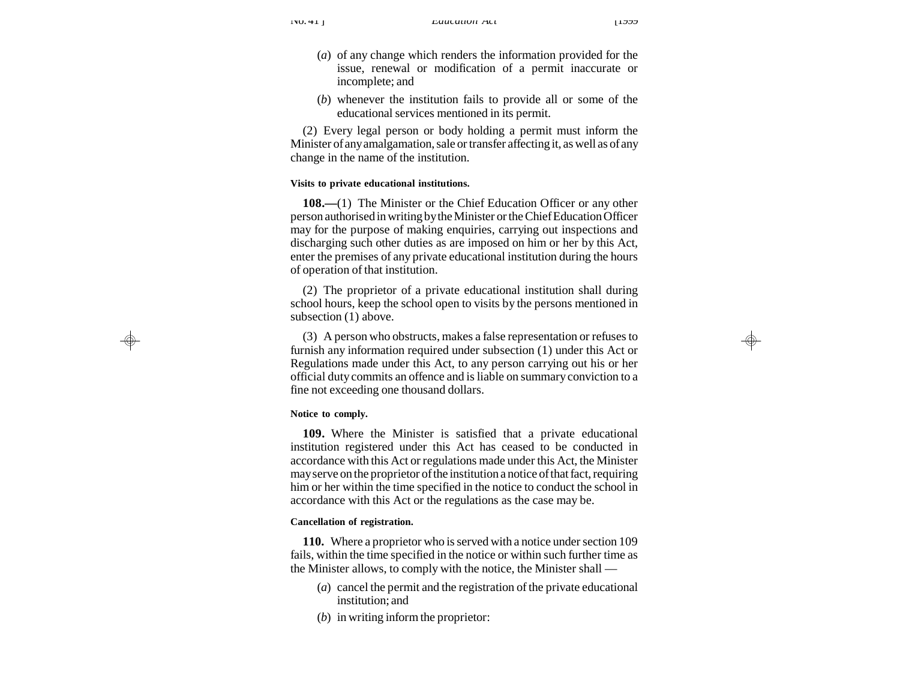(*a*) of any change which renders the information provided for the issue, renewal or modification of a permit inaccurate or incomplete; and

(*b*) whenever the institution fails to provide all or some of the educational services mentioned in its permit.

(2) Every legal person or body holding a permit must inform the Minister of any amalgamation, sale or transfer affecting it, as well as of any change in the name of the institution.

**Visits to private educational institutions.**

**108.—**(1) The Minister or the Chief Education Officer or any other person authorised in writing by the Minister or the Chief Education Officer may for the purpose of making enquiries, carrying out inspections and discharging such other duties as are imposed on him or her by this Act, enter the premises of any private educational institution during the hours of operation of that institution.

(2) The proprietor of a private educational institution shall during school hours, keep the school open to visits by the persons mentioned in subsection (1) above.

(3) A person who obstructs, makes a false representation or refuses to furnish any information required under subsection (1) under this Act or Regulations made under this Act, to any person carrying out his or her official duty commits an offence and is liable on summary conviction to a fine not exceeding one thousand dollars.

**Notice to comply.**

**109.** Where the Minister is satisfied that a private educational institution registered under this Act has ceased to be conducted in accordance with this Act or regulations made under this Act, the Minister may serve on the proprietor of the institution a notice of that fact, requiring him or her within the time specified in the notice to conduct the school in accordance with this Act or the regulations as the case may be.

**Cancellation of registration.**

**110.** Where a proprietor who is served with a notice under section 109 fails, within the time specified in the notice or within such further time as the Minister allows, to comply with the notice, the Minister shall —

(*a*) cancel the permit and the registration of the private educational institution; and

(*b*) in writing inform the proprietor: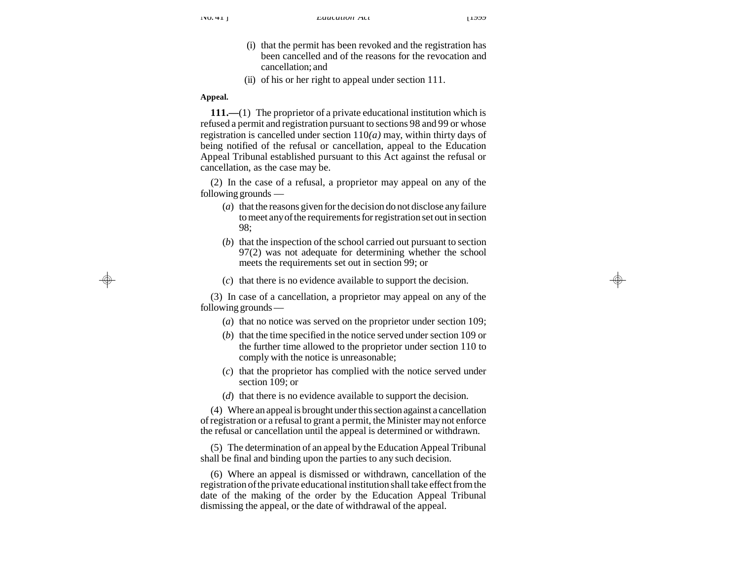(i) that the permit has been revoked and the registration has been cancelled and of the reasons for the revocation and cancellation; and

(ii) of his or her right to appeal under section 111.

**Appeal.**

**111.—**(1) The proprietor of a private educational institution which is refused a permit and registration pursuant to sections 98 and 99 or whose registration is cancelled under section 110*(a)* may, within thirty days of being notified of the refusal or cancellation, appeal to the Education Appeal Tribunal established pursuant to this Act against the refusal or cancellation, as the case may be.

(2) In the case of a refusal, a proprietor may appeal on any of the following grounds —

(*a*) that the reasons given for the decision do not disclose any failure to meet any of the requirements for registration set out in section 98;

(*b*) that the inspection of the school carried out pursuant to section 97(2) was not adequate for determining whether the school meets the requirements set out in section 99; or

(*c*) that there is no evidence available to support the decision.

(3) In case of a cancellation, a proprietor may appeal on any of the following grounds —

(*a*) that no notice was served on the proprietor under section 109;

(*b*) that the time specified in the notice served under section 109 or the further time allowed to the proprietor under section 110 to comply with the notice is unreasonable;

(*c*) that the proprietor has complied with the notice served under section 109; or

(*d*) that there is no evidence available to support the decision.

(4) Where an appeal is brought under this section against a cancellation of registration or a refusal to grant a permit, the Minister may not enforce the refusal or cancellation until the appeal is determined or withdrawn.

(5) The determination of an appeal by the Education Appeal Tribunal shall be final and binding upon the parties to any such decision.

(6) Where an appeal is dismissed or withdrawn, cancellation of the registration of the private educational institution shall take effect from the date of the making of the order by the Education Appeal Tribunal dismissing the appeal, or the date of withdrawal of the appeal.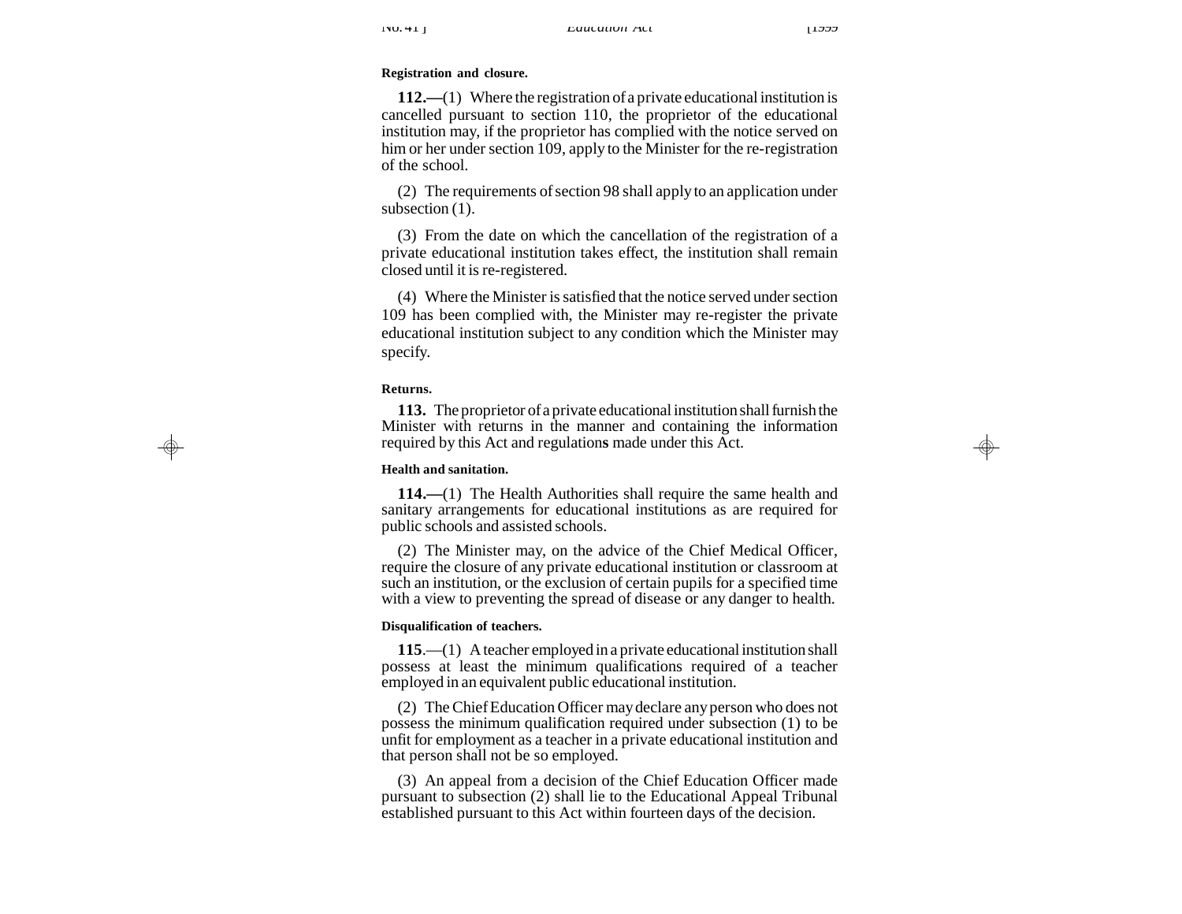**Registration and closure.**

**112.—**(1) Where the registration of a private educational institution is cancelled pursuant to section 110, the proprietor of the educational institution may, if the proprietor has complied with the notice served on him or her under section 109, apply to the Minister for the re-registration of the school.

(2) The requirements of section 98 shall apply to an application under subsection (1).

(3) From the date on which the cancellation of the registration of a private educational institution takes effect, the institution shall remain closed until it is re-registered.

(4) Where the Minister is satisfied that the notice served under section 109 has been complied with, the Minister may re-register the private educational institution subject to any condition which the Minister may specify.

**Returns.**

**113.** The proprietor of a private educational institution shall furnish the Minister with returns in the manner and containing the information required by this Act and regulation**s** made under this Act.

**Health and sanitation.**

**114.—**(1) The Health Authorities shall require the same health and sanitary arrangements for educational institutions as are required for public schools and assisted schools.

(2) The Minister may, on the advice of the Chief Medical Officer, require the closure of any private educational institution or classroom at such an institution, or the exclusion of certain pupils for a specified time with a view to preventing the spread of disease or any danger to health.

**Disqualification of teachers.**

**115**.—(1) A teacher employed in a private educational institution shall possess at least the minimum qualifications required of a teacher employed in an equivalent public educational institution.

(2) The Chief Education Officer may declare any person who does not possess the minimum qualification required under subsection (1) to be unfit for employment as a teacher in a private educational institution and that person shall not be so employed.

(3) An appeal from a decision of the Chief Education Officer made pursuant to subsection (2) shall lie to the Educational Appeal Tribunal established pursuant to this Act within fourteen days of the decision.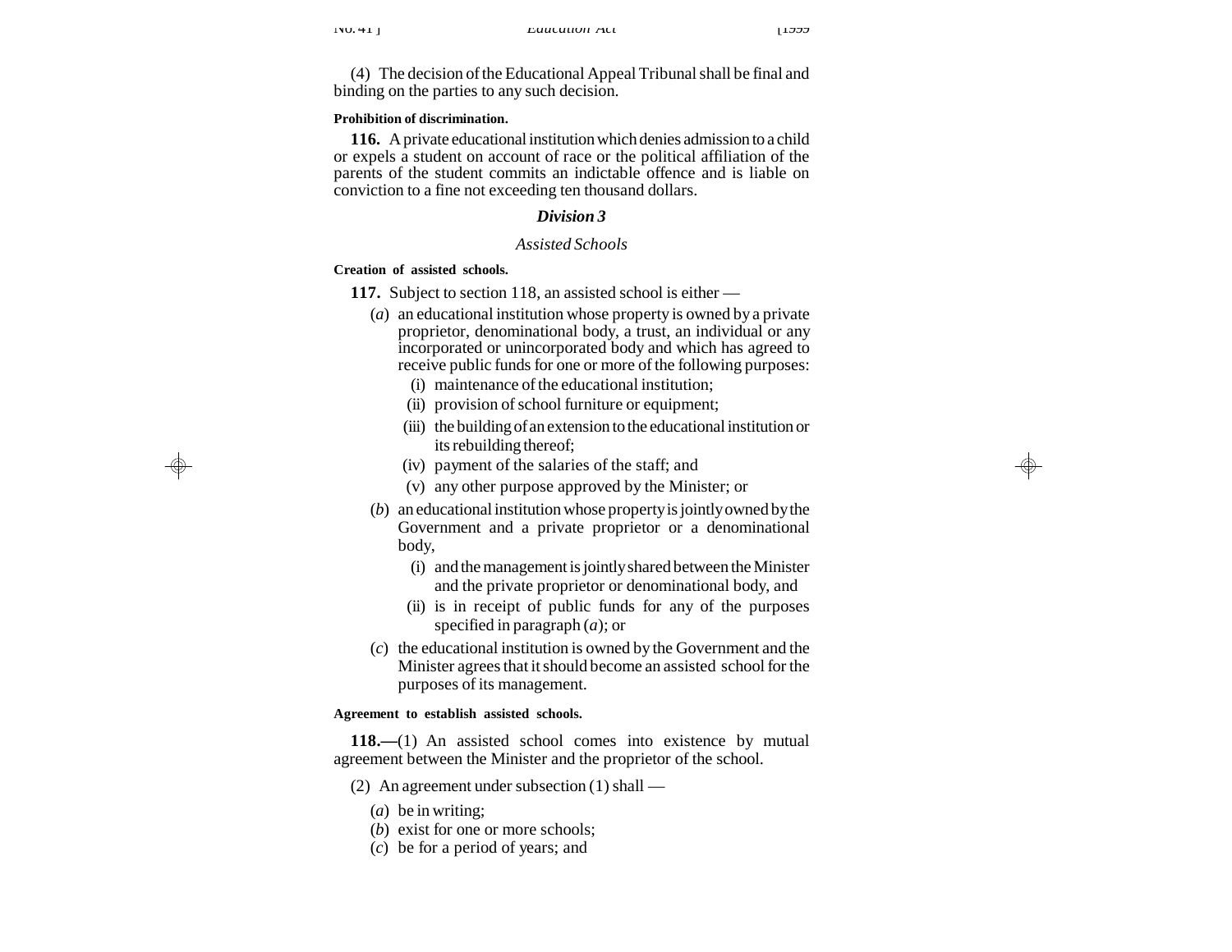(4) The decision of the Educational Appeal Tribunal shall be final and binding on the parties to any such decision.

**Prohibition of discrimination.**

**116.** A private educational institution which denies admission to a child or expels a student on account of race or the political affiliation of the parents of the student commits an indictable offence and is liable on conviction to a fine not exceeding ten thousand dollars.

## *Division 3*

### *Assisted Schools*

**Creation of assisted schools.**

**117.** Subject to section 118, an assisted school is either —

(*a*) an educational institution whose property is owned by a private proprietor, denominational body, a trust, an individual or any incorporated or unincorporated body and which has agreed to receive public funds for one or more of the following purposes:

(i) maintenance of the educational institution;

(ii) provision of school furniture or equipment;

(iii) the building of an extension to the educational institution or its rebuilding thereof;

(iv) payment of the salaries of the staff; and

(v) any other purpose approved by the Minister; or

(*b*) an educational institution whose property is jointly owned by the Government and a private proprietor or a denominational body,

(i) and the management is jointly shared between the Minister and the private proprietor or denominational body, and

(ii) is in receipt of public funds for any of the purposes specified in paragraph (*a*); or

(*c*) the educational institution is owned by the Government and the Minister agrees that it should become an assisted school for the purposes of its management.

**Agreement to establish assisted schools.**

**118.—**(1) An assisted school comes into existence by mutual agreement between the Minister and the proprietor of the school.

(2) An agreement under subsection (1) shall —

(*a*) be in writing;

(*b*) exist for one or more schools;

(*c*) be for a period of years; and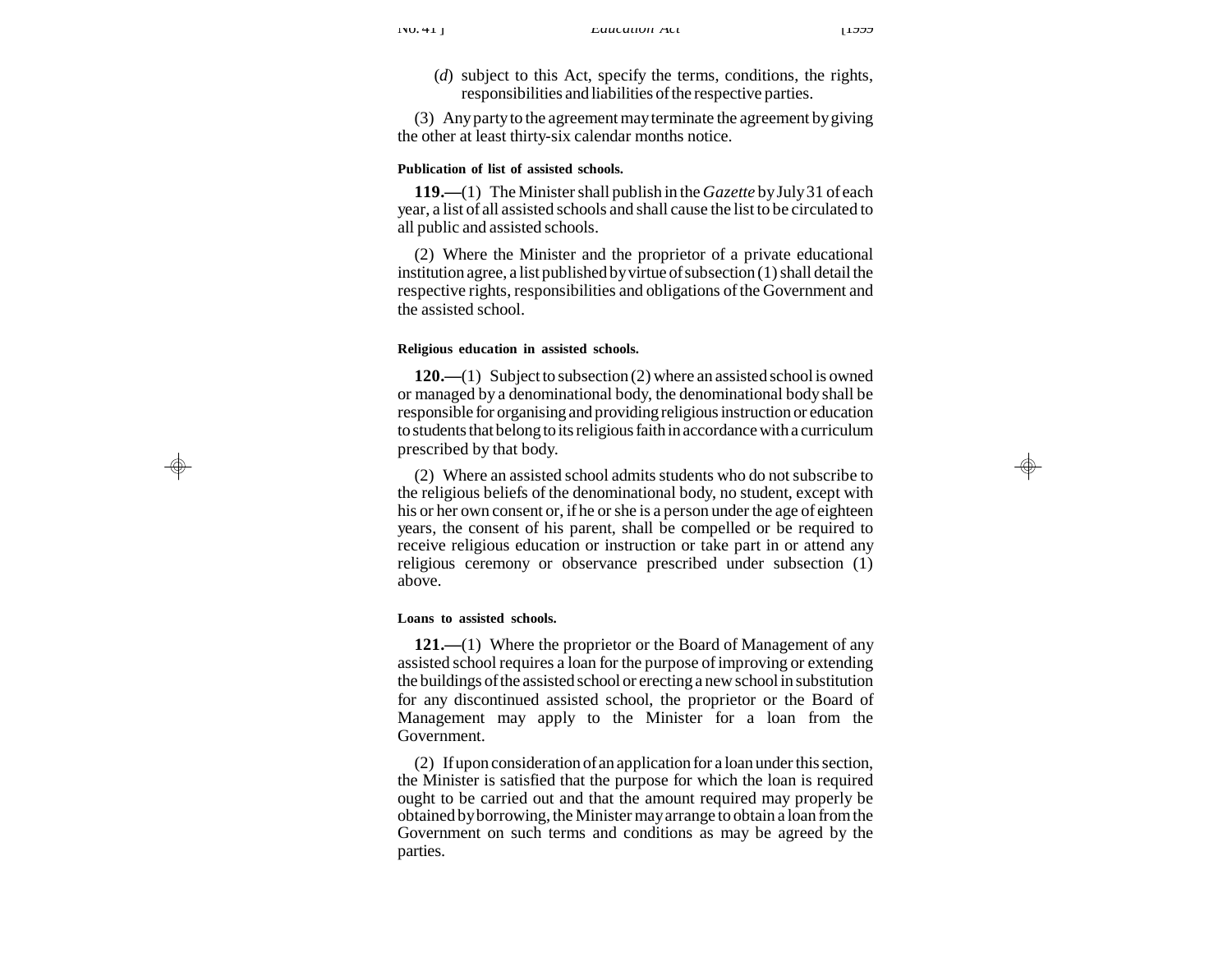(*d*) subject to this Act, specify the terms, conditions, the rights, responsibilities and liabilities of the respective parties.

(3) Any party to the agreement may terminate the agreement by giving the other at least thirty-six calendar months notice.

**Publication of list of assisted schools.**

**119.—**(1) The Minister shall publish in the *Gazette* by July 31 of each year, a list of all assisted schools and shall cause the list to be circulated to all public and assisted schools.

(2) Where the Minister and the proprietor of a private educational institution agree, a list published by virtue of subsection (1) shall detail the respective rights, responsibilities and obligations of the Government and the assisted school.

**Religious education in assisted schools.**

**120.—**(1) Subject to subsection (2) where an assisted school is owned or managed by a denominational body, the denominational body shall be responsible for organising and providing religious instruction or education to students that belong to its religious faith in accordance with a curriculum prescribed by that body.

(2) Where an assisted school admits students who do not subscribe to the religious beliefs of the denominational body, no student, except with his or her own consent or, if he or she is a person under the age of eighteen years, the consent of his parent, shall be compelled or be required to receive religious education or instruction or take part in or attend any religious ceremony or observance prescribed under subsection (1) above.

**Loans to assisted schools.**

**121.—**(1) Where the proprietor or the Board of Management of any assisted school requires a loan for the purpose of improving or extending the buildings of the assisted school or erecting a new school in substitution for any discontinued assisted school, the proprietor or the Board of Management may apply to the Minister for a loan from the Government.

(2) If upon consideration of an application for a loan under this section, the Minister is satisfied that the purpose for which the loan is required ought to be carried out and that the amount required may properly be obtained by borrowing, the Minister may arrange to obtain a loan from the Government on such terms and conditions as may be agreed by the parties.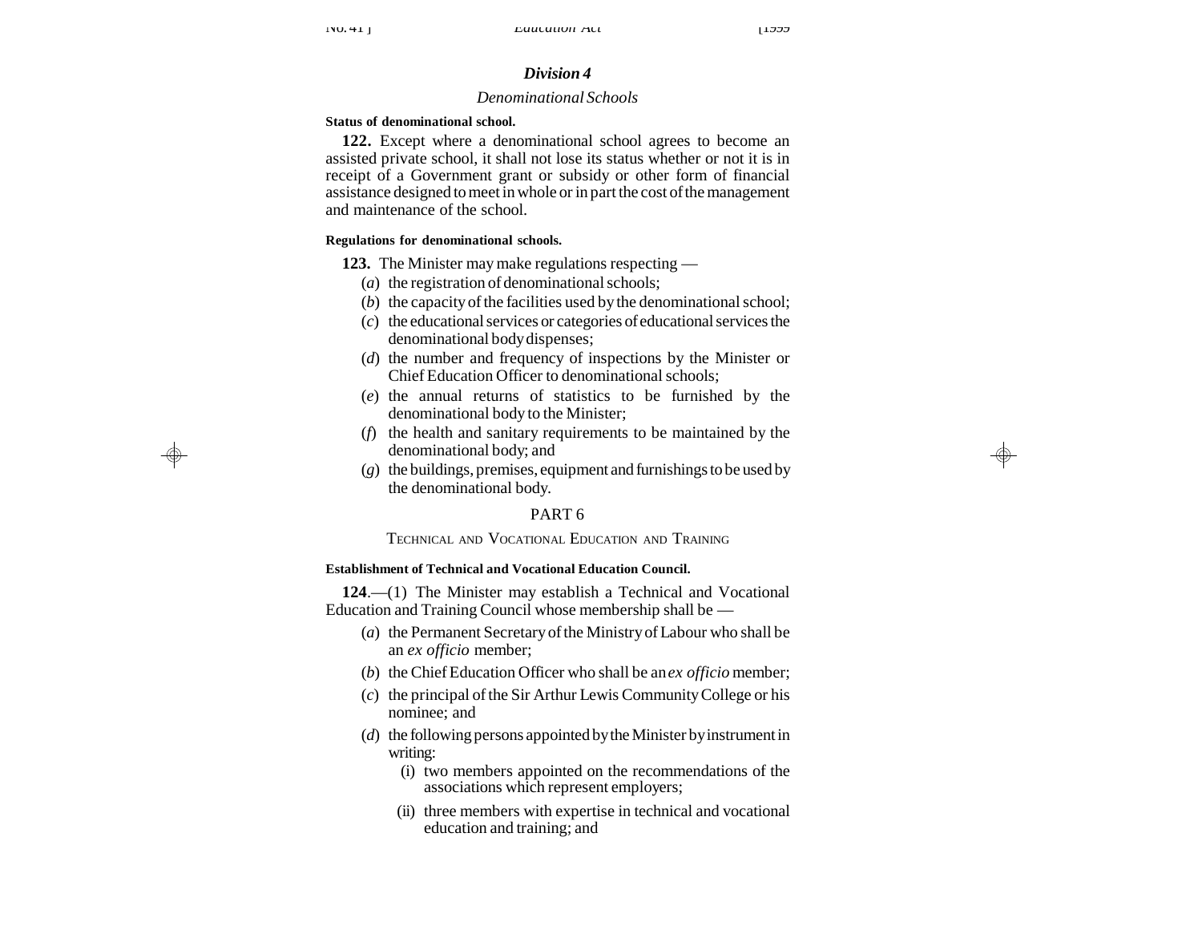## *Division 4*

*Denominational Schools*

**Status of denominational school.**

**122.** Except where a denominational school agrees to become an assisted private school, it shall not lose its status whether or not it is in receipt of a Government grant or subsidy or other form of financial assistance designed to meet in whole or in part the cost of the management and maintenance of the school.

**Regulations for denominational schools.**

**123.** The Minister may make regulations respecting —

(*a*) the registration of denominational schools;

(*b*) the capacity of the facilities used by the denominational school;

(*c*) the educational services or categories of educational services the denominational body dispenses;

(*d*) the number and frequency of inspections by the Minister or Chief Education Officer to denominational schools;

(*e*) the annual returns of statistics to be furnished by the denominational body to the Minister;

(*f*) the health and sanitary requirements to be maintained by the denominational body; and

(*g*) the buildings, premises, equipment and furnishings to be used by the denominational body.

# PART 6

## TECHNICAL AND VOCATIONAL EDUCATION AND TRAINING

**Establishment of Technical and Vocational Education Council.**

**124**.—(1) The Minister may establish a Technical and Vocational Education and Training Council whose membership shall be —

(*a*) the Permanent Secretary of the Ministry of Labour who shall be an *ex officio* member;

(*b*) the Chief Education Officer who shall be an *ex officio* member;

(*c*) the principal of the Sir Arthur Lewis Community College or his nominee; and

(*d*) the following persons appointed by the Minister by instrument in writing:

(i) two members appointed on the recommendations of the associations which represent employers;

(ii) three members with expertise in technical and vocational education and training; and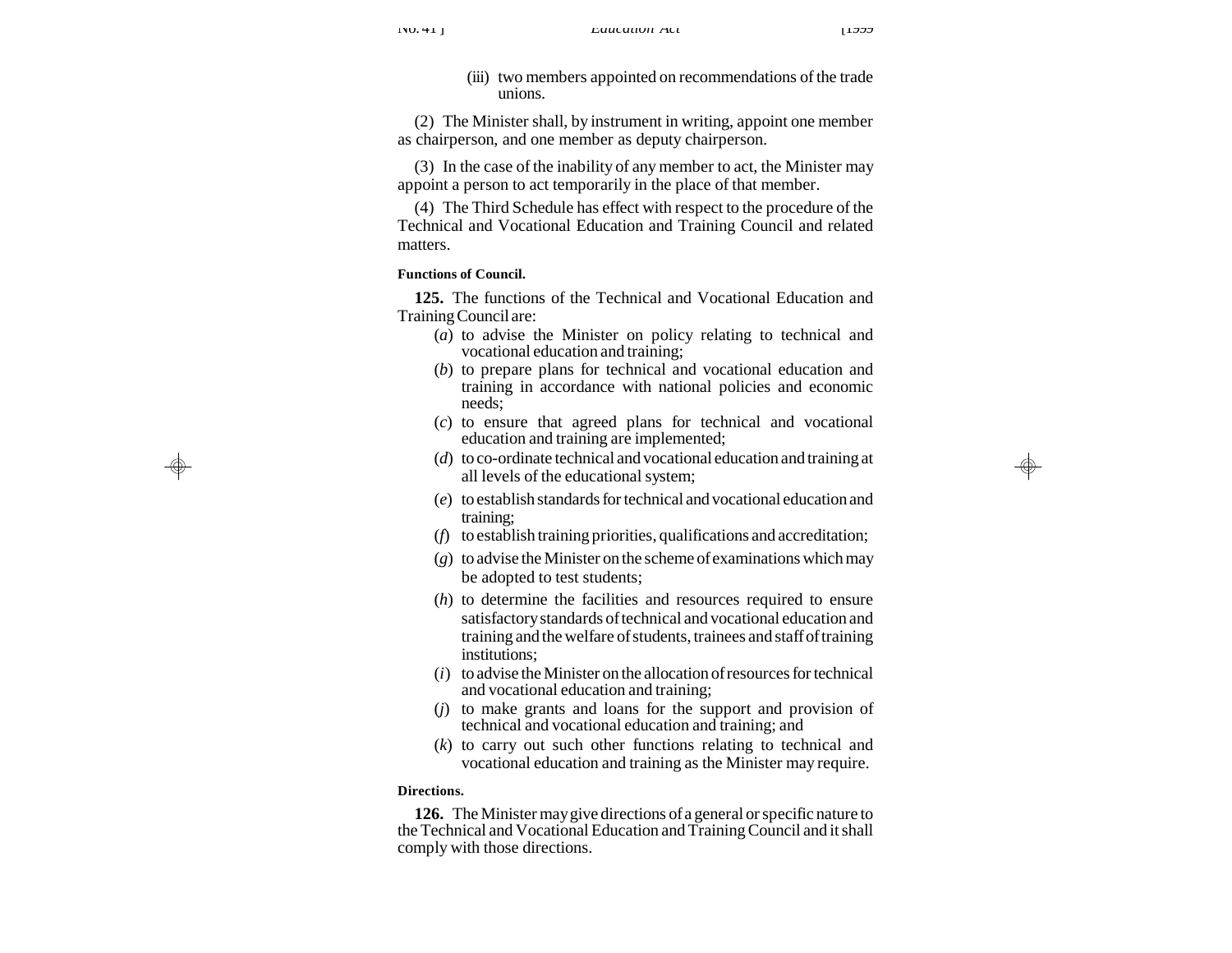(iii) two members appointed on recommendations of the trade unions.

(2) The Minister shall, by instrument in writing, appoint one member as chairperson, and one member as deputy chairperson.

(3) In the case of the inability of any member to act, the Minister may appoint a person to act temporarily in the place of that member.

(4) The Third Schedule has effect with respect to the procedure of the Technical and Vocational Education and Training Council and related matters.

**Functions of Council.**

**125.** The functions of the Technical and Vocational Education and Training Council are:

(*a*) to advise the Minister on policy relating to technical and vocational education and training;

(*b*) to prepare plans for technical and vocational education and training in accordance with national policies and economic needs;

(*c*) to ensure that agreed plans for technical and vocational education and training are implemented;

(*d*) to co-ordinate technical and vocational education and training at all levels of the educational system;

(*e*) to establish standards for technical and vocational education and training;

(*f*) to establish training priorities, qualifications and accreditation;

(*g*) to advise the Minister on the scheme of examinations which may be adopted to test students;

(*h*) to determine the facilities and resources required to ensure satisfactory standards of technical and vocational education and training and the welfare of students, trainees and staff of training institutions;

(*i*) to advise the Minister on the allocation of resources for technical and vocational education and training;

(*j*) to make grants and loans for the support and provision of technical and vocational education and training; and

(*k*) to carry out such other functions relating to technical and vocational education and training as the Minister may require.

**Directions.**

**126.** The Minister may give directions of a general or specific nature to the Technical and Vocational Education and Training Council and it shall comply with those directions.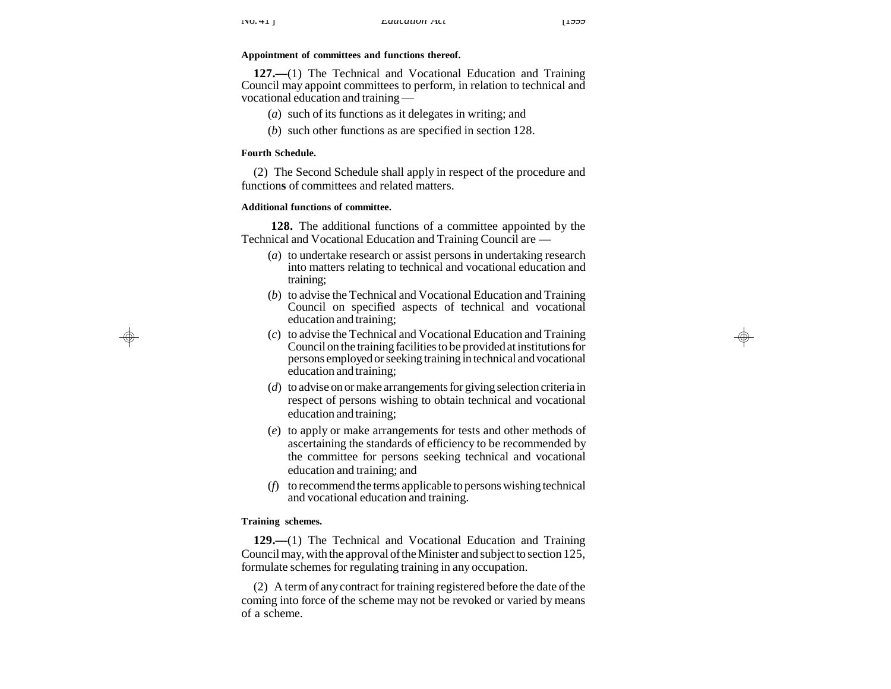**Appointment of committees and functions thereof.**

**127.—**(1) The Technical and Vocational Education and Training Council may appoint committees to perform, in relation to technical and vocational education and training —

(*a*) such of its functions as it delegates in writing; and

(*b*) such other functions as are specified in section 128.

**Fourth Schedule.**

(2) The Second Schedule shall apply in respect of the procedure and function**s** of committees and related matters.

**Additional functions of committee.**

**128.** The additional functions of a committee appointed by the Technical and Vocational Education and Training Council are —

(*a*) to undertake research or assist persons in undertaking research into matters relating to technical and vocational education and training;

(*b*) to advise the Technical and Vocational Education and Training Council on specified aspects of technical and vocational education and training;

(*c*) to advise the Technical and Vocational Education and Training Council on the training facilities to be provided at institutions for persons employed or seeking training in technical and vocational education and training;

(*d*) to advise on or make arrangements for giving selection criteria in respect of persons wishing to obtain technical and vocational education and training;

(*e*) to apply or make arrangements for tests and other methods of ascertaining the standards of efficiency to be recommended by the committee for persons seeking technical and vocational education and training; and

(*f*) to recommend the terms applicable to persons wishing technical and vocational education and training.

**Training schemes.**

**129.—**(1) The Technical and Vocational Education and Training Council may, with the approval of the Minister and subject to section 125, formulate schemes for regulating training in any occupation.

(2) A term of any contract for training registered before the date of the coming into force of the scheme may not be revoked or varied by means of a scheme.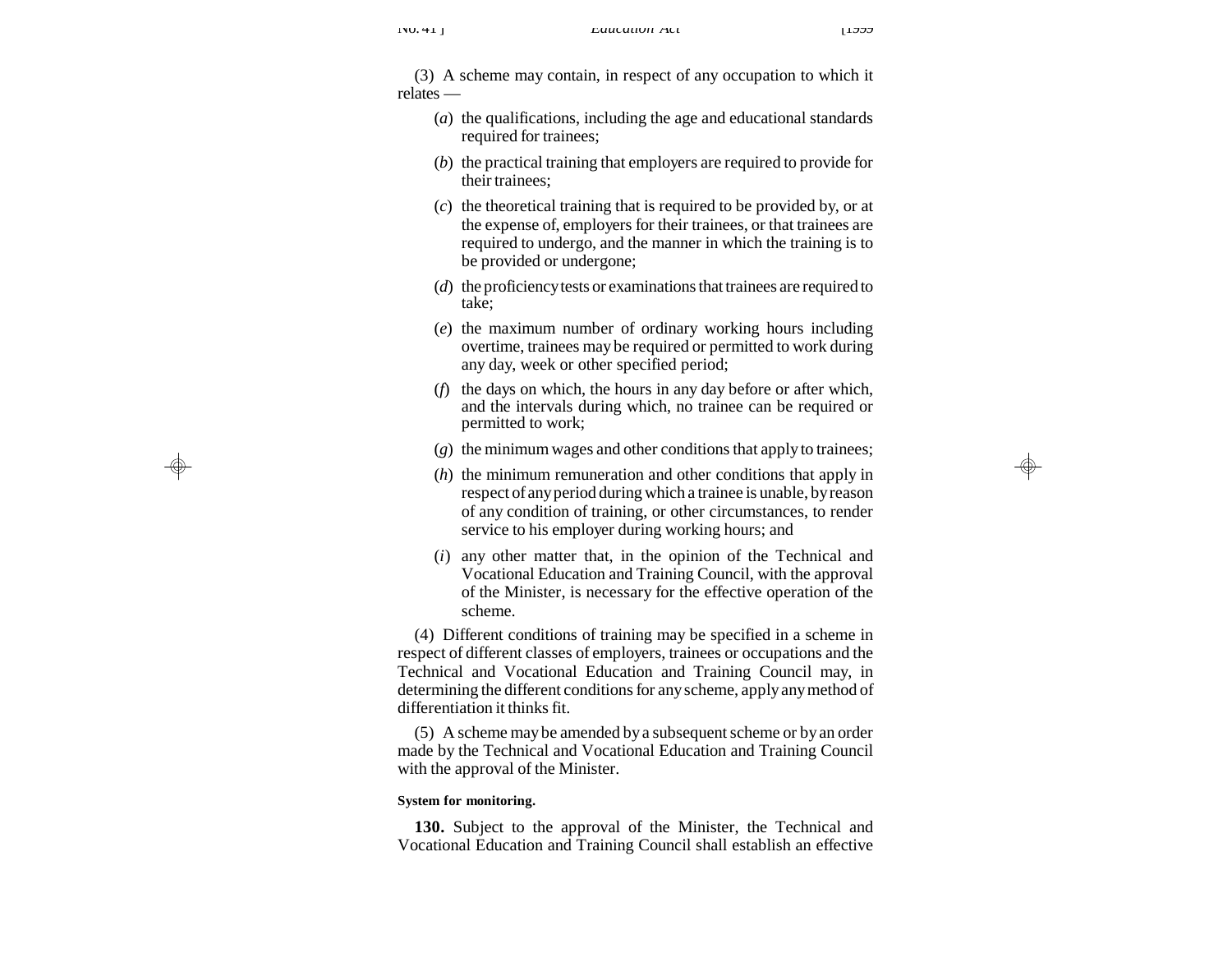(3) A scheme may contain, in respect of any occupation to which it relates —

(*a*) the qualifications, including the age and educational standards required for trainees;

(*b*) the practical training that employers are required to provide for their trainees;

(*c*) the theoretical training that is required to be provided by, or at the expense of, employers for their trainees, or that trainees are required to undergo, and the manner in which the training is to be provided or undergone;

(*d*) the proficiency tests or examinations that trainees are required to take;

(*e*) the maximum number of ordinary working hours including overtime, trainees may be required or permitted to work during any day, week or other specified period;

(*f*) the days on which, the hours in any day before or after which, and the intervals during which, no trainee can be required or permitted to work;

(*g*) the minimum wages and other conditions that apply to trainees;

(*h*) the minimum remuneration and other conditions that apply in respect of any period during which a trainee is unable, by reason of any condition of training, or other circumstances, to render service to his employer during working hours; and

(*i*) any other matter that, in the opinion of the Technical and Vocational Education and Training Council, with the approval of the Minister, is necessary for the effective operation of the scheme.

(4) Different conditions of training may be specified in a scheme in respect of different classes of employers, trainees or occupations and the Technical and Vocational Education and Training Council may, in determining the different conditions for any scheme, apply any method of differentiation it thinks fit.

(5) A scheme may be amended by a subsequent scheme or by an order made by the Technical and Vocational Education and Training Council with the approval of the Minister.

**System for monitoring.**

**130.** Subject to the approval of the Minister, the Technical and Vocational Education and Training Council shall establish an effective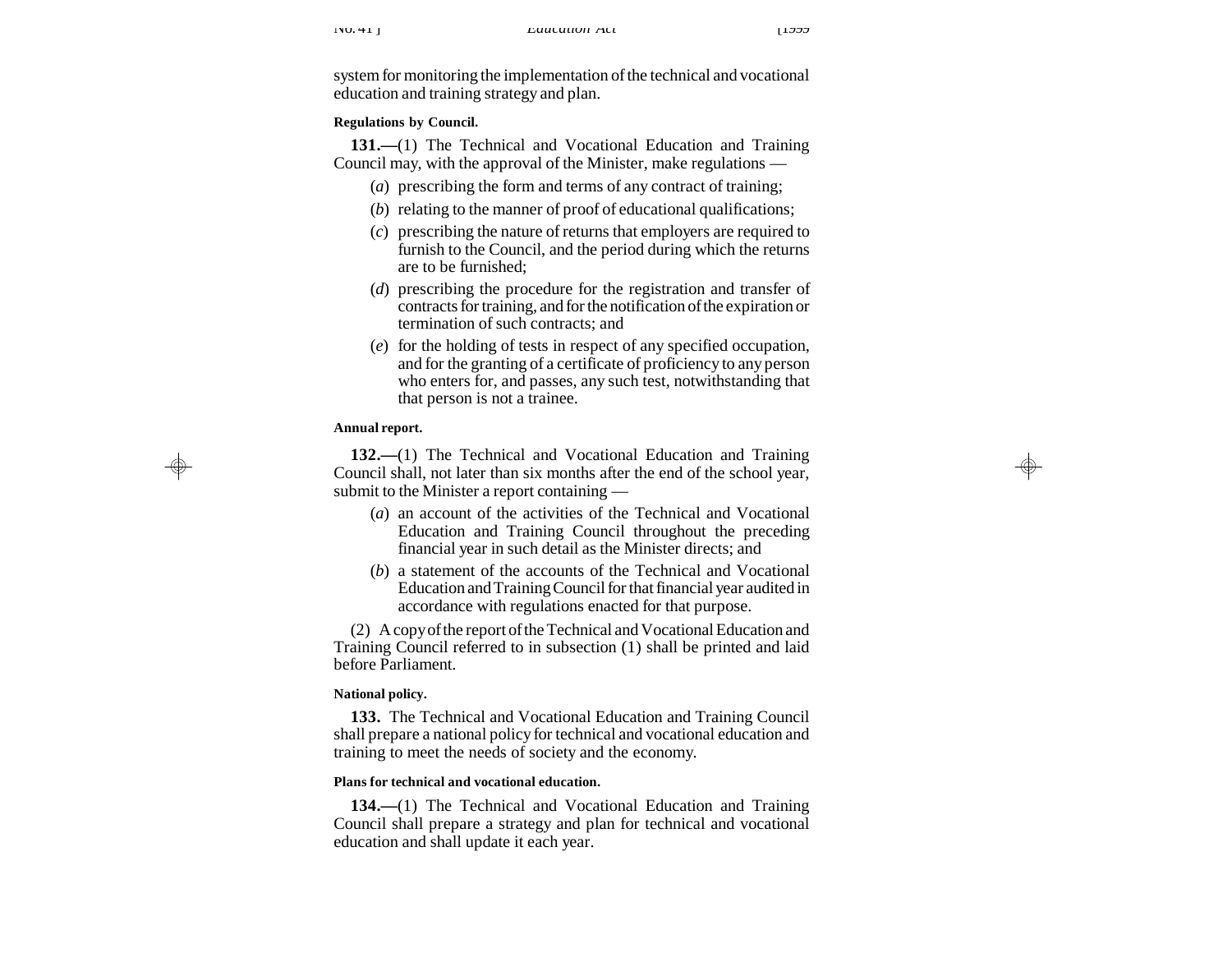system for monitoring the implementation of the technical and vocational education and training strategy and plan.

**Regulations by Council.**

**131.—**(1) The Technical and Vocational Education and Training Council may, with the approval of the Minister, make regulations —

(*a*) prescribing the form and terms of any contract of training;

(*b*) relating to the manner of proof of educational qualifications;

(*c*) prescribing the nature of returns that employers are required to furnish to the Council, and the period during which the returns are to be furnished;

(*d*) prescribing the procedure for the registration and transfer of contracts for training, and for the notification of the expiration or termination of such contracts; and

(*e*) for the holding of tests in respect of any specified occupation, and for the granting of a certificate of proficiency to any person who enters for, and passes, any such test, notwithstanding that that person is not a trainee.

**Annual report.**

**132.—**(1) The Technical and Vocational Education and Training Council shall, not later than six months after the end of the school year, submit to the Minister a report containing —

(*a*) an account of the activities of the Technical and Vocational Education and Training Council throughout the preceding financial year in such detail as the Minister directs; and

(*b*) a statement of the accounts of the Technical and Vocational Education and Training Council for that financial year audited in accordance with regulations enacted for that purpose.

(2) A copy of the report of the Technical and Vocational Education and Training Council referred to in subsection (1) shall be printed and laid before Parliament.

**National policy.**

**133.** The Technical and Vocational Education and Training Council shall prepare a national policy for technical and vocational education and training to meet the needs of society and the economy.

**Plans for technical and vocational education.**

**134.—**(1) The Technical and Vocational Education and Training Council shall prepare a strategy and plan for technical and vocational education and shall update it each year.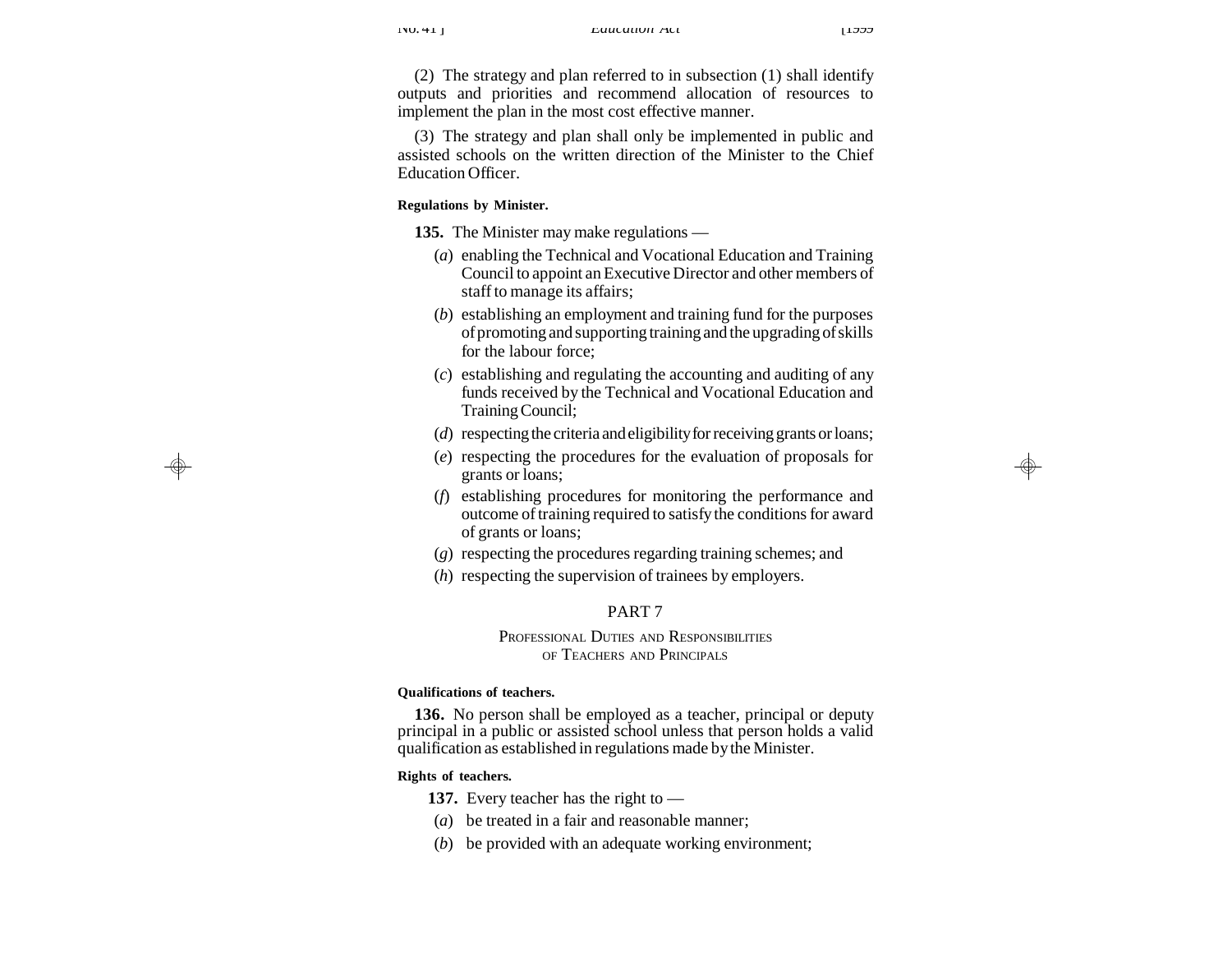(2) The strategy and plan referred to in subsection (1) shall identify outputs and priorities and recommend allocation of resources to implement the plan in the most cost effective manner.

(3) The strategy and plan shall only be implemented in public and assisted schools on the written direction of the Minister to the Chief Education Officer.

**Regulations by Minister.**

**135.** The Minister may make regulations —

(*a*) enabling the Technical and Vocational Education and Training Council to appoint an Executive Director and other members of staff to manage its affairs;

(*b*) establishing an employment and training fund for the purposes of promoting and supporting training and the upgrading of skills for the labour force;

(*c*) establishing and regulating the accounting and auditing of any funds received by the Technical and Vocational Education and Training Council;

(*d*) respecting the criteria and eligibility for receiving grants or loans;

(*e*) respecting the procedures for the evaluation of proposals for grants or loans;

(*f*) establishing procedures for monitoring the performance and outcome of training required to satisfy the conditions for award of grants or loans;

(*g*) respecting the procedures regarding training schemes; and

(*h*) respecting the supervision of trainees by employers.

## PART 7

### PROFESSIONAL DUTIES AND RESPONSIBILITIES OF TEACHERS AND PRINCIPALS

**Qualifications of teachers.**

**136.** No person shall be employed as a teacher, principal or deputy principal in a public or assisted school unless that person holds a valid qualification as established in regulations made by the Minister.

**Rights of teachers.**

**137.** Every teacher has the right to —

(*a*) be treated in a fair and reasonable manner;

(*b*) be provided with an adequate working environment;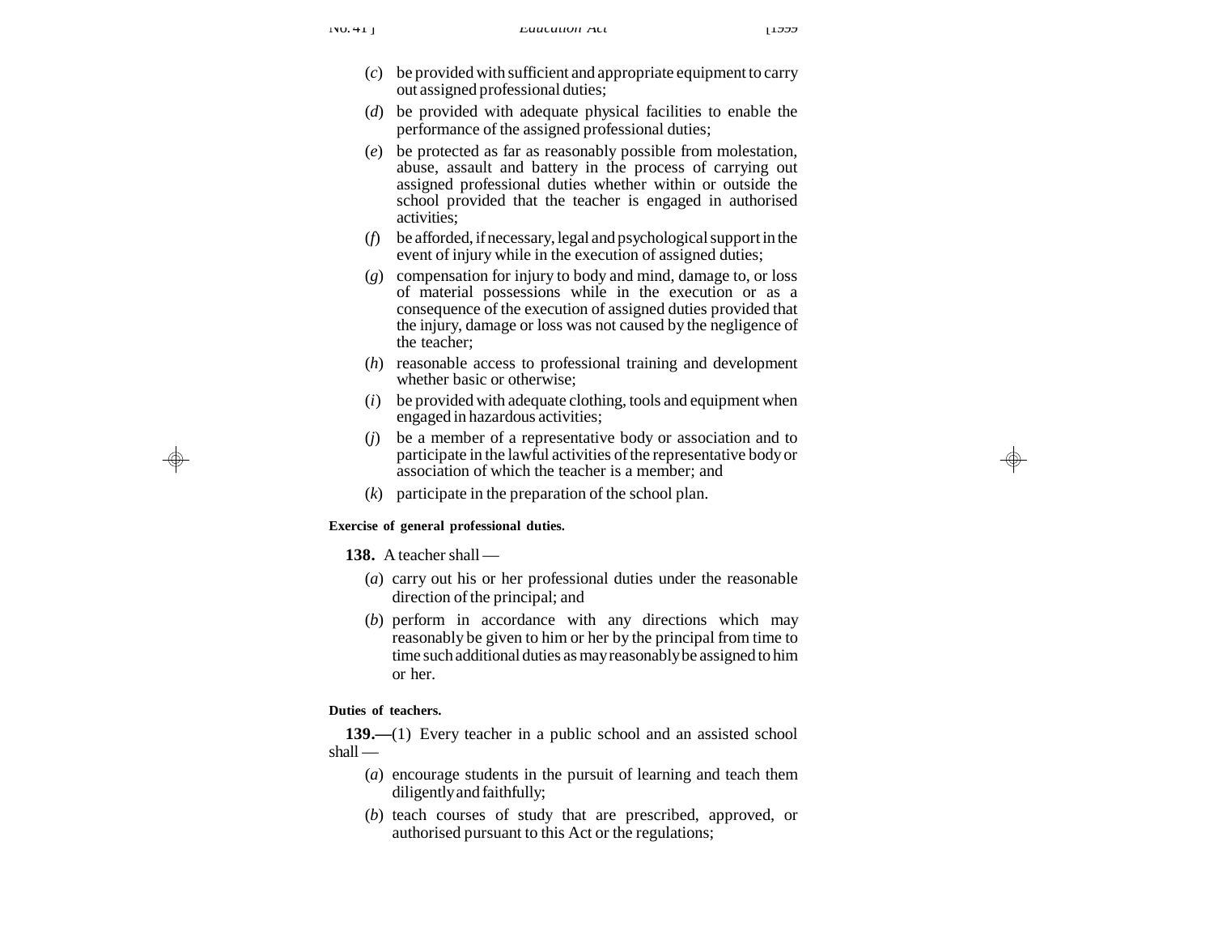(*c*) be provided with sufficient and appropriate equipment to carry out assigned professional duties;

(*d*) be provided with adequate physical facilities to enable the performance of the assigned professional duties;

(*e*) be protected as far as reasonably possible from molestation, abuse, assault and battery in the process of carrying out assigned professional duties whether within or outside the school provided that the teacher is engaged in authorised activities;

(*f*) be afforded, if necessary, legal and psychological support in the event of injury while in the execution of assigned duties;

(*g*) compensation for injury to body and mind, damage to, or loss of material possessions while in the execution or as a consequence of the execution of assigned duties provided that the injury, damage or loss was not caused by the negligence of the teacher;

(*h*) reasonable access to professional training and development whether basic or otherwise;

(*i*) be provided with adequate clothing, tools and equipment when engaged in hazardous activities;

(*j*) be a member of a representative body or association and to participate in the lawful activities of the representative body or association of which the teacher is a member; and

(*k*) participate in the preparation of the school plan.

**Exercise of general professional duties.**

**138.** A teacher shall —

(*a*) carry out his or her professional duties under the reasonable direction of the principal; and

(*b*) perform in accordance with any directions which may reasonably be given to him or her by the principal from time to time such additional duties as may reasonably be assigned to him or her.

**Duties of teachers.**

**139.—**(1) Every teacher in a public school and an assisted school shall —

(*a*) encourage students in the pursuit of learning and teach them diligently and faithfully;

(*b*) teach courses of study that are prescribed, approved, or authorised pursuant to this Act or the regulations;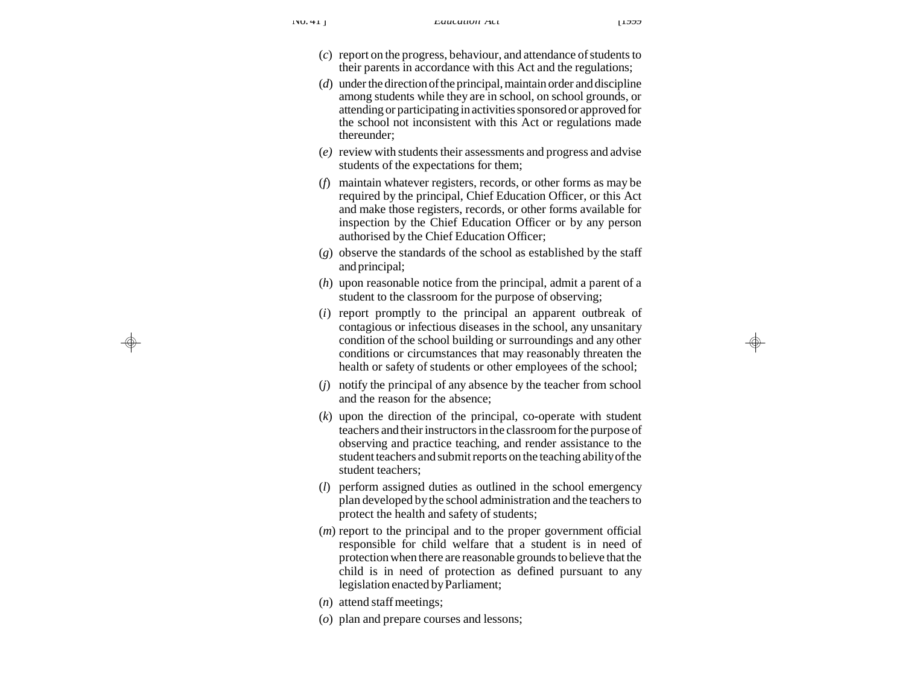(*c*) report on the progress, behaviour, and attendance of students to their parents in accordance with this Act and the regulations;

(*d*) under the direction of the principal, maintain order and discipline among students while they are in school, on school grounds, or attending or participating in activities sponsored or approved for the school not inconsistent with this Act or regulations made thereunder;

(*e*) review with students their assessments and progress and advise students of the expectations for them;

(*f*) maintain whatever registers, records, or other forms as may be required by the principal, Chief Education Officer, or this Act and make those registers, records, or other forms available for inspection by the Chief Education Officer or by any person authorised by the Chief Education Officer;

(*g*) observe the standards of the school as established by the staff and principal;

(*h*) upon reasonable notice from the principal, admit a parent of a student to the classroom for the purpose of observing;

(*i*) report promptly to the principal an apparent outbreak of contagious or infectious diseases in the school, any unsanitary condition of the school building or surroundings and any other conditions or circumstances that may reasonably threaten the health or safety of students or other employees of the school;

(*j*) notify the principal of any absence by the teacher from school and the reason for the absence;

(*k*) upon the direction of the principal, co-operate with student teachers and their instructors in the classroom for the purpose of observing and practice teaching, and render assistance to the student teachers and submit reports on the teaching ability of the student teachers;

(*l*) perform assigned duties as outlined in the school emergency plan developed by the school administration and the teachers to protect the health and safety of students;

(*m*) report to the principal and to the proper government official responsible for child welfare that a student is in need of protection when there are reasonable grounds to believe that the child is in need of protection as defined pursuant to any legislation enacted by Parliament;

(*n*) attend staff meetings;

(*o*) plan and prepare courses and lessons;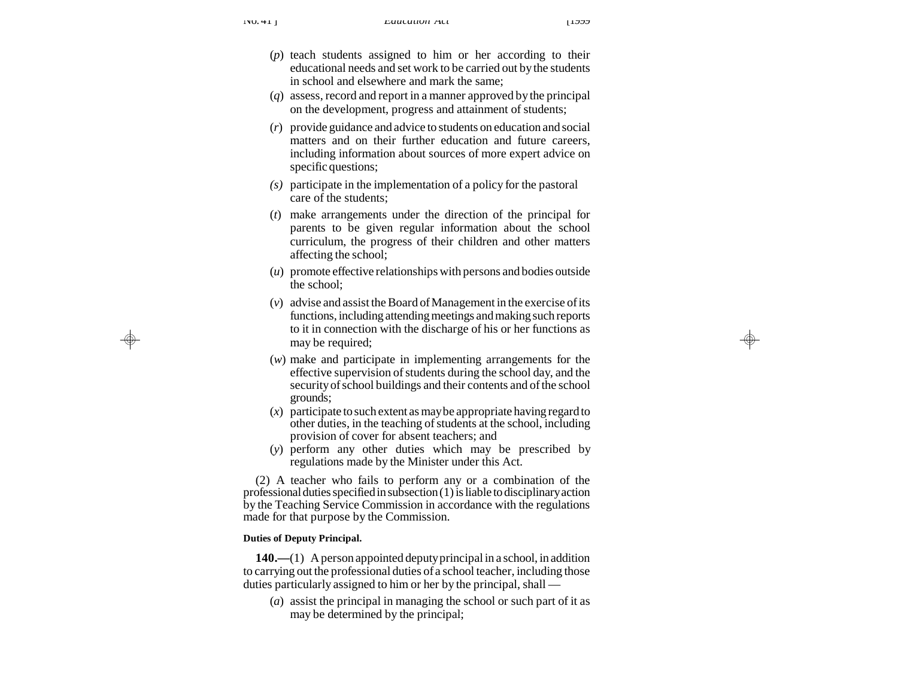(*p*) teach students assigned to him or her according to their educational needs and set work to be carried out by the students in school and elsewhere and mark the same;

(*q*) assess, record and report in a manner approved by the principal on the development, progress and attainment of students;

(*r*) provide guidance and advice to students on education and social matters and on their further education and future careers, including information about sources of more expert advice on specific questions;

*(s)* participate in the implementation of a policy for the pastoral care of the students;

(*t*) make arrangements under the direction of the principal for parents to be given regular information about the school curriculum, the progress of their children and other matters affecting the school;

(*u*) promote effective relationships with persons and bodies outside the school;

(*v*) advise and assist the Board of Management in the exercise of its functions, including attending meetings and making such reports to it in connection with the discharge of his or her functions as may be required;

(*w*) make and participate in implementing arrangements for the effective supervision of students during the school day, and the security of school buildings and their contents and of the school grounds;

(*x*) participate to such extent as may be appropriate having regard to other duties, in the teaching of students at the school, including provision of cover for absent teachers; and

(*y*) perform any other duties which may be prescribed by regulations made by the Minister under this Act.

(2) A teacher who fails to perform any or a combination of the professional duties specified in subsection (1) is liable to disciplinary action by the Teaching Service Commission in accordance with the regulations made for that purpose by the Commission.

**Duties of Deputy Principal.**

**140.—**(1) A person appointed deputy principal in a school, in addition to carrying out the professional duties of a school teacher, including those duties particularly assigned to him or her by the principal, shall —

(*a*) assist the principal in managing the school or such part of it as may be determined by the principal;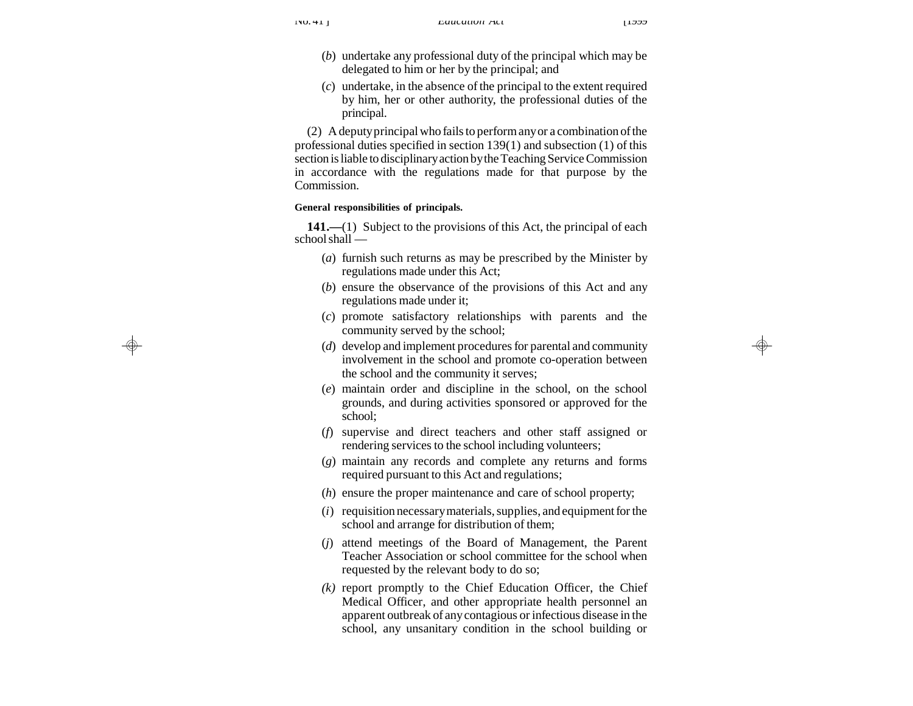(*b*) undertake any professional duty of the principal which may be delegated to him or her by the principal; and

(*c*) undertake, in the absence of the principal to the extent required by him, her or other authority, the professional duties of the principal.

(2) A deputy principal who fails to perform any or a combination of the professional duties specified in section 139(1) and subsection (1) of this section is liable to disciplinary action by the Teaching Service Commission in accordance with the regulations made for that purpose by the Commission.

**General responsibilities of principals.**

**141.—**(1) Subject to the provisions of this Act, the principal of each school shall —

(*a*) furnish such returns as may be prescribed by the Minister by regulations made under this Act;

(*b*) ensure the observance of the provisions of this Act and any regulations made under it;

(*c*) promote satisfactory relationships with parents and the community served by the school;

(*d*) develop and implement procedures for parental and community involvement in the school and promote co-operation between the school and the community it serves;

(*e*) maintain order and discipline in the school, on the school grounds, and during activities sponsored or approved for the school;

(*f*) supervise and direct teachers and other staff assigned or rendering services to the school including volunteers;

(*g*) maintain any records and complete any returns and forms required pursuant to this Act and regulations;

(*h*) ensure the proper maintenance and care of school property;

(*i*) requisition necessary materials, supplies, and equipment for the school and arrange for distribution of them;

(*j*) attend meetings of the Board of Management, the Parent Teacher Association or school committee for the school when requested by the relevant body to do so;

*(k)* report promptly to the Chief Education Officer, the Chief Medical Officer, and other appropriate health personnel an apparent outbreak of any contagious or infectious disease in the school, any unsanitary condition in the school building or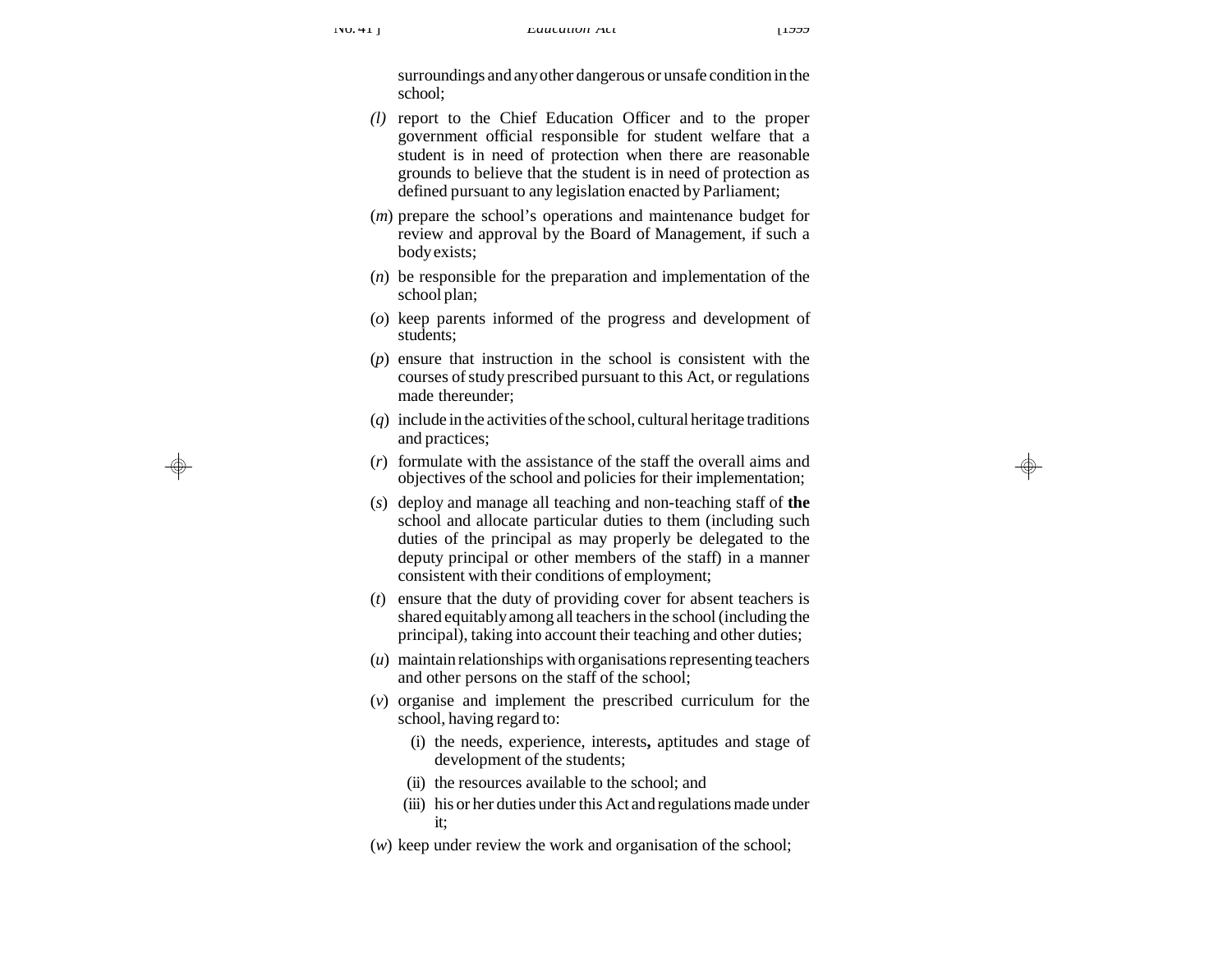surroundings and any other dangerous or unsafe condition in the school;

*(l)* report to the Chief Education Officer and to the proper government official responsible for student welfare that a student is in need of protection when there are reasonable grounds to believe that the student is in need of protection as defined pursuant to any legislation enacted by Parliament;

(*m*) prepare the school's operations and maintenance budget for review and approval by the Board of Management, if such a body exists;

(*n*) be responsible for the preparation and implementation of the school plan;

(*o*) keep parents informed of the progress and development of students;

(*p*) ensure that instruction in the school is consistent with the courses of study prescribed pursuant to this Act, or regulations made thereunder;

(*q*) include in the activities of the school, cultural heritage traditions and practices;

(*r*) formulate with the assistance of the staff the overall aims and objectives of the school and policies for their implementation;

(*s*) deploy and manage all teaching and non-teaching staff of **the** school and allocate particular duties to them (including such duties of the principal as may properly be delegated to the deputy principal or other members of the staff) in a manner consistent with their conditions of employment;

(*t*) ensure that the duty of providing cover for absent teachers is shared equitably among all teachers in the school (including the principal), taking into account their teaching and other duties;

(*u*) maintain relationships with organisations representing teachers and other persons on the staff of the school;

(*v*) organise and implement the prescribed curriculum for the school, having regard to:

(i) the needs, experience, interests**,** aptitudes and stage of development of the students;

(ii) the resources available to the school; and

(iii) his or her duties under this Act and regulations made under it;

(*w*) keep under review the work and organisation of the school;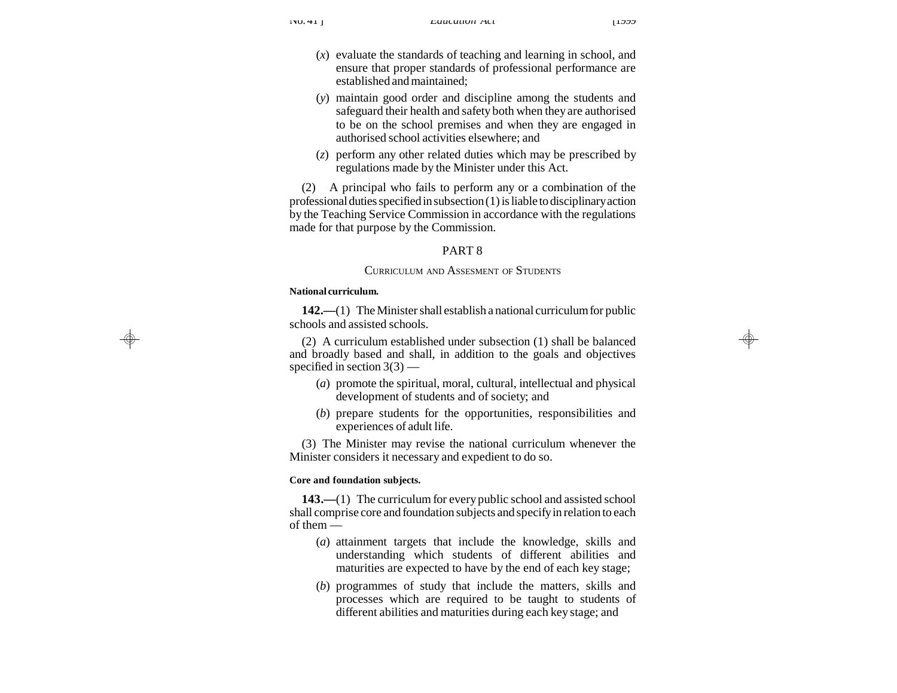(*x*) evaluate the standards of teaching and learning in school, and ensure that proper standards of professional performance are established and maintained;

(*y*) maintain good order and discipline among the students and safeguard their health and safety both when they are authorised to be on the school premises and when they are engaged in authorised school activities elsewhere; and

(*z*) perform any other related duties which may be prescribed by regulations made by the Minister under this Act.

(2) A principal who fails to perform any or a combination of the professional duties specified in subsection (1) is liable to disciplinary action by the Teaching Service Commission in accordance with the regulations made for that purpose by the Commission.

## PART 8

### CURRICULUM AND ASSESMENT OF STUDENTS

**National curriculum.**

**142.—**(1) The Minister shall establish a national curriculum for public schools and assisted schools.

(2) A curriculum established under subsection (1) shall be balanced and broadly based and shall, in addition to the goals and objectives specified in section 3(3) —

(*a*) promote the spiritual, moral, cultural, intellectual and physical development of students and of society; and

(*b*) prepare students for the opportunities, responsibilities and experiences of adult life.

(3) The Minister may revise the national curriculum whenever the Minister considers it necessary and expedient to do so.

**Core and foundation subjects.**

**143.—**(1) The curriculum for every public school and assisted school shall comprise core and foundation subjects and specify in relation to each of them —

(*a*) attainment targets that include the knowledge, skills and understanding which students of different abilities and maturities are expected to have by the end of each key stage;

(*b*) programmes of study that include the matters, skills and processes which are required to be taught to students of different abilities and maturities during each key stage; and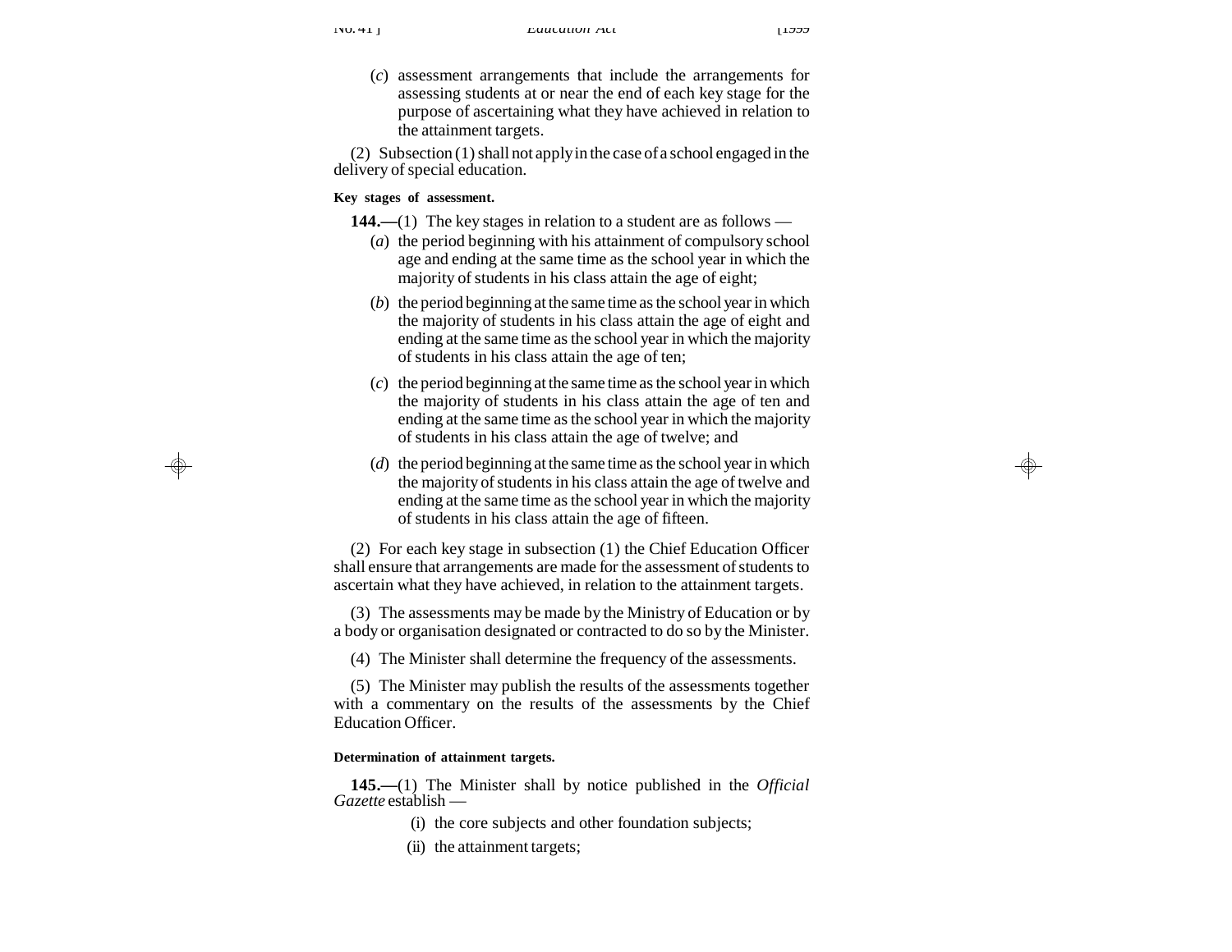(*c*) assessment arrangements that include the arrangements for assessing students at or near the end of each key stage for the purpose of ascertaining what they have achieved in relation to the attainment targets.

(2) Subsection (1) shall not apply in the case of a school engaged in the delivery of special education.

**Key stages of assessment.**

**144.—**(1) The key stages in relation to a student are as follows —

(*a*) the period beginning with his attainment of compulsory school age and ending at the same time as the school year in which the majority of students in his class attain the age of eight;

(*b*) the period beginning at the same time as the school year in which the majority of students in his class attain the age of eight and ending at the same time as the school year in which the majority of students in his class attain the age of ten;

(*c*) the period beginning at the same time as the school year in which the majority of students in his class attain the age of ten and ending at the same time as the school year in which the majority of students in his class attain the age of twelve; and

(*d*) the period beginning at the same time as the school year in which the majority of students in his class attain the age of twelve and ending at the same time as the school year in which the majority of students in his class attain the age of fifteen.

(2) For each key stage in subsection (1) the Chief Education Officer shall ensure that arrangements are made for the assessment of students to ascertain what they have achieved, in relation to the attainment targets.

(3) The assessments may be made by the Ministry of Education or by a body or organisation designated or contracted to do so by the Minister.

(4) The Minister shall determine the frequency of the assessments.

(5) The Minister may publish the results of the assessments together with a commentary on the results of the assessments by the Chief Education Officer.

**Determination of attainment targets.**

**145.—**(1) The Minister shall by notice published in the *Official Gazette* establish —

(i) the core subjects and other foundation subjects;

(ii) the attainment targets;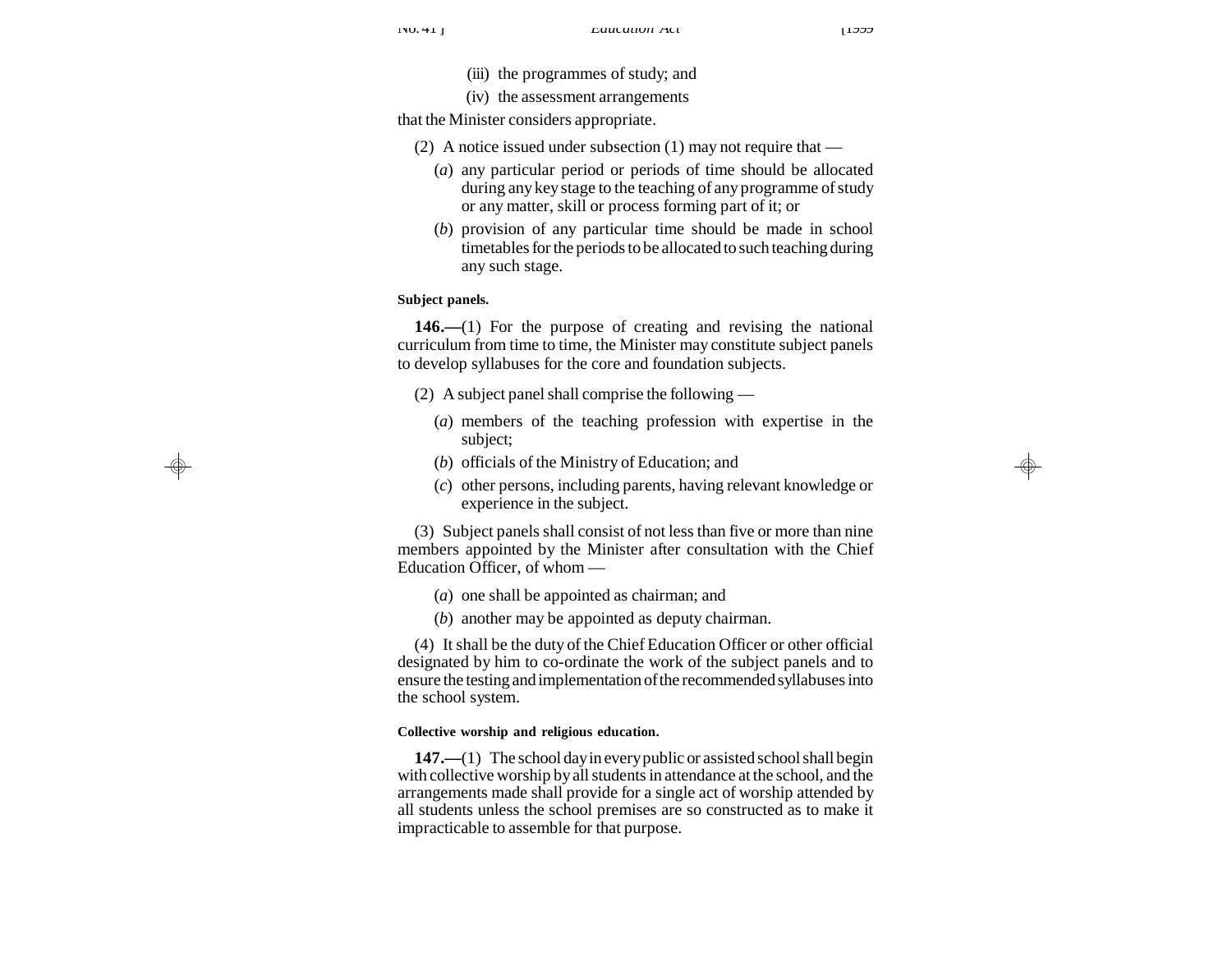(iii) the programmes of study; and

(iv) the assessment arrangements

that the Minister considers appropriate.

(2) A notice issued under subsection (1) may not require that —

(*a*) any particular period or periods of time should be allocated during any key stage to the teaching of any programme of study or any matter, skill or process forming part of it; or

(*b*) provision of any particular time should be made in school timetables for the periods to be allocated to such teaching during any such stage.

**Subject panels.**

**146.—**(1) For the purpose of creating and revising the national curriculum from time to time, the Minister may constitute subject panels to develop syllabuses for the core and foundation subjects.

(2) A subject panel shall comprise the following —

(*a*) members of the teaching profession with expertise in the subject;

(*b*) officials of the Ministry of Education; and

(*c*) other persons, including parents, having relevant knowledge or experience in the subject.

(3) Subject panels shall consist of not less than five or more than nine members appointed by the Minister after consultation with the Chief Education Officer, of whom —

(*a*) one shall be appointed as chairman; and

(*b*) another may be appointed as deputy chairman.

(4) It shall be the duty of the Chief Education Officer or other official designated by him to co-ordinate the work of the subject panels and to ensure the testing and implementation of the recommended syllabuses into the school system.

**Collective worship and religious education.**

**147.—**(1) The school day in every public or assisted school shall begin with collective worship by all students in attendance at the school, and the arrangements made shall provide for a single act of worship attended by all students unless the school premises are so constructed as to make it impracticable to assemble for that purpose.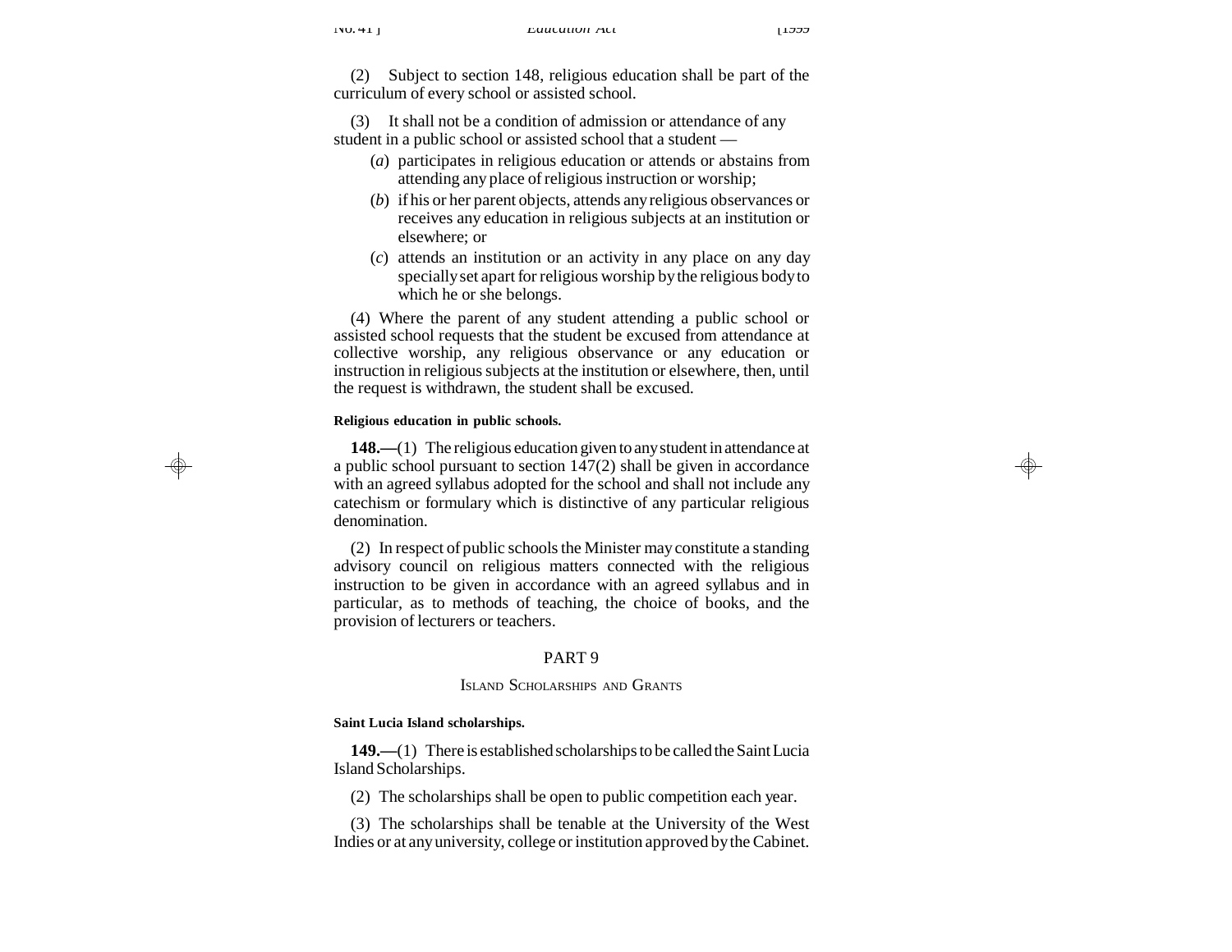(2) Subject to section 148, religious education shall be part of the curriculum of every school or assisted school.

(3) It shall not be a condition of admission or attendance of any student in a public school or assisted school that a student —

- (*a*) participates in religious education or attends or abstains from attending any place of religious instruction or worship;
- (*b*) if his or her parent objects, attends any religious observances or receives any education in religious subjects at an institution or elsewhere; or
- (*c*) attends an institution or an activity in any place on any day specially set apart for religious worship by the religious body to which he or she belongs.

(4) Where the parent of any student attending a public school or assisted school requests that the student be excused from attendance at collective worship, any religious observance or any education or instruction in religious subjects at the institution or elsewhere, then, until the request is withdrawn, the student shall be excused.

**Religious education in public schools.**

**148.—**(1) The religious education given to any student in attendance at a public school pursuant to section 147(2) shall be given in accordance with an agreed syllabus adopted for the school and shall not include any catechism or formulary which is distinctive of any particular religious denomination.

(2) In respect of public schools the Minister may constitute a standing advisory council on religious matters connected with the religious instruction to be given in accordance with an agreed syllabus and in particular, as to methods of teaching, the choice of books, and the provision of lecturers or teachers.

## PART 9

### Island Scholarships and Grants

**Saint Lucia Island scholarships.**

**149.—**(1) There is established scholarships to be called the Saint Lucia Island Scholarships.

(2) The scholarships shall be open to public competition each year.

(3) The scholarships shall be tenable at the University of the West Indies or at any university, college or institution approved by the Cabinet.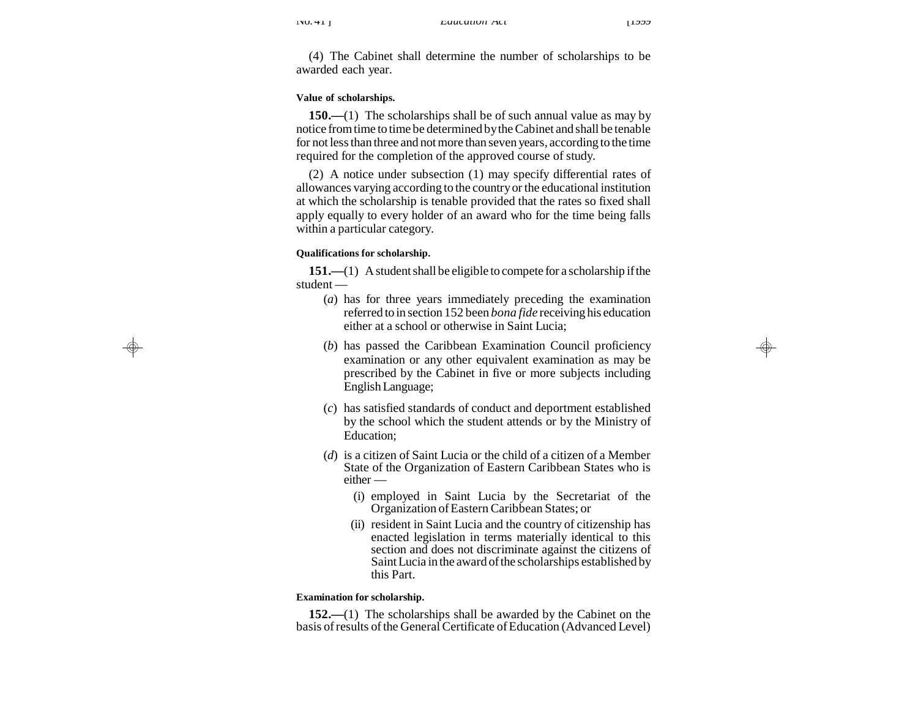(4) The Cabinet shall determine the number of scholarships to be awarded each year.

**Value of scholarships.**

**150.—**(1) The scholarships shall be of such annual value as may by notice from time to time be determined by the Cabinet and shall be tenable for not less than three and not more than seven years, according to the time required for the completion of the approved course of study.

(2) A notice under subsection (1) may specify differential rates of allowances varying according to the country or the educational institution at which the scholarship is tenable provided that the rates so fixed shall apply equally to every holder of an award who for the time being falls within a particular category.

**Qualifications for scholarship.**

**151.—**(1) A student shall be eligible to compete for a scholarship if the student —

- (*a*) has for three years immediately preceding the examination referred to in section 152 been *bona fide* receiving his education either at a school or otherwise in Saint Lucia;
- (*b*) has passed the Caribbean Examination Council proficiency examination or any other equivalent examination as may be prescribed by the Cabinet in five or more subjects including English Language;
- (*c*) has satisfied standards of conduct and deportment established by the school which the student attends or by the Ministry of Education;
- (*d*) is a citizen of Saint Lucia or the child of a citizen of a Member State of the Organization of Eastern Caribbean States who is either —
  - (i) employed in Saint Lucia by the Secretariat of the Organization of Eastern Caribbean States; or
  - (ii) resident in Saint Lucia and the country of citizenship has enacted legislation in terms materially identical to this section and does not discriminate against the citizens of Saint Lucia in the award of the scholarships established by this Part.

**Examination for scholarship.**

**152.—**(1) The scholarships shall be awarded by the Cabinet on the basis of results of the General Certificate of Education (Advanced Level)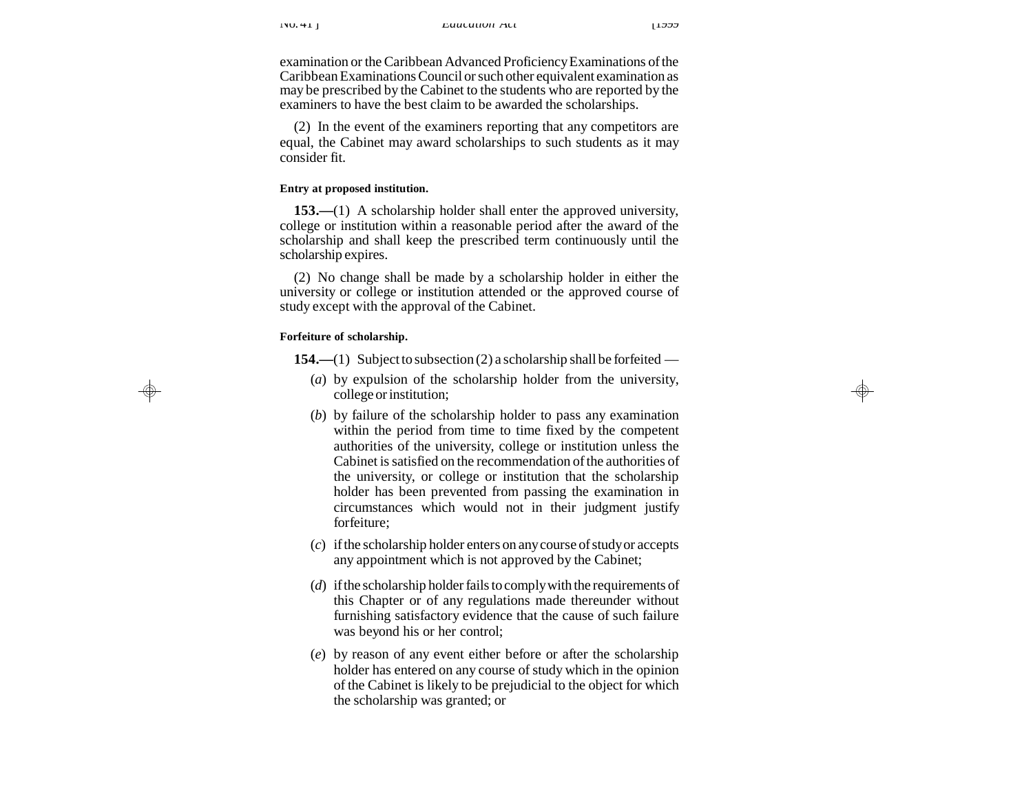examination or the Caribbean Advanced Proficiency Examinations of the Caribbean Examinations Council or such other equivalent examination as may be prescribed by the Cabinet to the students who are reported by the examiners to have the best claim to be awarded the scholarships.

(2) In the event of the examiners reporting that any competitors are equal, the Cabinet may award scholarships to such students as it may consider fit.

**Entry at proposed institution.**

**153.—**(1) A scholarship holder shall enter the approved university, college or institution within a reasonable period after the award of the scholarship and shall keep the prescribed term continuously until the scholarship expires.

(2) No change shall be made by a scholarship holder in either the university or college or institution attended or the approved course of study except with the approval of the Cabinet.

**Forfeiture of scholarship.**

**154.—**(1) Subject to subsection (2) a scholarship shall be forfeited —

(*a*) by expulsion of the scholarship holder from the university, college or institution;

(*b*) by failure of the scholarship holder to pass any examination within the period from time to time fixed by the competent authorities of the university, college or institution unless the Cabinet is satisfied on the recommendation of the authorities of the university, or college or institution that the scholarship holder has been prevented from passing the examination in circumstances which would not in their judgment justify forfeiture;

(*c*) if the scholarship holder enters on any course of study or accepts any appointment which is not approved by the Cabinet;

(*d*) if the scholarship holder fails to comply with the requirements of this Chapter or of any regulations made thereunder without furnishing satisfactory evidence that the cause of such failure was beyond his or her control;

(*e*) by reason of any event either before or after the scholarship holder has entered on any course of study which in the opinion of the Cabinet is likely to be prejudicial to the object for which the scholarship was granted; or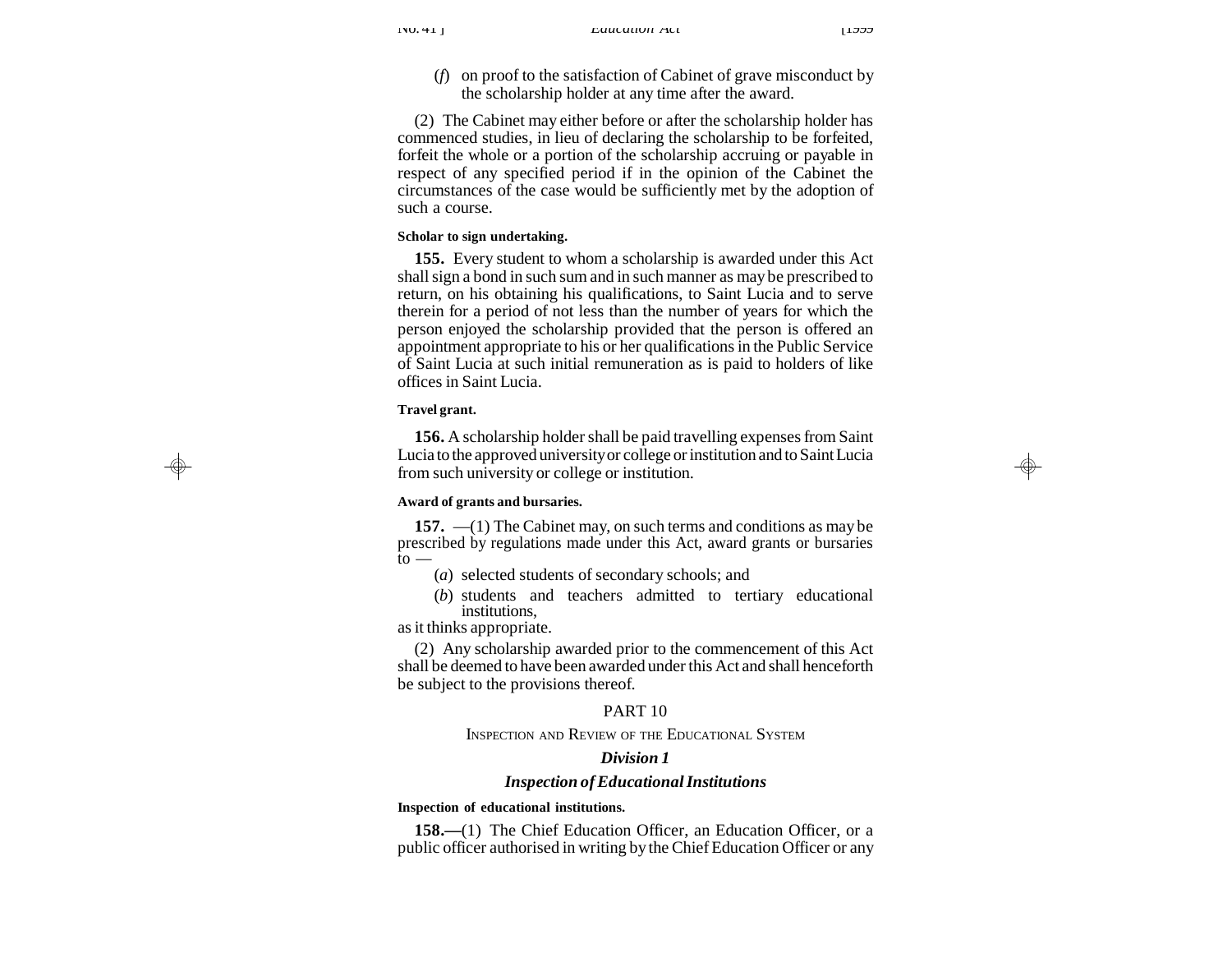(*f*) on proof to the satisfaction of Cabinet of grave misconduct by the scholarship holder at any time after the award.

(2) The Cabinet may either before or after the scholarship holder has commenced studies, in lieu of declaring the scholarship to be forfeited, forfeit the whole or a portion of the scholarship accruing or payable in respect of any specified period if in the opinion of the Cabinet the circumstances of the case would be sufficiently met by the adoption of such a course.

**Scholar to sign undertaking.**

**155.** Every student to whom a scholarship is awarded under this Act shall sign a bond in such sum and in such manner as may be prescribed to return, on his obtaining his qualifications, to Saint Lucia and to serve therein for a period of not less than the number of years for which the person enjoyed the scholarship provided that the person is offered an appointment appropriate to his or her qualifications in the Public Service of Saint Lucia at such initial remuneration as is paid to holders of like offices in Saint Lucia.

**Travel grant.**

**156.** A scholarship holder shall be paid travelling expenses from Saint Lucia to the approved university or college or institution and to Saint Lucia from such university or college or institution.

**Award of grants and bursaries.**

**157.** —(1) The Cabinet may, on such terms and conditions as may be prescribed by regulations made under this Act, award grants or bursaries to —

(*a*) selected students of secondary schools; and

(*b*) students and teachers admitted to tertiary educational institutions,

as it thinks appropriate.

(2) Any scholarship awarded prior to the commencement of this Act shall be deemed to have been awarded under this Act and shall henceforth be subject to the provisions thereof.

## PART 10

### Inspection and Review of the Educational System

### *Division 1*

### *Inspection of Educational Institutions*

**Inspection of educational institutions.**

**158.—**(1) The Chief Education Officer, an Education Officer, or a public officer authorised in writing by the Chief Education Officer or any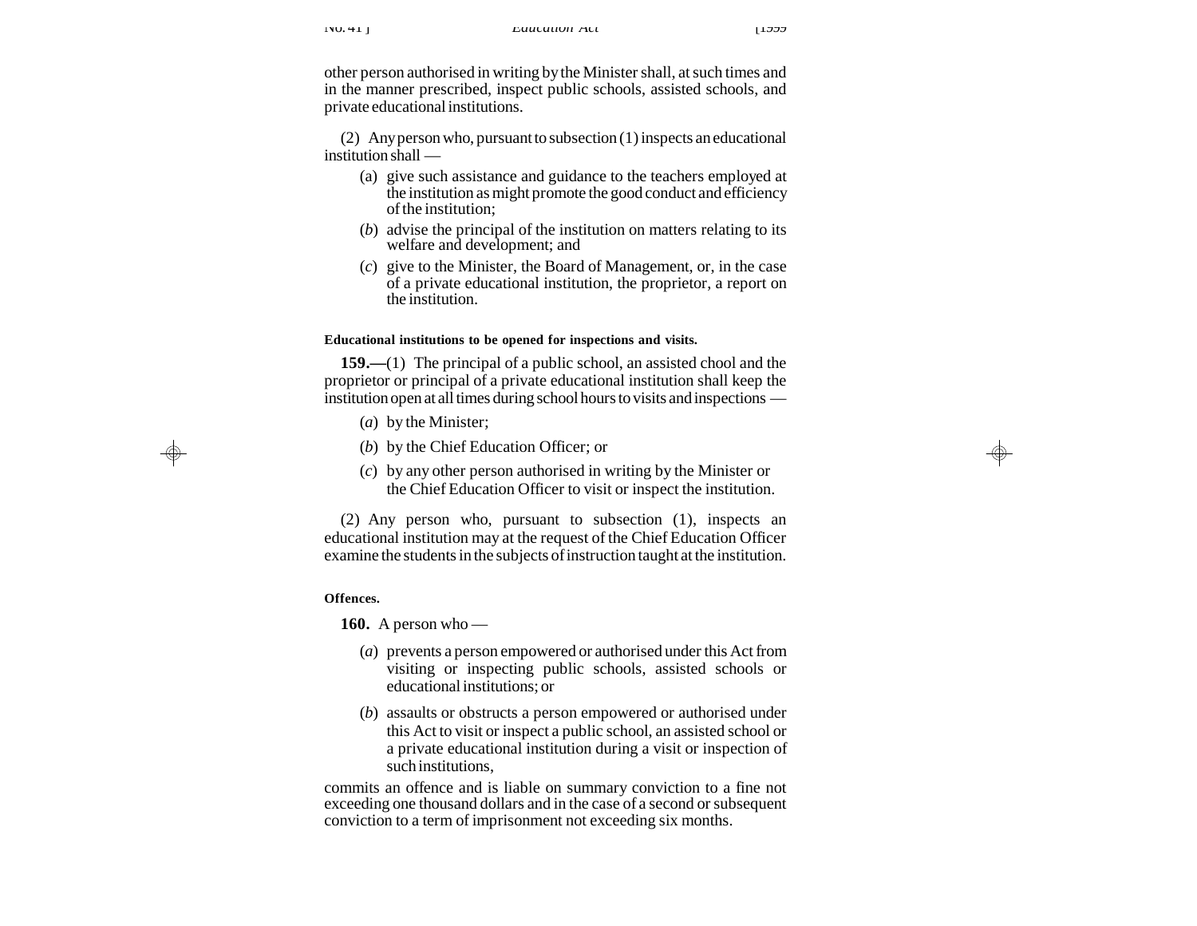other person authorised in writing by the Minister shall, at such times and in the manner prescribed, inspect public schools, assisted schools, and private educational institutions.

(2) Any person who, pursuant to subsection (1) inspects an educational institution shall —

(a) give such assistance and guidance to the teachers employed at the institution as might promote the good conduct and efficiency of the institution;

(*b*) advise the principal of the institution on matters relating to its welfare and development; and

(*c*) give to the Minister, the Board of Management, or, in the case of a private educational institution, the proprietor, a report on the institution.

**Educational institutions to be opened for inspections and visits.**

**159.—**(1) The principal of a public school, an assisted chool and the proprietor or principal of a private educational institution shall keep the institution open at all times during school hours to visits and inspections —

(*a*) by the Minister;

(*b*) by the Chief Education Officer; or

(*c*) by any other person authorised in writing by the Minister or the Chief Education Officer to visit or inspect the institution.

(2) Any person who, pursuant to subsection (1), inspects an educational institution may at the request of the Chief Education Officer examine the students in the subjects of instruction taught at the institution.

**Offences.**

**160.** A person who —

(*a*) prevents a person empowered or authorised under this Act from visiting or inspecting public schools, assisted schools or educational institutions; or

(*b*) assaults or obstructs a person empowered or authorised under this Act to visit or inspect a public school, an assisted school or a private educational institution during a visit or inspection of such institutions,

commits an offence and is liable on summary conviction to a fine not exceeding one thousand dollars and in the case of a second or subsequent conviction to a term of imprisonment not exceeding six months.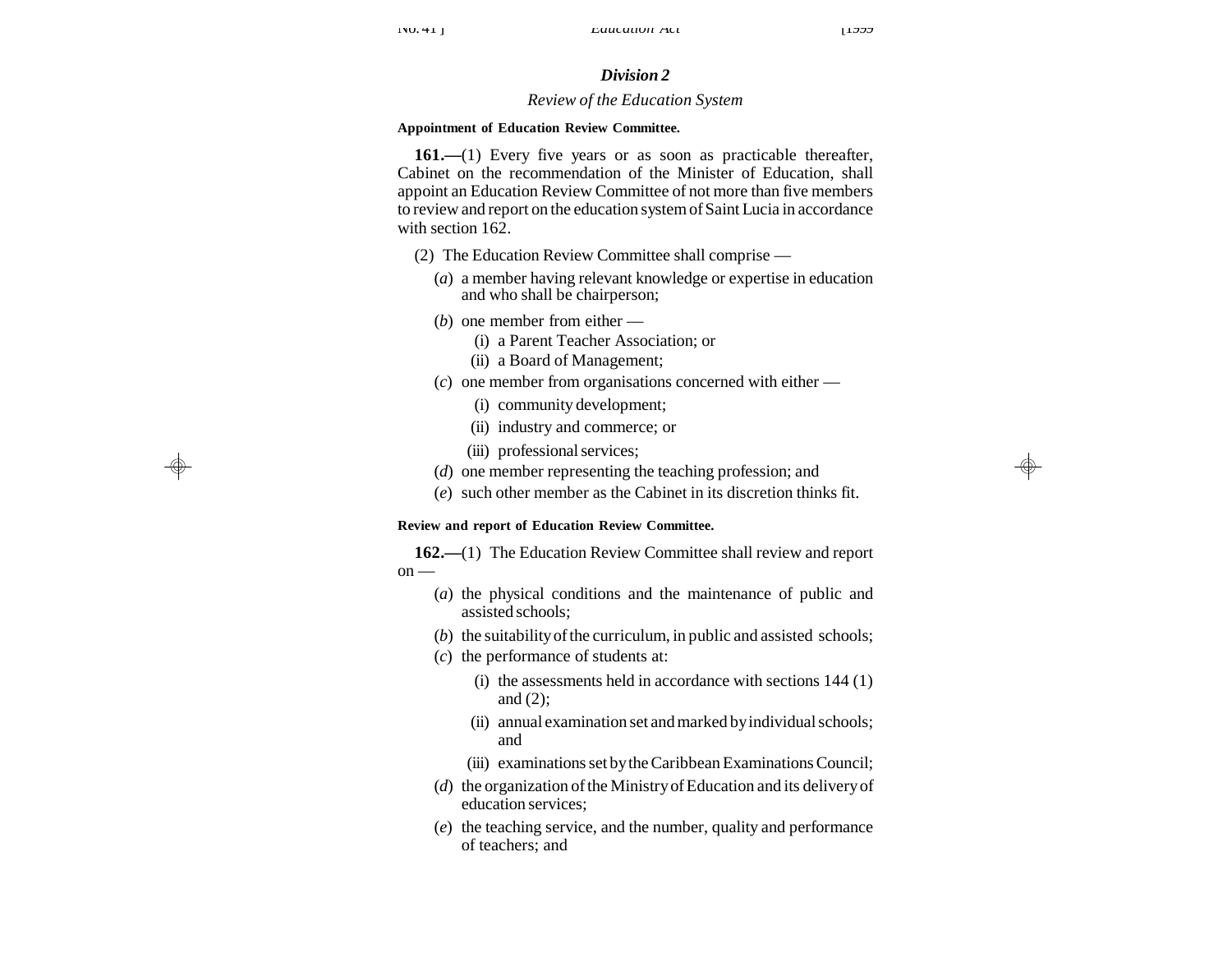## *Division 2*

*Review of the Education System*

**Appointment of Education Review Committee.**

**161.—**(1) Every five years or as soon as practicable thereafter, Cabinet on the recommendation of the Minister of Education, shall appoint an Education Review Committee of not more than five members to review and report on the education system of Saint Lucia in accordance with section 162.

(2) The Education Review Committee shall comprise —

(*a*) a member having relevant knowledge or expertise in education and who shall be chairperson;

(*b*) one member from either —

(i) a Parent Teacher Association; or

(ii) a Board of Management;

(*c*) one member from organisations concerned with either —

(i) community development;

(ii) industry and commerce; or

(iii) professional services;

(*d*) one member representing the teaching profession; and

(*e*) such other member as the Cabinet in its discretion thinks fit.

**Review and report of Education Review Committee.**

**162.—**(1) The Education Review Committee shall review and report on —

(*a*) the physical conditions and the maintenance of public and assisted schools;

(*b*) the suitability of the curriculum, in public and assisted schools;

(*c*) the performance of students at:

(i) the assessments held in accordance with sections 144 (1) and (2);

(ii) annual examination set and marked by individual schools; and

(iii) examinations set by the Caribbean Examinations Council;

(*d*) the organization of the Ministry of Education and its delivery of education services;

(*e*) the teaching service, and the number, quality and performance of teachers; and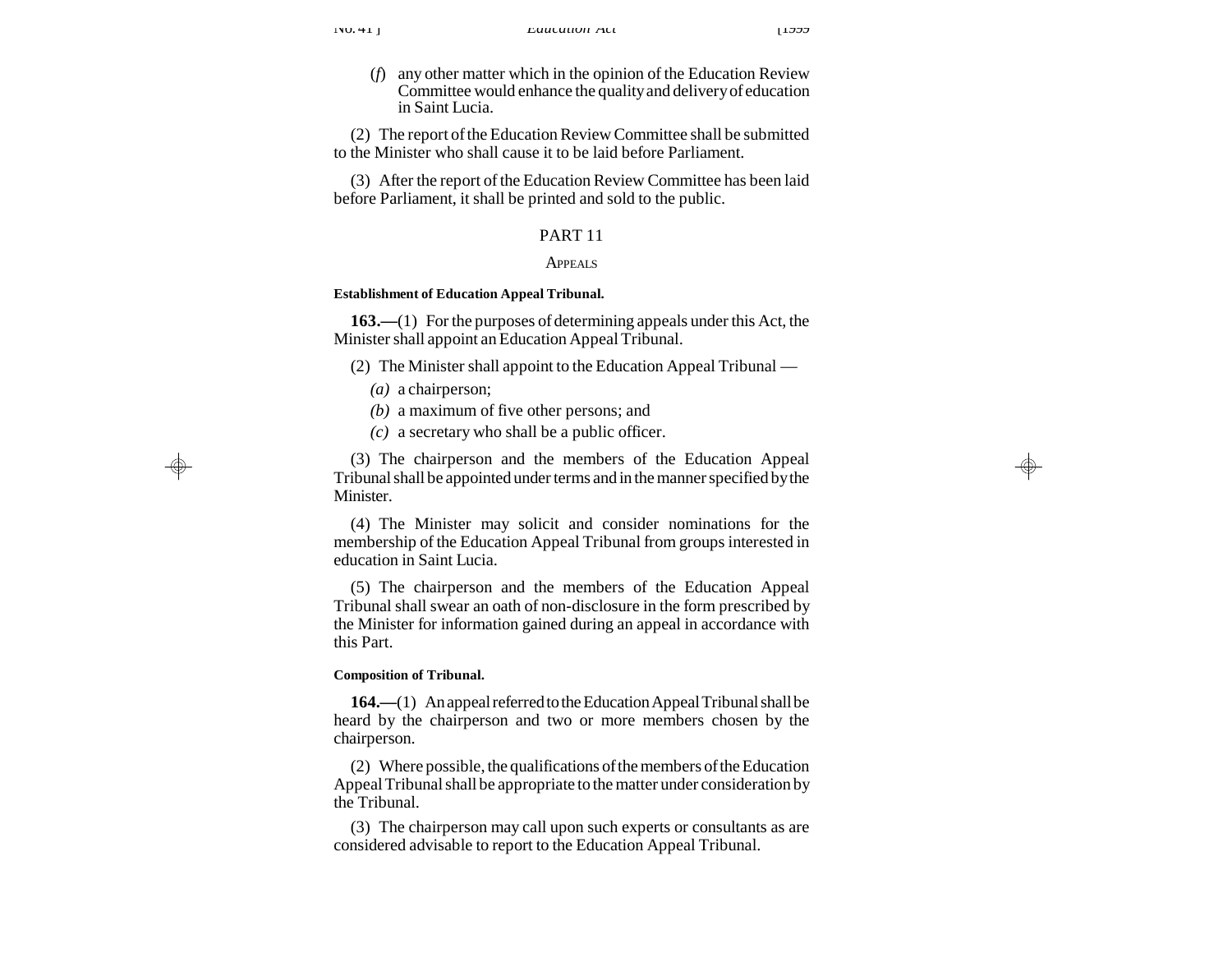(*f*) any other matter which in the opinion of the Education Review Committee would enhance the quality and delivery of education in Saint Lucia.

(2) The report of the Education Review Committee shall be submitted to the Minister who shall cause it to be laid before Parliament.

(3) After the report of the Education Review Committee has been laid before Parliament, it shall be printed and sold to the public.

## PART 11

### APPEALS

**Establishment of Education Appeal Tribunal.**

**163.—**(1) For the purposes of determining appeals under this Act, the Minister shall appoint an Education Appeal Tribunal.

(2) The Minister shall appoint to the Education Appeal Tribunal —

*(a)* a chairperson;

*(b)* a maximum of five other persons; and

*(c)* a secretary who shall be a public officer.

(3) The chairperson and the members of the Education Appeal Tribunal shall be appointed under terms and in the manner specified by the Minister.

(4) The Minister may solicit and consider nominations for the membership of the Education Appeal Tribunal from groups interested in education in Saint Lucia.

(5) The chairperson and the members of the Education Appeal Tribunal shall swear an oath of non-disclosure in the form prescribed by the Minister for information gained during an appeal in accordance with this Part.

**Composition of Tribunal.**

**164.—**(1) An appeal referred to the Education Appeal Tribunal shall be heard by the chairperson and two or more members chosen by the chairperson.

(2) Where possible, the qualifications of the members of the Education Appeal Tribunal shall be appropriate to the matter under consideration by the Tribunal.

(3) The chairperson may call upon such experts or consultants as are considered advisable to report to the Education Appeal Tribunal.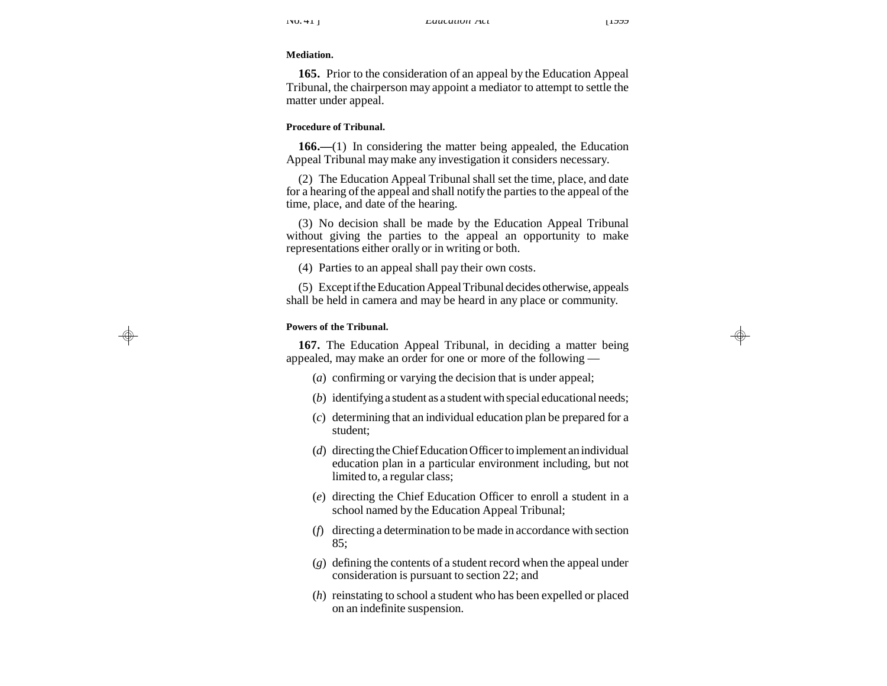**Mediation.**

**165.** Prior to the consideration of an appeal by the Education Appeal Tribunal, the chairperson may appoint a mediator to attempt to settle the matter under appeal.

**Procedure of Tribunal.**

**166.—**(1) In considering the matter being appealed, the Education Appeal Tribunal may make any investigation it considers necessary.

(2) The Education Appeal Tribunal shall set the time, place, and date for a hearing of the appeal and shall notify the parties to the appeal of the time, place, and date of the hearing.

(3) No decision shall be made by the Education Appeal Tribunal without giving the parties to the appeal an opportunity to make representations either orally or in writing or both.

(4) Parties to an appeal shall pay their own costs.

(5) Except if the Education Appeal Tribunal decides otherwise, appeals shall be held in camera and may be heard in any place or community.

**Powers of the Tribunal.**

**167.** The Education Appeal Tribunal, in deciding a matter being appealed, may make an order for one or more of the following —

(*a*) confirming or varying the decision that is under appeal;

(*b*) identifying a student as a student with special educational needs;

(*c*) determining that an individual education plan be prepared for a student;

(*d*) directing the Chief Education Officer to implement an individual education plan in a particular environment including, but not limited to, a regular class;

(*e*) directing the Chief Education Officer to enroll a student in a school named by the Education Appeal Tribunal;

(*f*) directing a determination to be made in accordance with section 85;

(*g*) defining the contents of a student record when the appeal under consideration is pursuant to section 22; and

(*h*) reinstating to school a student who has been expelled or placed on an indefinite suspension.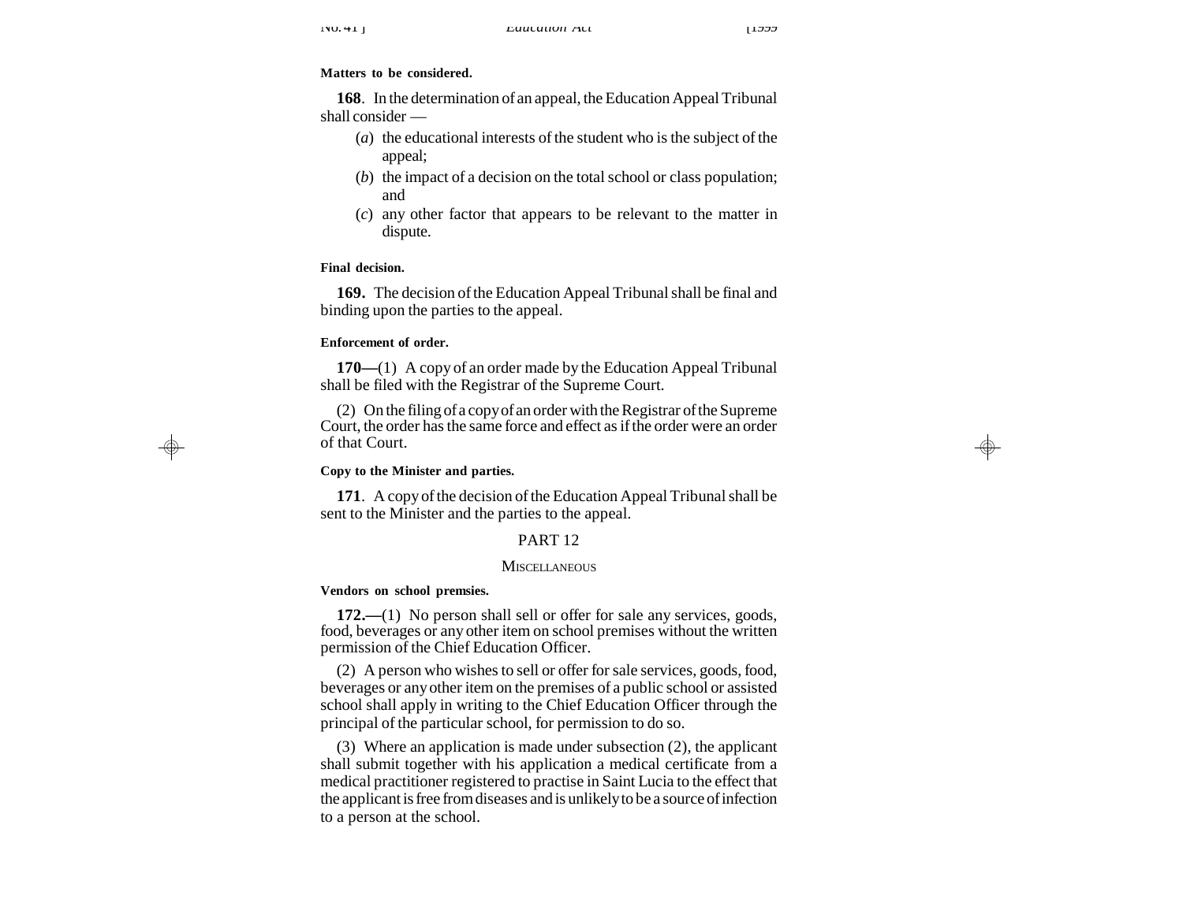**Matters to be considered.**

**168**. In the determination of an appeal, the Education Appeal Tribunal shall consider —

(*a*) the educational interests of the student who is the subject of the appeal;

(*b*) the impact of a decision on the total school or class population; and

(*c*) any other factor that appears to be relevant to the matter in dispute.

**Final decision.**

**169.** The decision of the Education Appeal Tribunal shall be final and binding upon the parties to the appeal.

**Enforcement of order.**

**170—**(1) A copy of an order made by the Education Appeal Tribunal shall be filed with the Registrar of the Supreme Court.

(2) On the filing of a copy of an order with the Registrar of the Supreme Court, the order has the same force and effect as if the order were an order of that Court.

**Copy to the Minister and parties.**

**171**. A copy of the decision of the Education Appeal Tribunal shall be sent to the Minister and the parties to the appeal.

## PART 12

### MISCELLANEOUS

**Vendors on school premsies.**

**172.—**(1) No person shall sell or offer for sale any services, goods, food, beverages or any other item on school premises without the written permission of the Chief Education Officer.

(2) A person who wishes to sell or offer for sale services, goods, food, beverages or any other item on the premises of a public school or assisted school shall apply in writing to the Chief Education Officer through the principal of the particular school, for permission to do so.

(3) Where an application is made under subsection (2), the applicant shall submit together with his application a medical certificate from a medical practitioner registered to practise in Saint Lucia to the effect that the applicant is free from diseases and is unlikely to be a source of infection to a person at the school.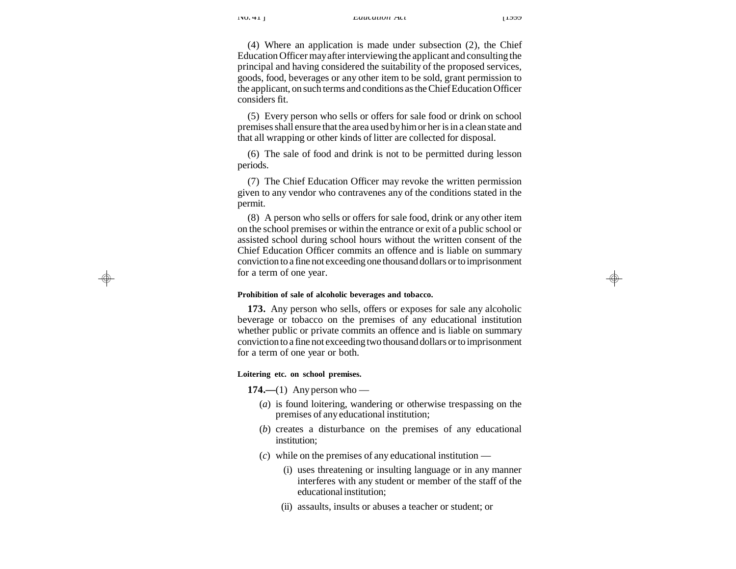(4) Where an application is made under subsection (2), the Chief Education Officer may after interviewing the applicant and consulting the principal and having considered the suitability of the proposed services, goods, food, beverages or any other item to be sold, grant permission to the applicant, on such terms and conditions as the Chief Education Officer considers fit.

(5) Every person who sells or offers for sale food or drink on school premises shall ensure that the area used by him or her is in a clean state and that all wrapping or other kinds of litter are collected for disposal.

(6) The sale of food and drink is not to be permitted during lesson periods.

(7) The Chief Education Officer may revoke the written permission given to any vendor who contravenes any of the conditions stated in the permit.

(8) A person who sells or offers for sale food, drink or any other item on the school premises or within the entrance or exit of a public school or assisted school during school hours without the written consent of the Chief Education Officer commits an offence and is liable on summary conviction to a fine not exceeding one thousand dollars or to imprisonment for a term of one year.

**Prohibition of sale of alcoholic beverages and tobacco.**

**173.** Any person who sells, offers or exposes for sale any alcoholic beverage or tobacco on the premises of any educational institution whether public or private commits an offence and is liable on summary conviction to a fine not exceeding two thousand dollars or to imprisonment for a term of one year or both.

**Loitering etc. on school premises.**

**174.—**(1) Any person who —

(*a*) is found loitering, wandering or otherwise trespassing on the premises of any educational institution;

(*b*) creates a disturbance on the premises of any educational institution;

(*c*) while on the premises of any educational institution —

(i) uses threatening or insulting language or in any manner interferes with any student or member of the staff of the educational institution;

(ii) assaults, insults or abuses a teacher or student; or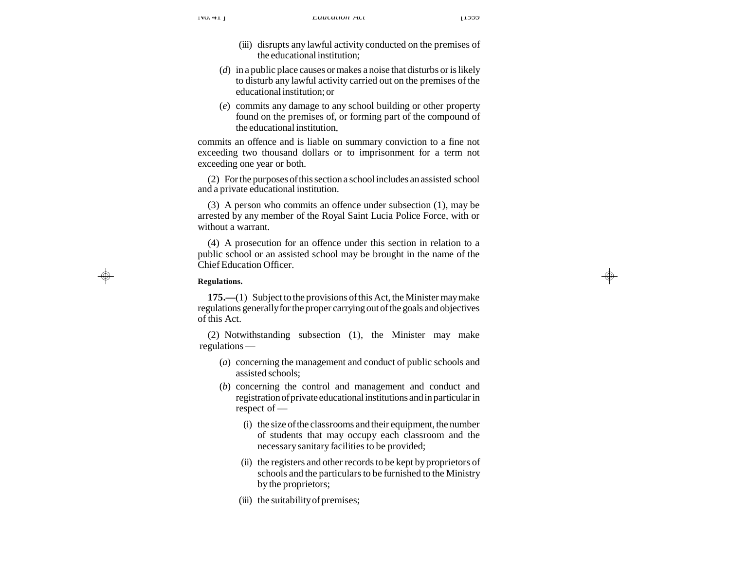(iii) disrupts any lawful activity conducted on the premises of the educational institution;

(*d*) in a public place causes or makes a noise that disturbs or is likely to disturb any lawful activity carried out on the premises of the educational institution; or

(*e*) commits any damage to any school building or other property found on the premises of, or forming part of the compound of the educational institution,

commits an offence and is liable on summary conviction to a fine not exceeding two thousand dollars or to imprisonment for a term not exceeding one year or both.

(2) For the purposes of this section a school includes an assisted school and a private educational institution.

(3) A person who commits an offence under subsection (1), may be arrested by any member of the Royal Saint Lucia Police Force, with or without a warrant.

(4) A prosecution for an offence under this section in relation to a public school or an assisted school may be brought in the name of the Chief Education Officer.

**Regulations.**

**175.—**(1) Subject to the provisions of this Act, the Minister may make regulations generally for the proper carrying out of the goals and objectives of this Act.

(2) Notwithstanding subsection (1), the Minister may make regulations —

(*a*) concerning the management and conduct of public schools and assisted schools;

(*b*) concerning the control and management and conduct and registration of private educational institutions and in particular in respect of —

(i) the size of the classrooms and their equipment, the number of students that may occupy each classroom and the necessary sanitary facilities to be provided;

(ii) the registers and other records to be kept by proprietors of schools and the particulars to be furnished to the Ministry by the proprietors;

(iii) the suitability of premises;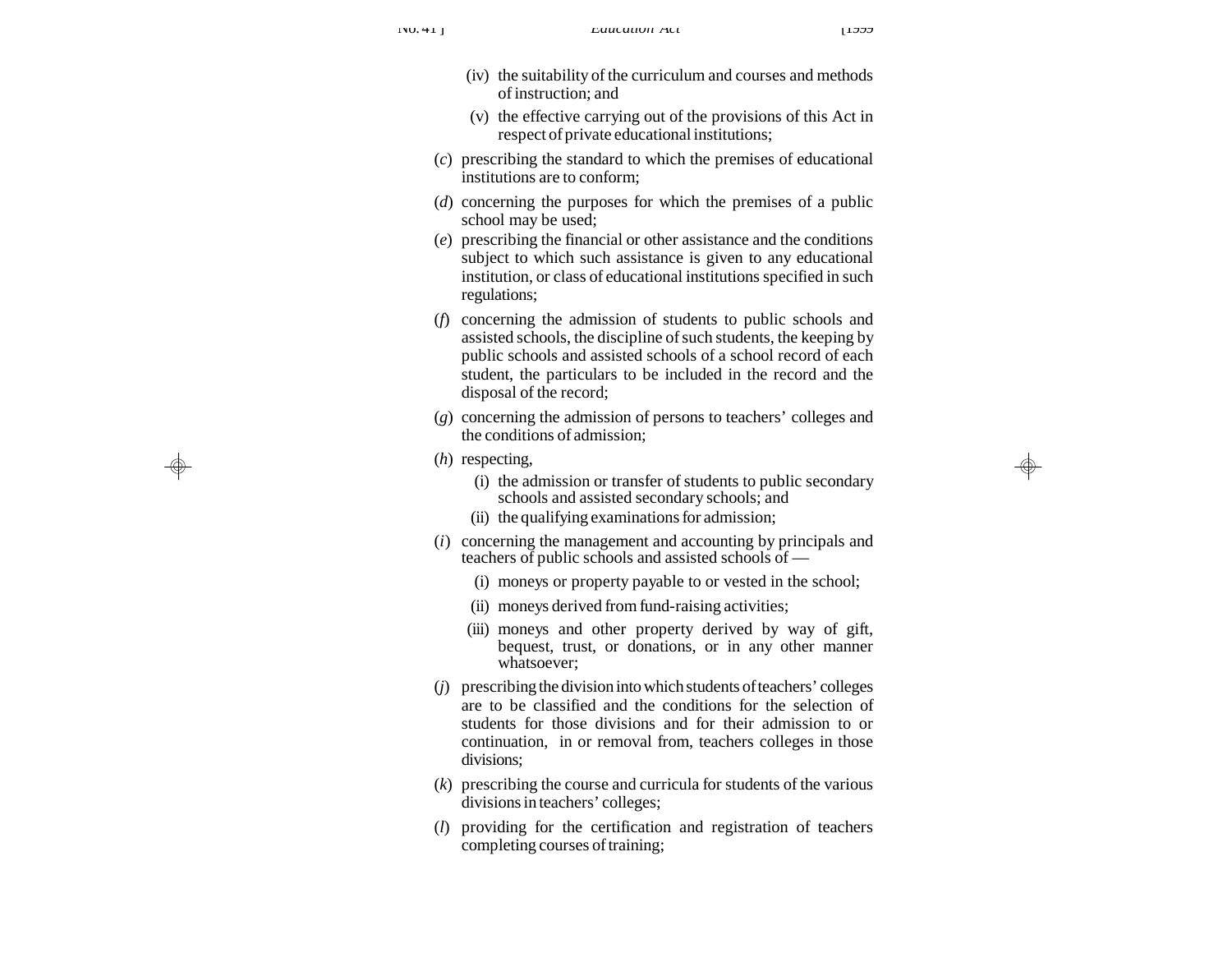(iv) the suitability of the curriculum and courses and methods of instruction; and

(v) the effective carrying out of the provisions of this Act in respect of private educational institutions;

(*c*) prescribing the standard to which the premises of educational institutions are to conform;

(*d*) concerning the purposes for which the premises of a public school may be used;

(*e*) prescribing the financial or other assistance and the conditions subject to which such assistance is given to any educational institution, or class of educational institutions specified in such regulations;

(*f*) concerning the admission of students to public schools and assisted schools, the discipline of such students, the keeping by public schools and assisted schools of a school record of each student, the particulars to be included in the record and the disposal of the record;

(*g*) concerning the admission of persons to teachers' colleges and the conditions of admission;

(*h*) respecting,

(i) the admission or transfer of students to public secondary schools and assisted secondary schools; and

(ii) the qualifying examinations for admission;

(*i*) concerning the management and accounting by principals and teachers of public schools and assisted schools of —

(i) moneys or property payable to or vested in the school;

(ii) moneys derived from fund-raising activities;

(iii) moneys and other property derived by way of gift, bequest, trust, or donations, or in any other manner whatsoever;

(*j*) prescribing the division into which students of teachers' colleges are to be classified and the conditions for the selection of students for those divisions and for their admission to or continuation, in or removal from, teachers colleges in those divisions;

(*k*) prescribing the course and curricula for students of the various divisions in teachers' colleges;

(*l*) providing for the certification and registration of teachers completing courses of training;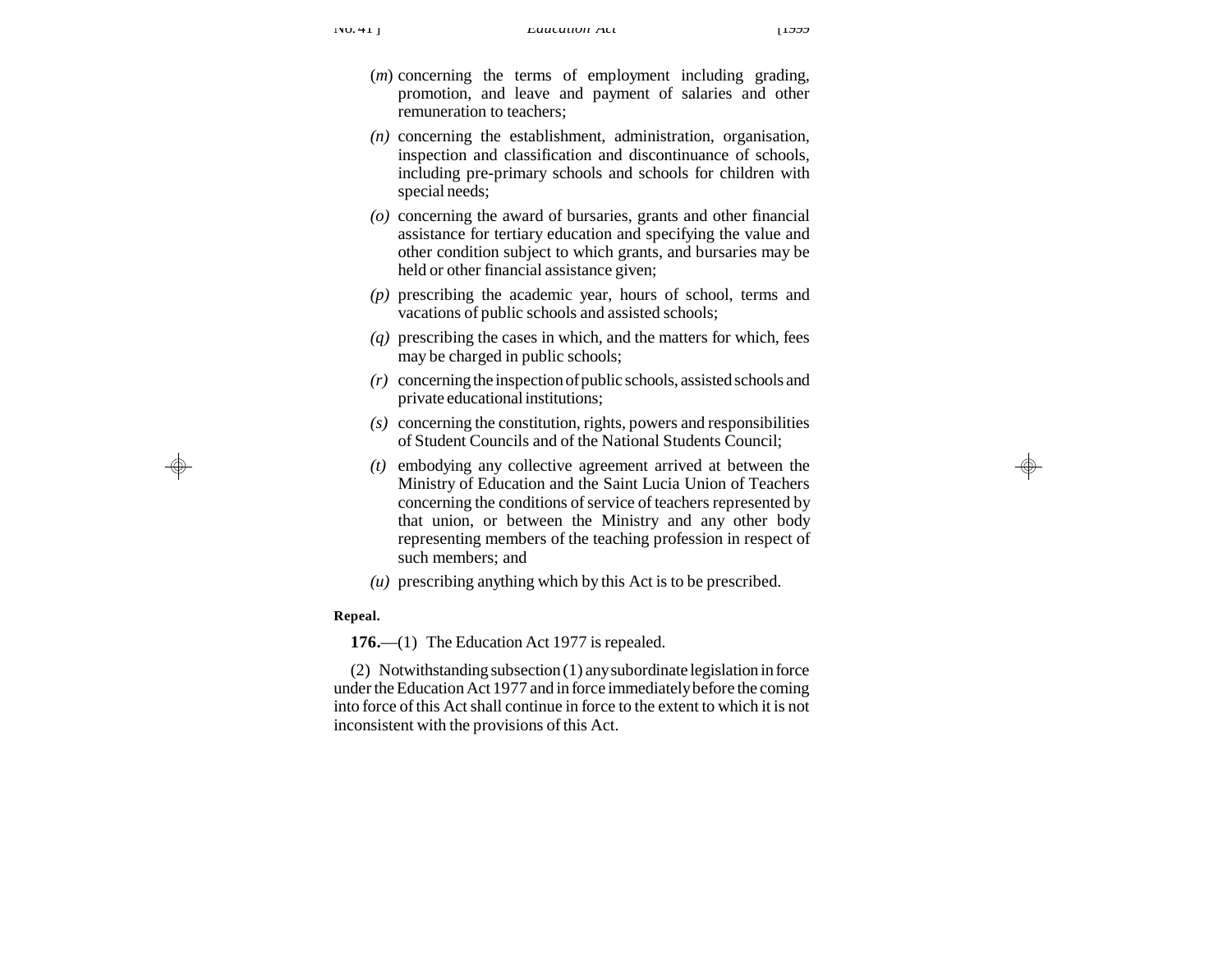(*m*) concerning the terms of employment including grading, promotion, and leave and payment of salaries and other remuneration to teachers;

*(n)* concerning the establishment, administration, organisation, inspection and classification and discontinuance of schools, including pre-primary schools and schools for children with special needs;

*(o)* concerning the award of bursaries, grants and other financial assistance for tertiary education and specifying the value and other condition subject to which grants, and bursaries may be held or other financial assistance given;

*(p)* prescribing the academic year, hours of school, terms and vacations of public schools and assisted schools;

*(q)* prescribing the cases in which, and the matters for which, fees may be charged in public schools;

*(r)* concerning the inspection of public schools, assisted schools and private educational institutions;

*(s)* concerning the constitution, rights, powers and responsibilities of Student Councils and of the National Students Council;

*(t)* embodying any collective agreement arrived at between the Ministry of Education and the Saint Lucia Union of Teachers concerning the conditions of service of teachers represented by that union, or between the Ministry and any other body representing members of the teaching profession in respect of such members; and

*(u)* prescribing anything which by this Act is to be prescribed.

**Repeal.**

**176.**—(1) The Education Act 1977 is repealed.

(2) Notwithstanding subsection (1) any subordinate legislation in force under the Education Act 1977 and in force immediately before the coming into force of this Act shall continue in force to the extent to which it is not inconsistent with the provisions of this Act.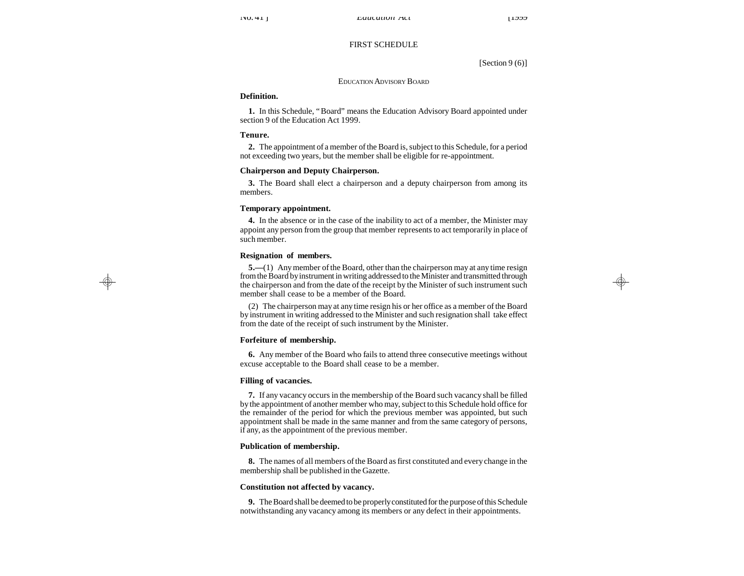# FIRST SCHEDULE

[Section 9 (6)]

## EDUCATION ADVISORY BOARD

**Definition.**

**1.** In this Schedule, " Board" means the Education Advisory Board appointed under section 9 of the Education Act 1999.

**Tenure.**

**2.** The appointment of a member of the Board is, subject to this Schedule, for a period not exceeding two years, but the member shall be eligible for re-appointment.

**Chairperson and Deputy Chairperson.**

**3.** The Board shall elect a chairperson and a deputy chairperson from among its members.

**Temporary appointment.**

**4.** In the absence or in the case of the inability to act of a member, the Minister may appoint any person from the group that member represents to act temporarily in place of such member.

**Resignation of members.**

**5.—**(1) Any member of the Board, other than the chairperson may at any time resign from the Board by instrument in writing addressed to the Minister and transmitted through the chairperson and from the date of the receipt by the Minister of such instrument such member shall cease to be a member of the Board.

(2) The chairperson may at any time resign his or her office as a member of the Board by instrument in writing addressed to the Minister and such resignation shall take effect from the date of the receipt of such instrument by the Minister.

**Forfeiture of membership.**

**6.** Any member of the Board who fails to attend three consecutive meetings without excuse acceptable to the Board shall cease to be a member.

**Filling of vacancies.**

**7.** If any vacancy occurs in the membership of the Board such vacancy shall be filled by the appointment of another member who may, subject to this Schedule hold office for the remainder of the period for which the previous member was appointed, but such appointment shall be made in the same manner and from the same category of persons, if any, as the appointment of the previous member.

**Publication of membership.**

**8.** The names of all members of the Board as first constituted and every change in the membership shall be published in the Gazette.

**Constitution not affected by vacancy.**

**9.** The Board shall be deemed to be properly constituted for the purpose of this Schedule notwithstanding any vacancy among its members or any defect in their appointments.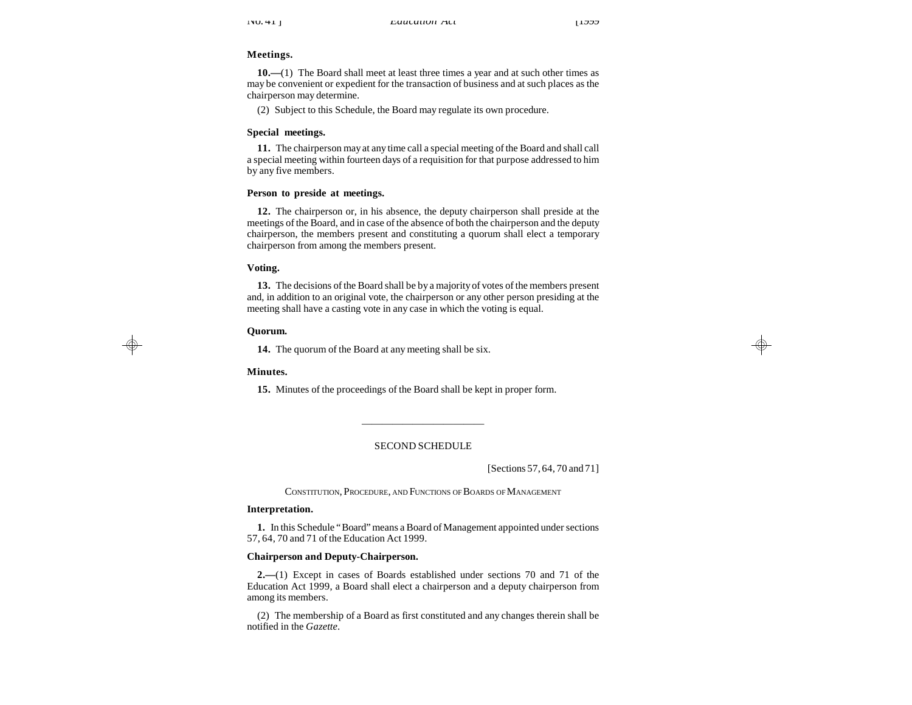**Meetings.**

**10.—**(1) The Board shall meet at least three times a year and at such other times as may be convenient or expedient for the transaction of business and at such places as the chairperson may determine.

(2) Subject to this Schedule, the Board may regulate its own procedure.

**Special meetings.**

**11.** The chairperson may at any time call a special meeting of the Board and shall call a special meeting within fourteen days of a requisition for that purpose addressed to him by any five members.

**Person to preside at meetings.**

**12.** The chairperson or, in his absence, the deputy chairperson shall preside at the meetings of the Board, and in case of the absence of both the chairperson and the deputy chairperson, the members present and constituting a quorum shall elect a temporary chairperson from among the members present.

**Voting.**

**13.** The decisions of the Board shall be by a majority of votes of the members present and, in addition to an original vote, the chairperson or any other person presiding at the meeting shall have a casting vote in any case in which the voting is equal.

**Quorum.**

**14.** The quorum of the Board at any meeting shall be six.

**Minutes.**

**15.** Minutes of the proceedings of the Board shall be kept in proper form.

---

## SECOND SCHEDULE

[Sections 57, 64, 70 and 71]

### CONSTITUTION, PROCEDURE, AND FUNCTIONS OF BOARDS OF MANAGEMENT

**Interpretation.**

**1.** In this Schedule "Board" means a Board of Management appointed under sections 57, 64, 70 and 71 of the Education Act 1999.

**Chairperson and Deputy-Chairperson.**

**2.—**(1) Except in cases of Boards established under sections 70 and 71 of the Education Act 1999, a Board shall elect a chairperson and a deputy chairperson from among its members.

(2) The membership of a Board as first constituted and any changes therein shall be notified in the *Gazette*.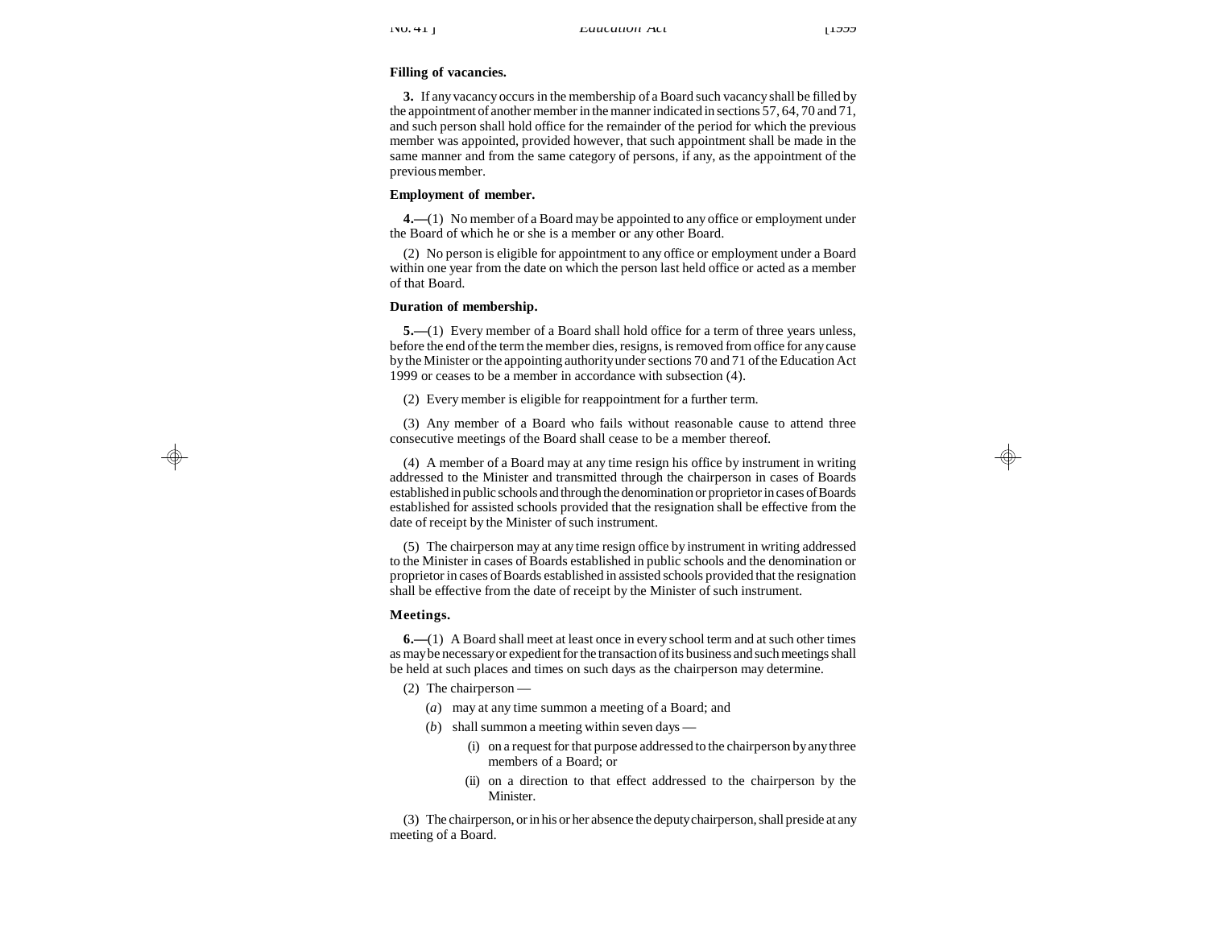**Filling of vacancies.**

**3.** If any vacancy occurs in the membership of a Board such vacancy shall be filled by the appointment of another member in the manner indicated in sections 57, 64, 70 and 71, and such person shall hold office for the remainder of the period for which the previous member was appointed, provided however, that such appointment shall be made in the same manner and from the same category of persons, if any, as the appointment of the previous member.

**Employment of member.**

**4.—**(1) No member of a Board may be appointed to any office or employment under the Board of which he or she is a member or any other Board.

(2) No person is eligible for appointment to any office or employment under a Board within one year from the date on which the person last held office or acted as a member of that Board.

**Duration of membership.**

**5.—**(1) Every member of a Board shall hold office for a term of three years unless, before the end of the term the member dies, resigns, is removed from office for any cause by the Minister or the appointing authority under sections 70 and 71 of the Education Act 1999 or ceases to be a member in accordance with subsection (4).

(2) Every member is eligible for reappointment for a further term.

(3) Any member of a Board who fails without reasonable cause to attend three consecutive meetings of the Board shall cease to be a member thereof.

(4) A member of a Board may at any time resign his office by instrument in writing addressed to the Minister and transmitted through the chairperson in cases of Boards established in public schools and through the denomination or proprietor in cases of Boards established for assisted schools provided that the resignation shall be effective from the date of receipt by the Minister of such instrument.

(5) The chairperson may at any time resign office by instrument in writing addressed to the Minister in cases of Boards established in public schools and the denomination or proprietor in cases of Boards established in assisted schools provided that the resignation shall be effective from the date of receipt by the Minister of such instrument.

**Meetings.**

**6.—**(1) A Board shall meet at least once in every school term and at such other times as may be necessary or expedient for the transaction of its business and such meetings shall be held at such places and times on such days as the chairperson may determine.

(2) The chairperson —

(*a*) may at any time summon a meeting of a Board; and

(*b*) shall summon a meeting within seven days —

(i) on a request for that purpose addressed to the chairperson by any three members of a Board; or

(ii) on a direction to that effect addressed to the chairperson by the Minister.

(3) The chairperson, or in his or her absence the deputy chairperson, shall preside at any meeting of a Board.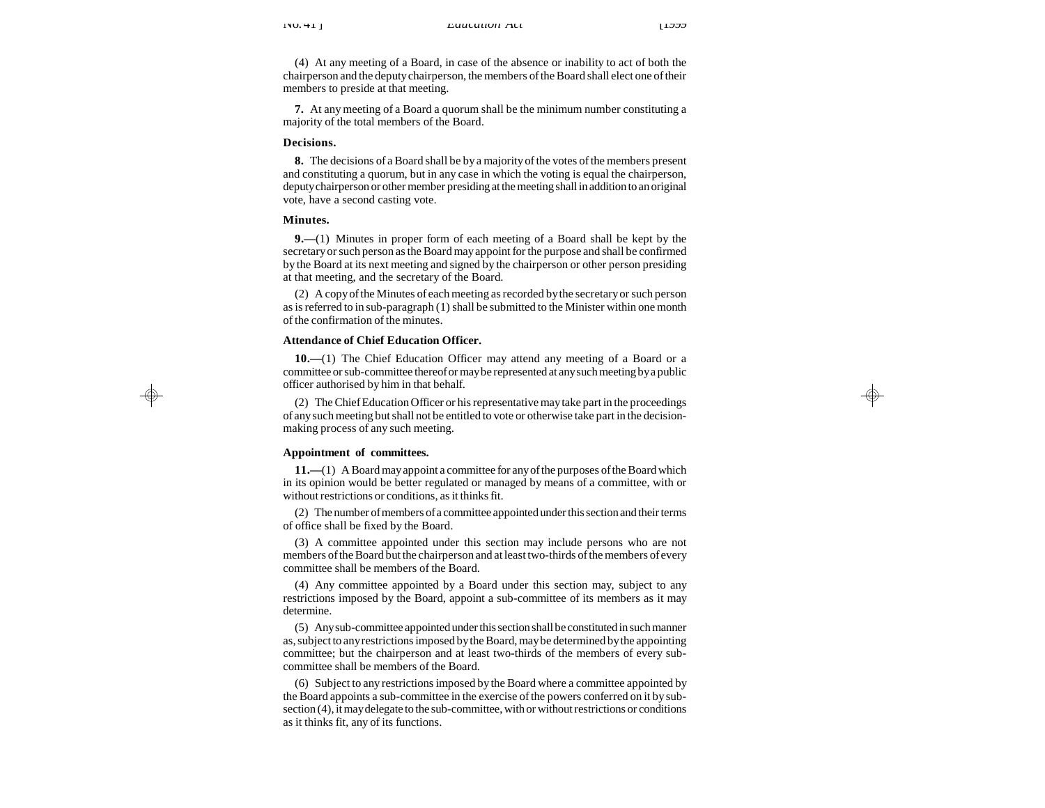(4) At any meeting of a Board, in case of the absence or inability to act of both the chairperson and the deputy chairperson, the members of the Board shall elect one of their members to preside at that meeting.

**7.** At any meeting of a Board a quorum shall be the minimum number constituting a majority of the total members of the Board.

**Decisions.**

**8.** The decisions of a Board shall be by a majority of the votes of the members present and constituting a quorum, but in any case in which the voting is equal the chairperson, deputy chairperson or other member presiding at the meeting shall in addition to an original vote, have a second casting vote.

**Minutes.**

**9.—**(1) Minutes in proper form of each meeting of a Board shall be kept by the secretary or such person as the Board may appoint for the purpose and shall be confirmed by the Board at its next meeting and signed by the chairperson or other person presiding at that meeting, and the secretary of the Board.

(2) A copy of the Minutes of each meeting as recorded by the secretary or such person as is referred to in sub-paragraph (1) shall be submitted to the Minister within one month of the confirmation of the minutes.

**Attendance of Chief Education Officer.**

**10.—**(1) The Chief Education Officer may attend any meeting of a Board or a committee or sub-committee thereof or may be represented at any such meeting by a public officer authorised by him in that behalf.

(2) The Chief Education Officer or his representative may take part in the proceedings of any such meeting but shall not be entitled to vote or otherwise take part in the decision-making process of any such meeting.

**Appointment of committees.**

**11.—**(1) A Board may appoint a committee for any of the purposes of the Board which in its opinion would be better regulated or managed by means of a committee, with or without restrictions or conditions, as it thinks fit.

(2) The number of members of a committee appointed under this section and their terms of office shall be fixed by the Board.

(3) A committee appointed under this section may include persons who are not members of the Board but the chairperson and at least two-thirds of the members of every committee shall be members of the Board.

(4) Any committee appointed by a Board under this section may, subject to any restrictions imposed by the Board, appoint a sub-committee of its members as it may determine.

(5) Any sub-committee appointed under this section shall be constituted in such manner as, subject to any restrictions imposed by the Board, may be determined by the appointing committee; but the chairperson and at least two-thirds of the members of every sub-committee shall be members of the Board.

(6) Subject to any restrictions imposed by the Board where a committee appointed by the Board appoints a sub-committee in the exercise of the powers conferred on it by sub-section (4), it may delegate to the sub-committee, with or without restrictions or conditions as it thinks fit, any of its functions.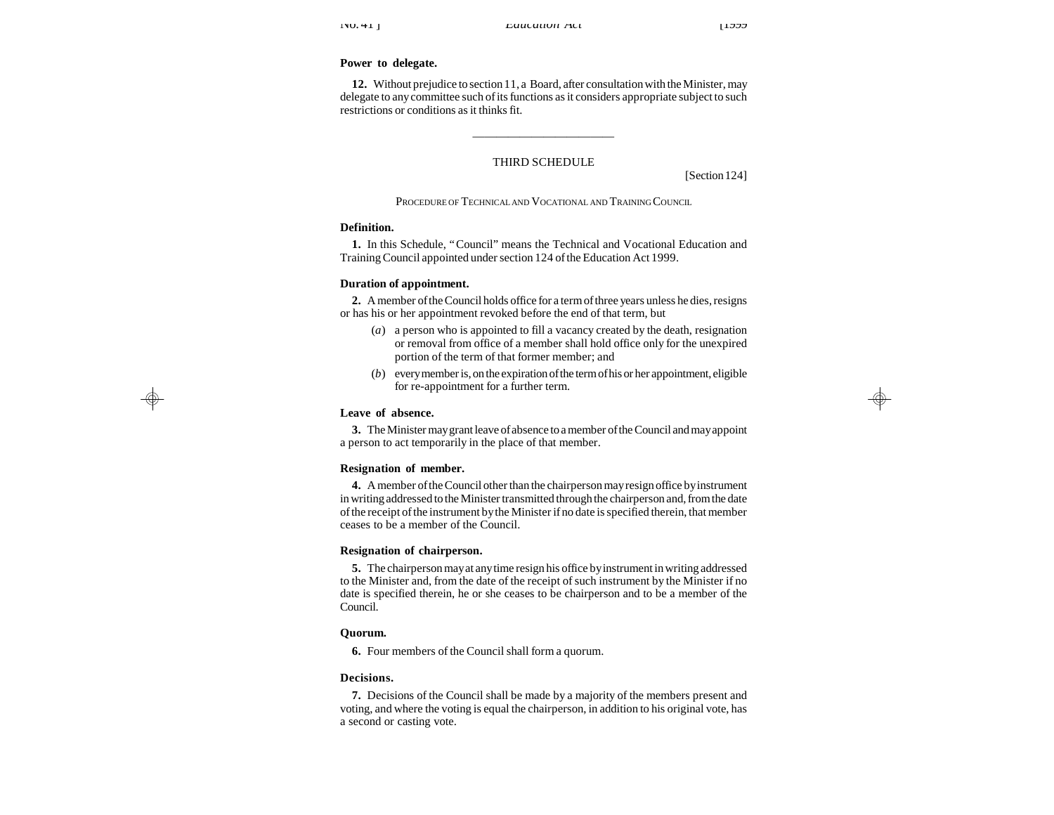**Power to delegate.**

**12.** Without prejudice to section 11, a Board, after consultation with the Minister, may delegate to any committee such of its functions as it considers appropriate subject to such restrictions or conditions as it thinks fit.

---

## THIRD SCHEDULE

[Section 124]

PROCEDURE OF TECHNICAL AND VOCATIONAL AND TRAINING COUNCIL

**Definition.**

**1.** In this Schedule, "Council" means the Technical and Vocational Education and Training Council appointed under section 124 of the Education Act 1999.

**Duration of appointment.**

**2.** A member of the Council holds office for a term of three years unless he dies, resigns or has his or her appointment revoked before the end of that term, but

(*a*) a person who is appointed to fill a vacancy created by the death, resignation or removal from office of a member shall hold office only for the unexpired portion of the term of that former member; and

(*b*) every member is, on the expiration of the term of his or her appointment, eligible for re-appointment for a further term.

**Leave of absence.**

**3.** The Minister may grant leave of absence to a member of the Council and may appoint a person to act temporarily in the place of that member.

**Resignation of member.**

**4.** A member of the Council other than the chairperson may resign office by instrument in writing addressed to the Minister transmitted through the chairperson and, from the date of the receipt of the instrument by the Minister if no date is specified therein, that member ceases to be a member of the Council.

**Resignation of chairperson.**

**5.** The chairperson may at any time resign his office by instrument in writing addressed to the Minister and, from the date of the receipt of such instrument by the Minister if no date is specified therein, he or she ceases to be chairperson and to be a member of the Council.

**Quorum.**

**6.** Four members of the Council shall form a quorum.

**Decisions.**

**7.** Decisions of the Council shall be made by a majority of the members present and voting, and where the voting is equal the chairperson, in addition to his original vote, has a second or casting vote.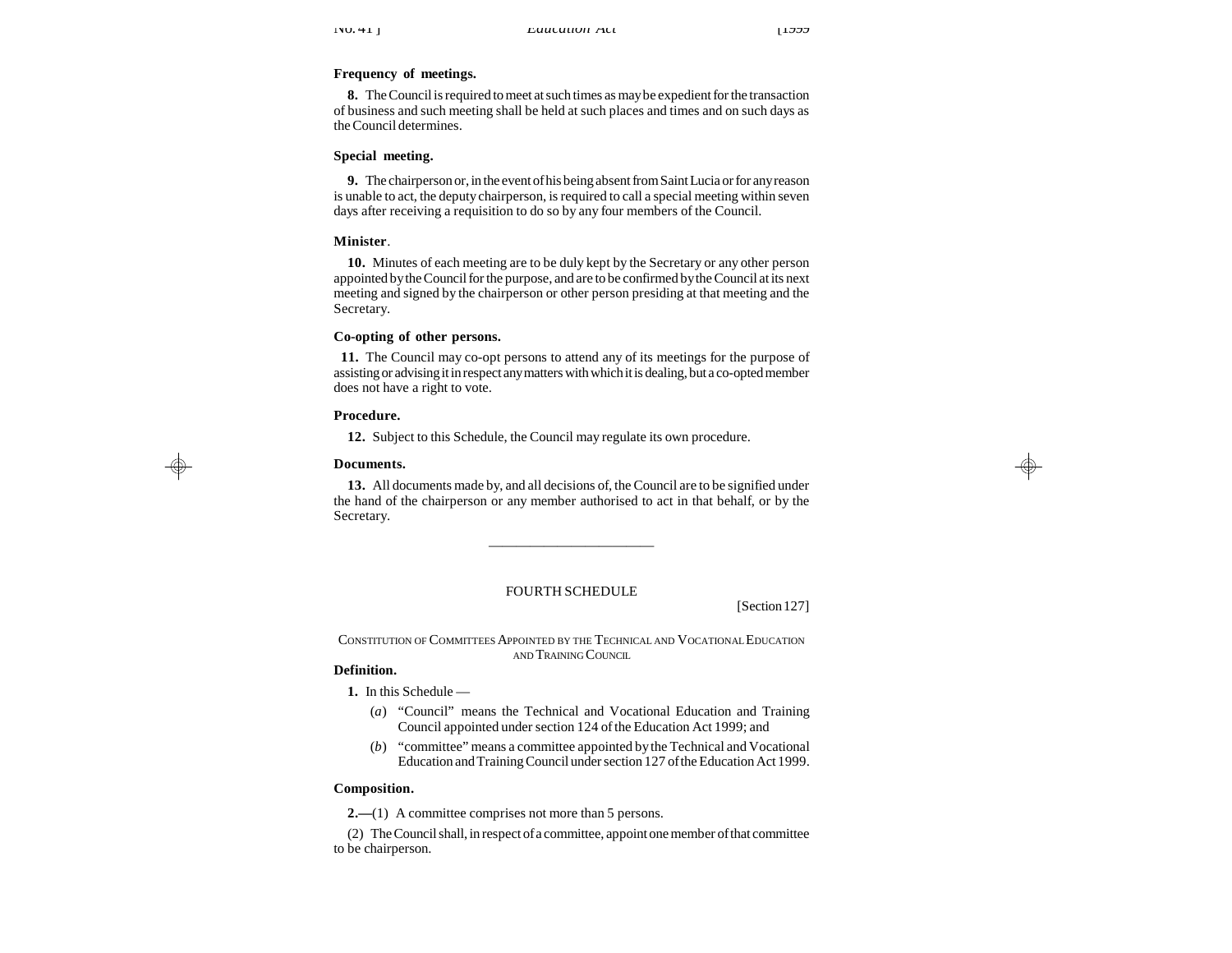**Frequency of meetings.**

**8.** The Council is required to meet at such times as may be expedient for the transaction of business and such meeting shall be held at such places and times and on such days as the Council determines.

**Special meeting.**

**9.** The chairperson or, in the event of his being absent from Saint Lucia or for any reason is unable to act, the deputy chairperson, is required to call a special meeting within seven days after receiving a requisition to do so by any four members of the Council.

**Minister**.

**10.** Minutes of each meeting are to be duly kept by the Secretary or any other person appointed by the Council for the purpose, and are to be confirmed by the Council at its next meeting and signed by the chairperson or other person presiding at that meeting and the Secretary.

**Co-opting of other persons.**

**11.** The Council may co-opt persons to attend any of its meetings for the purpose of assisting or advising it in respect any matters with which it is dealing, but a co-opted member does not have a right to vote.

**Procedure.**

**12.** Subject to this Schedule, the Council may regulate its own procedure.

**Documents.**

**13.** All documents made by, and all decisions of, the Council are to be signified under the hand of the chairperson or any member authorised to act in that behalf, or by the Secretary.

---

## FOURTH SCHEDULE

[Section 127]

### CONSTITUTION OF COMMITTEES APPOINTED BY THE TECHNICAL AND VOCATIONAL EDUCATION AND TRAINING COUNCIL

**Definition.**

**1.** In this Schedule —

(*a*) “Council” means the Technical and Vocational Education and Training Council appointed under section 124 of the Education Act 1999; and

(*b*) “committee” means a committee appointed by the Technical and Vocational Education and Training Council under section 127 of the Education Act 1999.

**Composition.**

**2.—**(1) A committee comprises not more than 5 persons.

(2) The Council shall, in respect of a committee, appoint one member of that committee to be chairperson.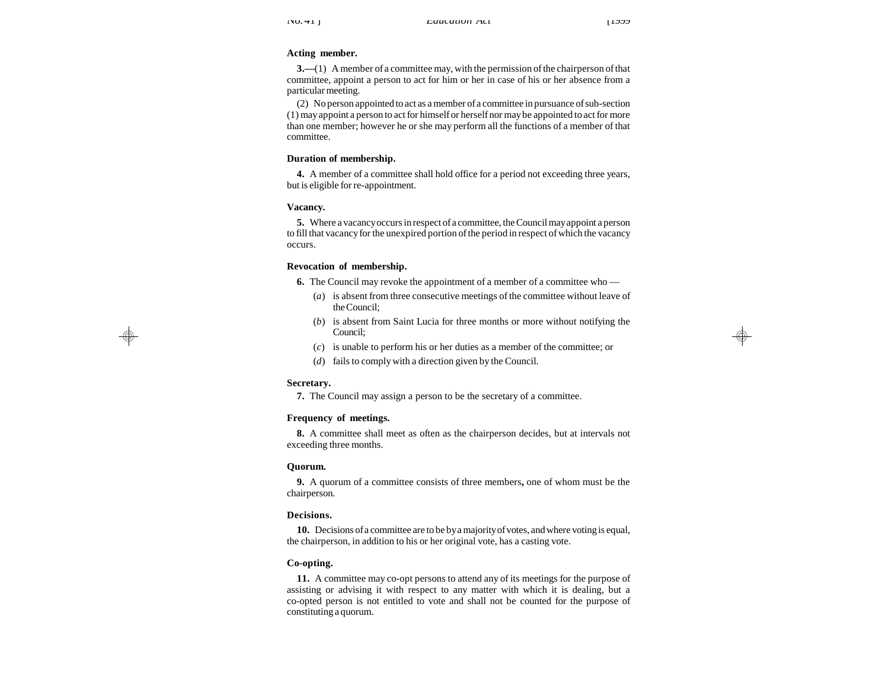**Acting member.**

**3.—**(1) A member of a committee may, with the permission of the chairperson of that committee, appoint a person to act for him or her in case of his or her absence from a particular meeting.

(2) No person appointed to act as a member of a committee in pursuance of sub-section (1) may appoint a person to act for himself or herself nor may be appointed to act for more than one member; however he or she may perform all the functions of a member of that committee.

**Duration of membership.**

**4.** A member of a committee shall hold office for a period not exceeding three years, but is eligible for re-appointment.

**Vacancy.**

**5.** Where a vacancy occurs in respect of a committee, the Council may appoint a person to fill that vacancy for the unexpired portion of the period in respect of which the vacancy occurs.

**Revocation of membership.**

**6.** The Council may revoke the appointment of a member of a committee who —

(*a*) is absent from three consecutive meetings of the committee without leave of the Council;

(*b*) is absent from Saint Lucia for three months or more without notifying the Council;

(*c*) is unable to perform his or her duties as a member of the committee; or

(*d*) fails to comply with a direction given by the Council.

**Secretary.**

**7.** The Council may assign a person to be the secretary of a committee.

**Frequency of meetings.**

**8.** A committee shall meet as often as the chairperson decides, but at intervals not exceeding three months.

**Quorum.**

**9.** A quorum of a committee consists of three members**,** one of whom must be the chairperson.

**Decisions.**

**10.** Decisions of a committee are to be by a majority of votes, and where voting is equal, the chairperson, in addition to his or her original vote, has a casting vote.

**Co-opting.**

**11.** A committee may co-opt persons to attend any of its meetings for the purpose of assisting or advising it with respect to any matter with which it is dealing, but a co-opted person is not entitled to vote and shall not be counted for the purpose of constituting a quorum.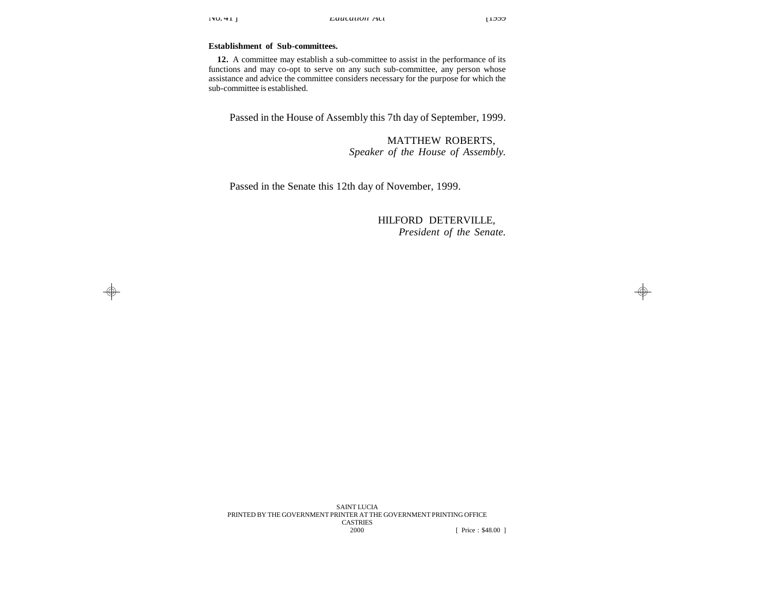**Establishment of Sub-committees.**

**12.** A committee may establish a sub-committee to assist in the performance of its functions and may co-opt to serve on any such sub-committee, any person whose assistance and advice the committee considers necessary for the purpose for which the sub-committee is established.

Passed in the House of Assembly this 7th day of September, 1999.

MATTHEW ROBERTS,
*Speaker of the House of Assembly.*

Passed in the Senate this 12th day of November, 1999.

HILFORD DETERVILLE,
*President of the Senate.*

SAINT LUCIA
PRINTED BY THE GOVERNMENT PRINTER AT THE GOVERNMENT PRINTING OFFICE
CASTRIES
2000

[ Price : $48.00 ]